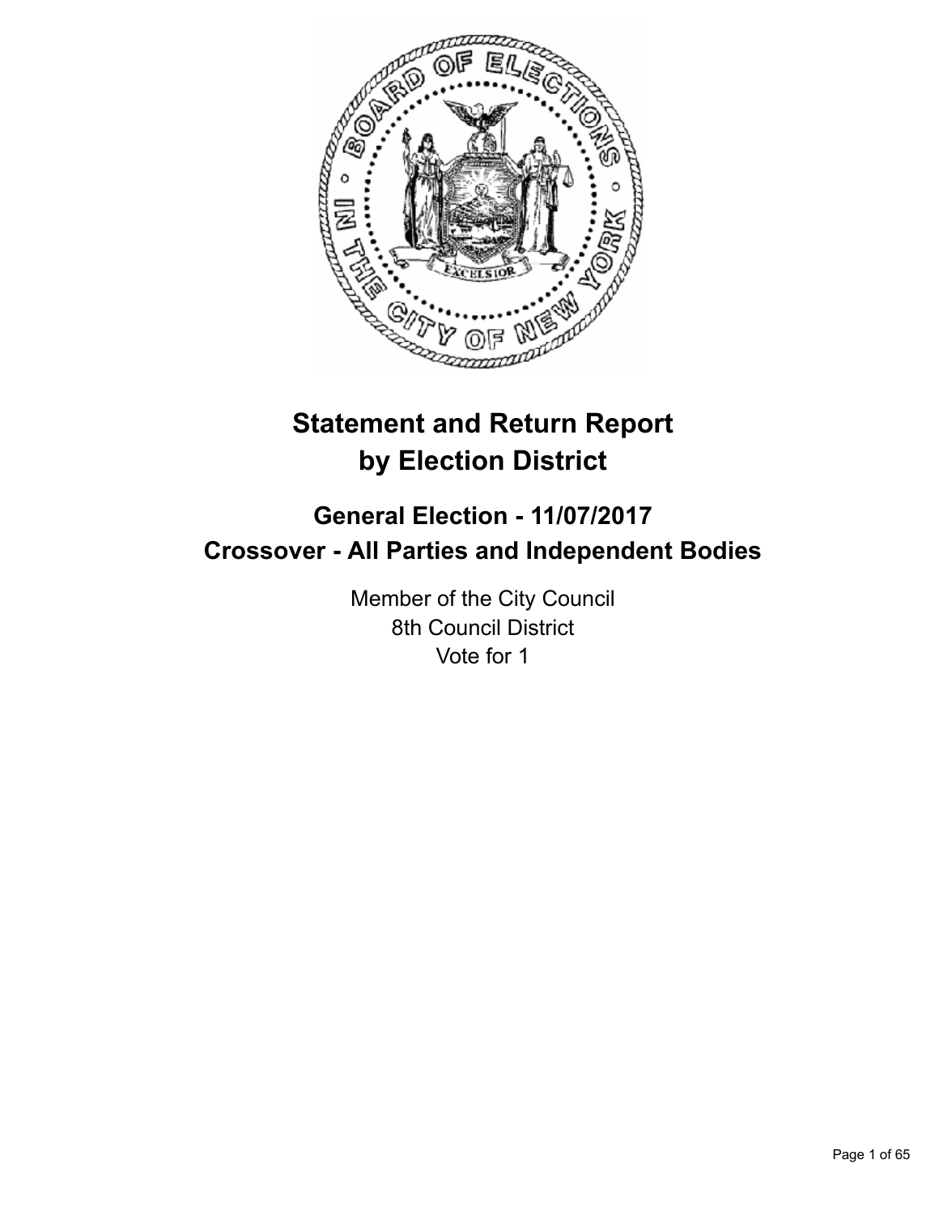# Statement and Return Report by Election District

## General Election - 11/07/2017
## Crossover - All Parties and Independent Bodies

Member of the City Council
8th Council District
Vote for 1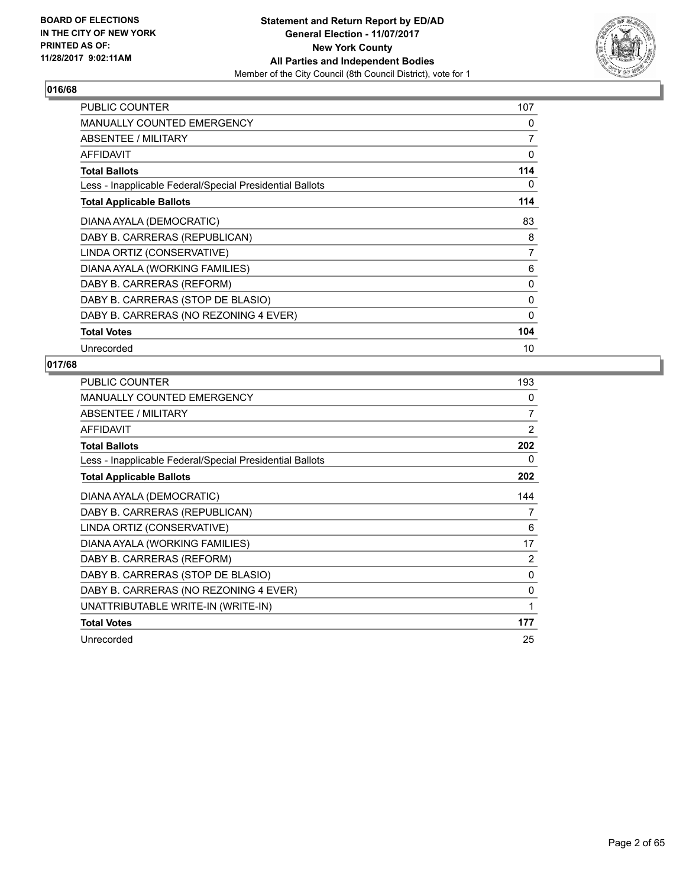## 016/68

| | |
|---|---|
| PUBLIC COUNTER | 107 |
| MANUALLY COUNTED EMERGENCY | 0 |
| ABSENTEE / MILITARY | 7 |
| AFFIDAVIT | 0 |
| **Total Ballots** | **114** |
| Less - Inapplicable Federal/Special Presidential Ballots | 0 |
| **Total Applicable Ballots** | **114** |
| DIANA AYALA (DEMOCRATIC) | 83 |
| DABY B. CARRERAS (REPUBLICAN) | 8 |
| LINDA ORTIZ (CONSERVATIVE) | 7 |
| DIANA AYALA (WORKING FAMILIES) | 6 |
| DABY B. CARRERAS (REFORM) | 0 |
| DABY B. CARRERAS (STOP DE BLASIO) | 0 |
| DABY B. CARRERAS (NO REZONING 4 EVER) | 0 |
| **Total Votes** | **104** |
| Unrecorded | 10 |

## 017/68

| | |
|---|---|
| PUBLIC COUNTER | 193 |
| MANUALLY COUNTED EMERGENCY | 0 |
| ABSENTEE / MILITARY | 7 |
| AFFIDAVIT | 2 |
| **Total Ballots** | **202** |
| Less - Inapplicable Federal/Special Presidential Ballots | 0 |
| **Total Applicable Ballots** | **202** |
| DIANA AYALA (DEMOCRATIC) | 144 |
| DABY B. CARRERAS (REPUBLICAN) | 7 |
| LINDA ORTIZ (CONSERVATIVE) | 6 |
| DIANA AYALA (WORKING FAMILIES) | 17 |
| DABY B. CARRERAS (REFORM) | 2 |
| DABY B. CARRERAS (STOP DE BLASIO) | 0 |
| DABY B. CARRERAS (NO REZONING 4 EVER) | 0 |
| UNATTRIBUTABLE WRITE-IN (WRITE-IN) | 1 |
| **Total Votes** | **177** |
| Unrecorded | 25 |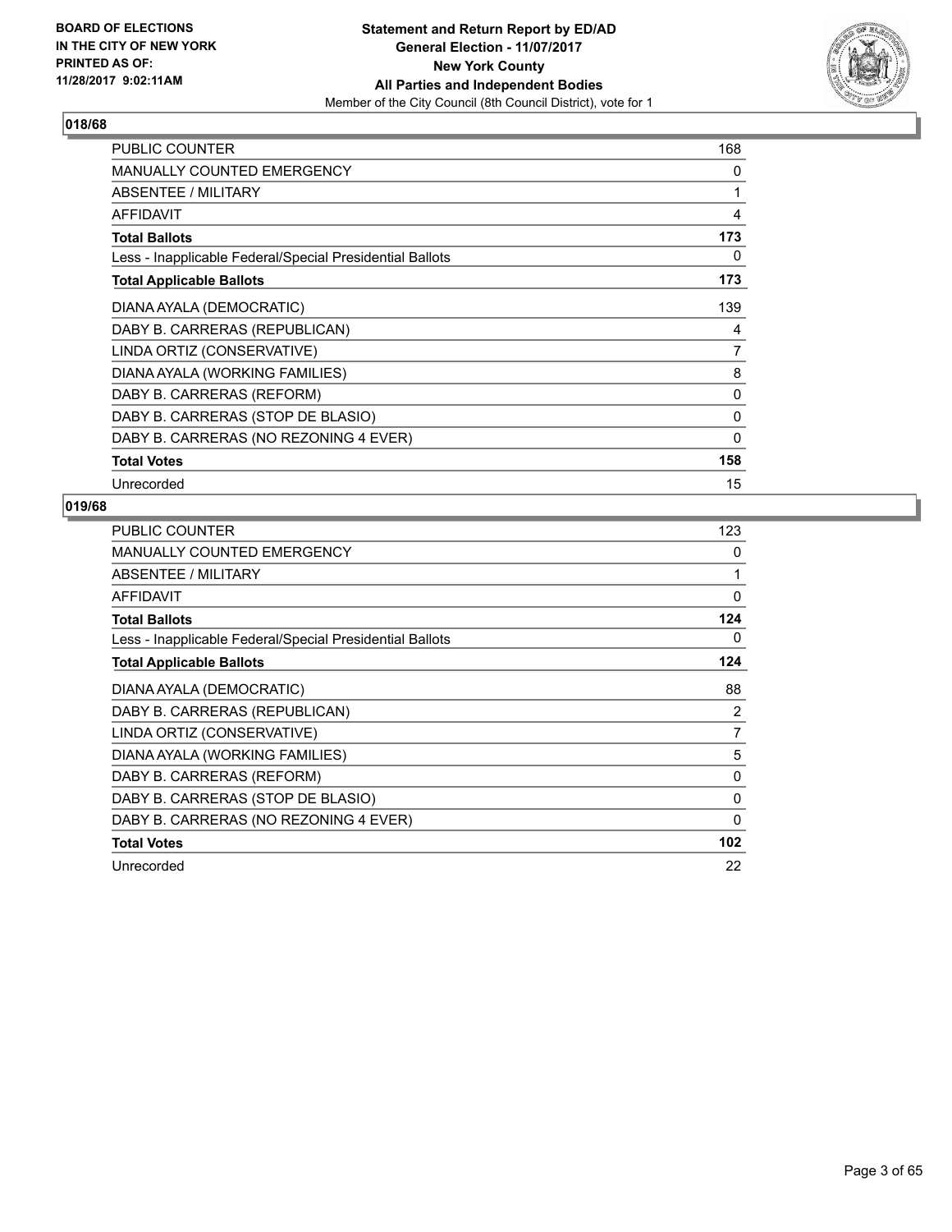BOARD OF ELECTIONS
IN THE CITY OF NEW YORK
PRINTED AS OF:
11/28/2017 9:02:11AM

**Statement and Return Report by ED/AD**
**General Election - 11/07/2017**
**New York County**
**All Parties and Independent Bodies**
Member of the City Council (8th Council District), vote for 1

## 018/68

| | |
|---|---|
| PUBLIC COUNTER | 168 |
| MANUALLY COUNTED EMERGENCY | 0 |
| ABSENTEE / MILITARY | 1 |
| AFFIDAVIT | 4 |
| **Total Ballots** | **173** |
| Less - Inapplicable Federal/Special Presidential Ballots | 0 |
| **Total Applicable Ballots** | **173** |
| DIANA AYALA (DEMOCRATIC) | 139 |
| DABY B. CARRERAS (REPUBLICAN) | 4 |
| LINDA ORTIZ (CONSERVATIVE) | 7 |
| DIANA AYALA (WORKING FAMILIES) | 8 |
| DABY B. CARRERAS (REFORM) | 0 |
| DABY B. CARRERAS (STOP DE BLASIO) | 0 |
| DABY B. CARRERAS (NO REZONING 4 EVER) | 0 |
| **Total Votes** | **158** |
| Unrecorded | 15 |

## 019/68

| | |
|---|---|
| PUBLIC COUNTER | 123 |
| MANUALLY COUNTED EMERGENCY | 0 |
| ABSENTEE / MILITARY | 1 |
| AFFIDAVIT | 0 |
| **Total Ballots** | **124** |
| Less - Inapplicable Federal/Special Presidential Ballots | 0 |
| **Total Applicable Ballots** | **124** |
| DIANA AYALA (DEMOCRATIC) | 88 |
| DABY B. CARRERAS (REPUBLICAN) | 2 |
| LINDA ORTIZ (CONSERVATIVE) | 7 |
| DIANA AYALA (WORKING FAMILIES) | 5 |
| DABY B. CARRERAS (REFORM) | 0 |
| DABY B. CARRERAS (STOP DE BLASIO) | 0 |
| DABY B. CARRERAS (NO REZONING 4 EVER) | 0 |
| **Total Votes** | **102** |
| Unrecorded | 22 |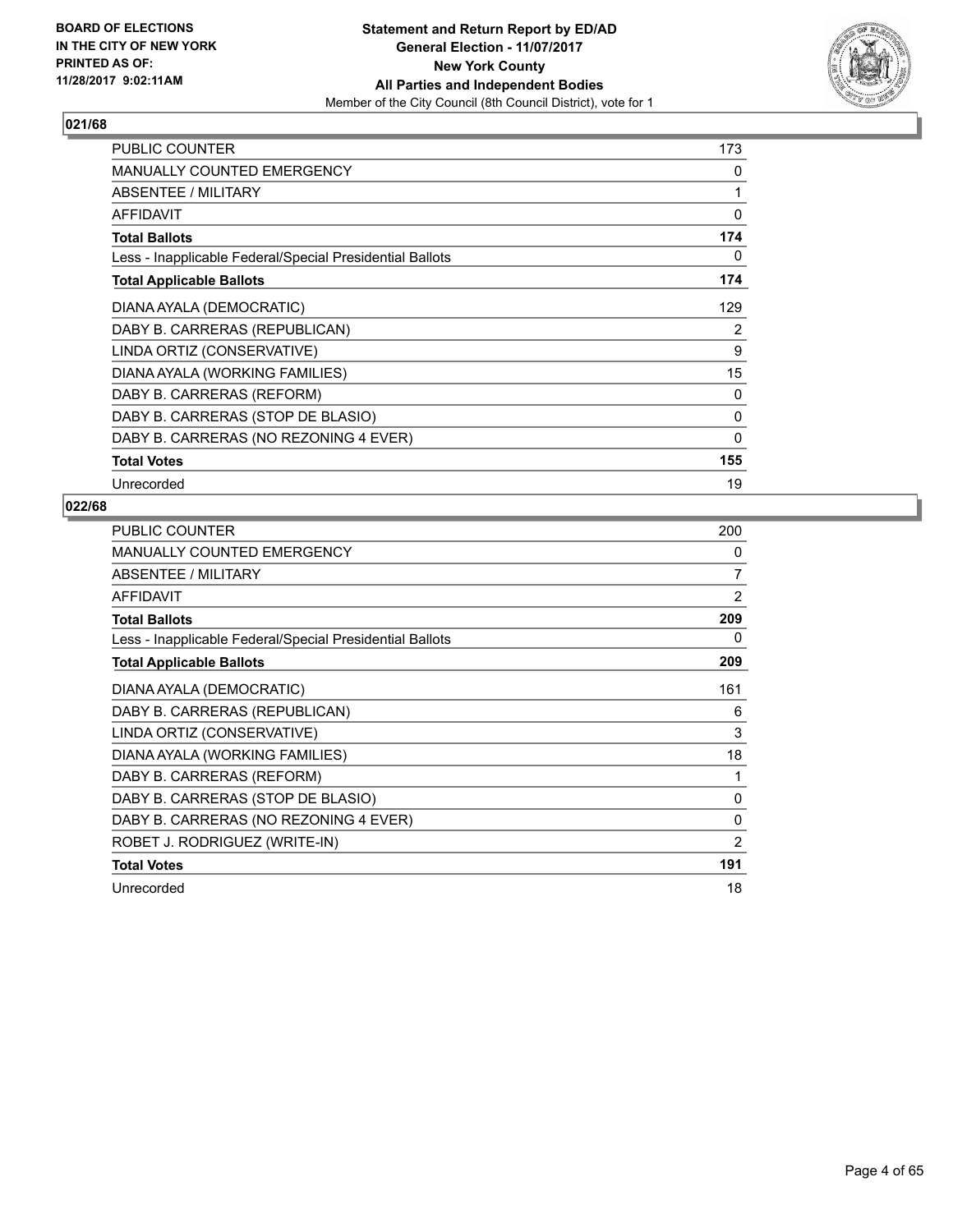BOARD OF ELECTIONS
IN THE CITY OF NEW YORK
PRINTED AS OF:
11/28/2017 9:02:11AM

**Statement and Return Report by ED/AD**
**General Election - 11/07/2017**
**New York County**
**All Parties and Independent Bodies**
Member of the City Council (8th Council District), vote for 1

### 021/68

| | |
|---|---|
| PUBLIC COUNTER | 173 |
| MANUALLY COUNTED EMERGENCY | 0 |
| ABSENTEE / MILITARY | 1 |
| AFFIDAVIT | 0 |
| **Total Ballots** | **174** |
| Less - Inapplicable Federal/Special Presidential Ballots | 0 |
| **Total Applicable Ballots** | **174** |
| DIANA AYALA (DEMOCRATIC) | 129 |
| DABY B. CARRERAS (REPUBLICAN) | 2 |
| LINDA ORTIZ (CONSERVATIVE) | 9 |
| DIANA AYALA (WORKING FAMILIES) | 15 |
| DABY B. CARRERAS (REFORM) | 0 |
| DABY B. CARRERAS (STOP DE BLASIO) | 0 |
| DABY B. CARRERAS (NO REZONING 4 EVER) | 0 |
| **Total Votes** | **155** |
| Unrecorded | 19 |

### 022/68

| | |
|---|---|
| PUBLIC COUNTER | 200 |
| MANUALLY COUNTED EMERGENCY | 0 |
| ABSENTEE / MILITARY | 7 |
| AFFIDAVIT | 2 |
| **Total Ballots** | **209** |
| Less - Inapplicable Federal/Special Presidential Ballots | 0 |
| **Total Applicable Ballots** | **209** |
| DIANA AYALA (DEMOCRATIC) | 161 |
| DABY B. CARRERAS (REPUBLICAN) | 6 |
| LINDA ORTIZ (CONSERVATIVE) | 3 |
| DIANA AYALA (WORKING FAMILIES) | 18 |
| DABY B. CARRERAS (REFORM) | 1 |
| DABY B. CARRERAS (STOP DE BLASIO) | 0 |
| DABY B. CARRERAS (NO REZONING 4 EVER) | 0 |
| ROBET J. RODRIGUEZ (WRITE-IN) | 2 |
| **Total Votes** | **191** |
| Unrecorded | 18 |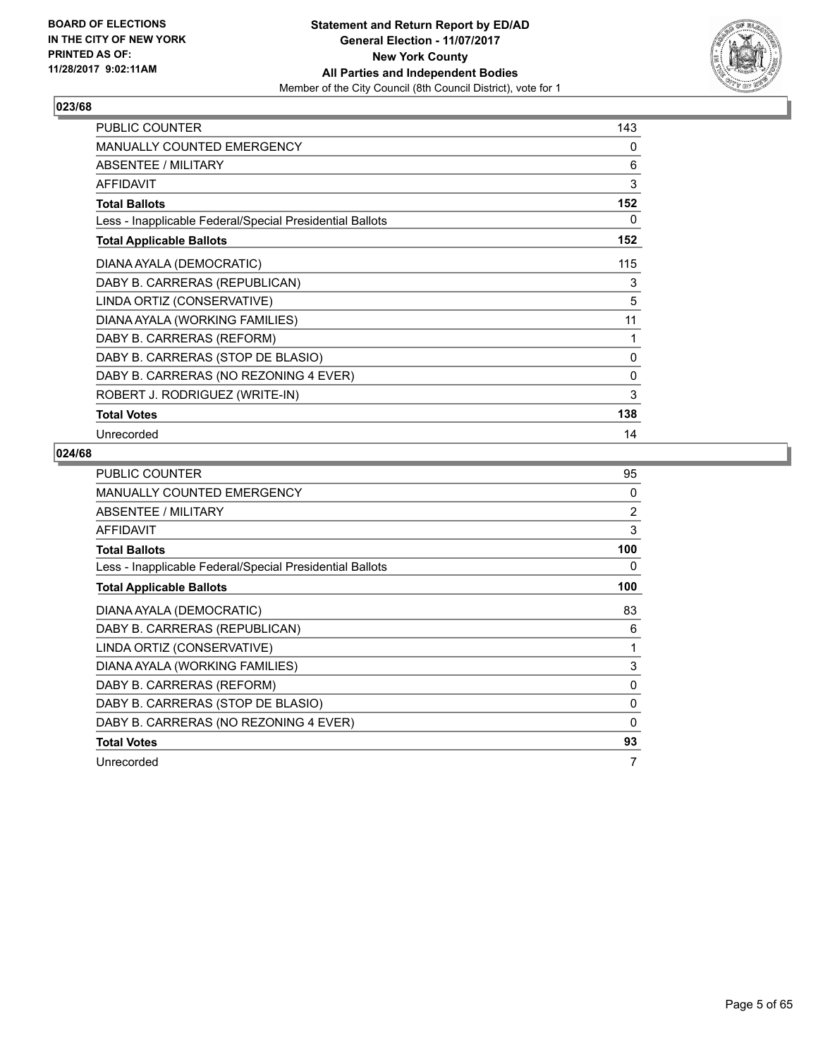## 023/68

| | |
|---|---|
| PUBLIC COUNTER | 143 |
| MANUALLY COUNTED EMERGENCY | 0 |
| ABSENTEE / MILITARY | 6 |
| AFFIDAVIT | 3 |
| **Total Ballots** | **152** |
| Less - Inapplicable Federal/Special Presidential Ballots | 0 |
| **Total Applicable Ballots** | **152** |
| DIANA AYALA (DEMOCRATIC) | 115 |
| DABY B. CARRERAS (REPUBLICAN) | 3 |
| LINDA ORTIZ (CONSERVATIVE) | 5 |
| DIANA AYALA (WORKING FAMILIES) | 11 |
| DABY B. CARRERAS (REFORM) | 1 |
| DABY B. CARRERAS (STOP DE BLASIO) | 0 |
| DABY B. CARRERAS (NO REZONING 4 EVER) | 0 |
| ROBERT J. RODRIGUEZ (WRITE-IN) | 3 |
| **Total Votes** | **138** |
| Unrecorded | 14 |

## 024/68

| | |
|---|---|
| PUBLIC COUNTER | 95 |
| MANUALLY COUNTED EMERGENCY | 0 |
| ABSENTEE / MILITARY | 2 |
| AFFIDAVIT | 3 |
| **Total Ballots** | **100** |
| Less - Inapplicable Federal/Special Presidential Ballots | 0 |
| **Total Applicable Ballots** | **100** |
| DIANA AYALA (DEMOCRATIC) | 83 |
| DABY B. CARRERAS (REPUBLICAN) | 6 |
| LINDA ORTIZ (CONSERVATIVE) | 1 |
| DIANA AYALA (WORKING FAMILIES) | 3 |
| DABY B. CARRERAS (REFORM) | 0 |
| DABY B. CARRERAS (STOP DE BLASIO) | 0 |
| DABY B. CARRERAS (NO REZONING 4 EVER) | 0 |
| **Total Votes** | **93** |
| Unrecorded | 7 |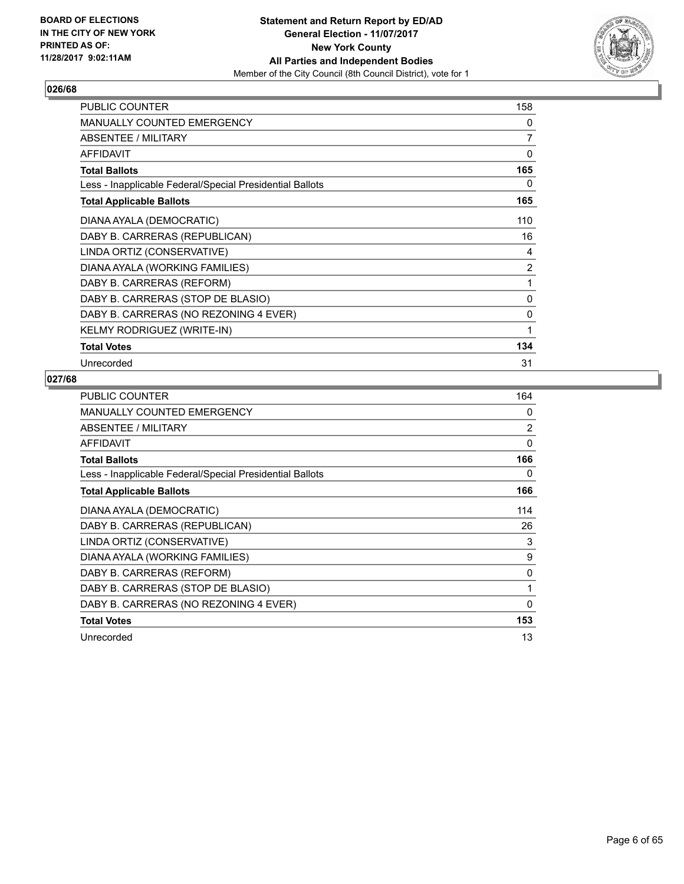**BOARD OF ELECTIONS IN THE CITY OF NEW YORK PRINTED AS OF: 11/28/2017 9:02:11AM**

**Statement and Return Report by ED/AD General Election - 11/07/2017 New York County All Parties and Independent Bodies**
Member of the City Council (8th Council District), vote for 1

### 026/68

| | |
|---|---|
| PUBLIC COUNTER | 158 |
| MANUALLY COUNTED EMERGENCY | 0 |
| ABSENTEE / MILITARY | 7 |
| AFFIDAVIT | 0 |
| **Total Ballots** | **165** |
| Less - Inapplicable Federal/Special Presidential Ballots | 0 |
| **Total Applicable Ballots** | **165** |
| DIANA AYALA (DEMOCRATIC) | 110 |
| DABY B. CARRERAS (REPUBLICAN) | 16 |
| LINDA ORTIZ (CONSERVATIVE) | 4 |
| DIANA AYALA (WORKING FAMILIES) | 2 |
| DABY B. CARRERAS (REFORM) | 1 |
| DABY B. CARRERAS (STOP DE BLASIO) | 0 |
| DABY B. CARRERAS (NO REZONING 4 EVER) | 0 |
| KELMY RODRIGUEZ (WRITE-IN) | 1 |
| **Total Votes** | **134** |
| Unrecorded | 31 |

### 027/68

| | |
|---|---|
| PUBLIC COUNTER | 164 |
| MANUALLY COUNTED EMERGENCY | 0 |
| ABSENTEE / MILITARY | 2 |
| AFFIDAVIT | 0 |
| **Total Ballots** | **166** |
| Less - Inapplicable Federal/Special Presidential Ballots | 0 |
| **Total Applicable Ballots** | **166** |
| DIANA AYALA (DEMOCRATIC) | 114 |
| DABY B. CARRERAS (REPUBLICAN) | 26 |
| LINDA ORTIZ (CONSERVATIVE) | 3 |
| DIANA AYALA (WORKING FAMILIES) | 9 |
| DABY B. CARRERAS (REFORM) | 0 |
| DABY B. CARRERAS (STOP DE BLASIO) | 1 |
| DABY B. CARRERAS (NO REZONING 4 EVER) | 0 |
| **Total Votes** | **153** |
| Unrecorded | 13 |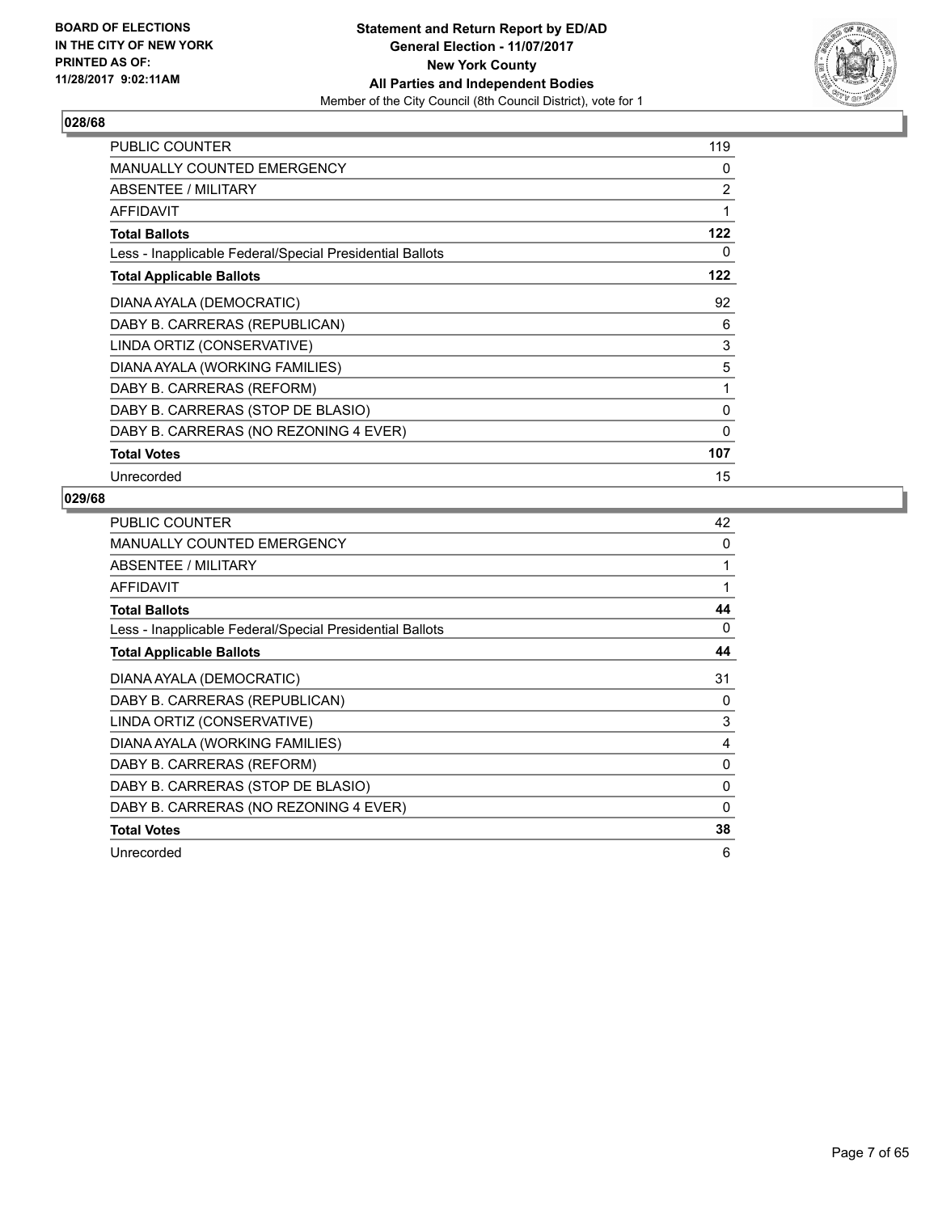**BOARD OF ELECTIONS IN THE CITY OF NEW YORK PRINTED AS OF: 11/28/2017 9:02:11AM**

**Statement and Return Report by ED/AD**
**General Election - 11/07/2017**
**New York County**
**All Parties and Independent Bodies**
Member of the City Council (8th Council District), vote for 1

### 028/68

| | |
|---|---|
| PUBLIC COUNTER | 119 |
| MANUALLY COUNTED EMERGENCY | 0 |
| ABSENTEE / MILITARY | 2 |
| AFFIDAVIT | 1 |
| **Total Ballots** | **122** |
| Less - Inapplicable Federal/Special Presidential Ballots | 0 |
| **Total Applicable Ballots** | **122** |
| DIANA AYALA (DEMOCRATIC) | 92 |
| DABY B. CARRERAS (REPUBLICAN) | 6 |
| LINDA ORTIZ (CONSERVATIVE) | 3 |
| DIANA AYALA (WORKING FAMILIES) | 5 |
| DABY B. CARRERAS (REFORM) | 1 |
| DABY B. CARRERAS (STOP DE BLASIO) | 0 |
| DABY B. CARRERAS (NO REZONING 4 EVER) | 0 |
| **Total Votes** | **107** |
| Unrecorded | 15 |

### 029/68

| | |
|---|---|
| PUBLIC COUNTER | 42 |
| MANUALLY COUNTED EMERGENCY | 0 |
| ABSENTEE / MILITARY | 1 |
| AFFIDAVIT | 1 |
| **Total Ballots** | **44** |
| Less - Inapplicable Federal/Special Presidential Ballots | 0 |
| **Total Applicable Ballots** | **44** |
| DIANA AYALA (DEMOCRATIC) | 31 |
| DABY B. CARRERAS (REPUBLICAN) | 0 |
| LINDA ORTIZ (CONSERVATIVE) | 3 |
| DIANA AYALA (WORKING FAMILIES) | 4 |
| DABY B. CARRERAS (REFORM) | 0 |
| DABY B. CARRERAS (STOP DE BLASIO) | 0 |
| DABY B. CARRERAS (NO REZONING 4 EVER) | 0 |
| **Total Votes** | **38** |
| Unrecorded | 6 |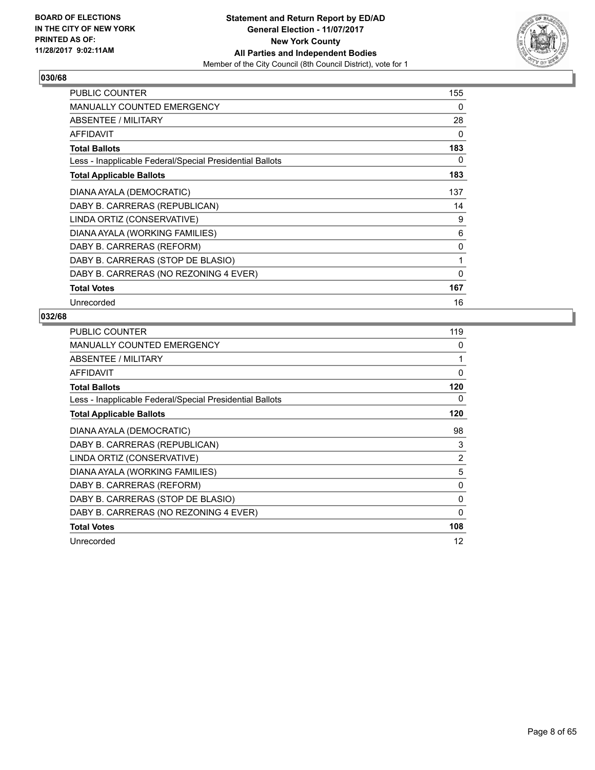BOARD OF ELECTIONS
IN THE CITY OF NEW YORK
PRINTED AS OF:
11/28/2017 9:02:11AM

**Statement and Return Report by ED/AD**
**General Election - 11/07/2017**
**New York County**
**All Parties and Independent Bodies**
Member of the City Council (8th Council District), vote for 1

## 030/68

| | |
|---|---|
| PUBLIC COUNTER | 155 |
| MANUALLY COUNTED EMERGENCY | 0 |
| ABSENTEE / MILITARY | 28 |
| AFFIDAVIT | 0 |
| **Total Ballots** | **183** |
| Less - Inapplicable Federal/Special Presidential Ballots | 0 |
| **Total Applicable Ballots** | **183** |
| DIANA AYALA (DEMOCRATIC) | 137 |
| DABY B. CARRERAS (REPUBLICAN) | 14 |
| LINDA ORTIZ (CONSERVATIVE) | 9 |
| DIANA AYALA (WORKING FAMILIES) | 6 |
| DABY B. CARRERAS (REFORM) | 0 |
| DABY B. CARRERAS (STOP DE BLASIO) | 1 |
| DABY B. CARRERAS (NO REZONING 4 EVER) | 0 |
| **Total Votes** | **167** |
| Unrecorded | 16 |

## 032/68

| | |
|---|---|
| PUBLIC COUNTER | 119 |
| MANUALLY COUNTED EMERGENCY | 0 |
| ABSENTEE / MILITARY | 1 |
| AFFIDAVIT | 0 |
| **Total Ballots** | **120** |
| Less - Inapplicable Federal/Special Presidential Ballots | 0 |
| **Total Applicable Ballots** | **120** |
| DIANA AYALA (DEMOCRATIC) | 98 |
| DABY B. CARRERAS (REPUBLICAN) | 3 |
| LINDA ORTIZ (CONSERVATIVE) | 2 |
| DIANA AYALA (WORKING FAMILIES) | 5 |
| DABY B. CARRERAS (REFORM) | 0 |
| DABY B. CARRERAS (STOP DE BLASIO) | 0 |
| DABY B. CARRERAS (NO REZONING 4 EVER) | 0 |
| **Total Votes** | **108** |
| Unrecorded | 12 |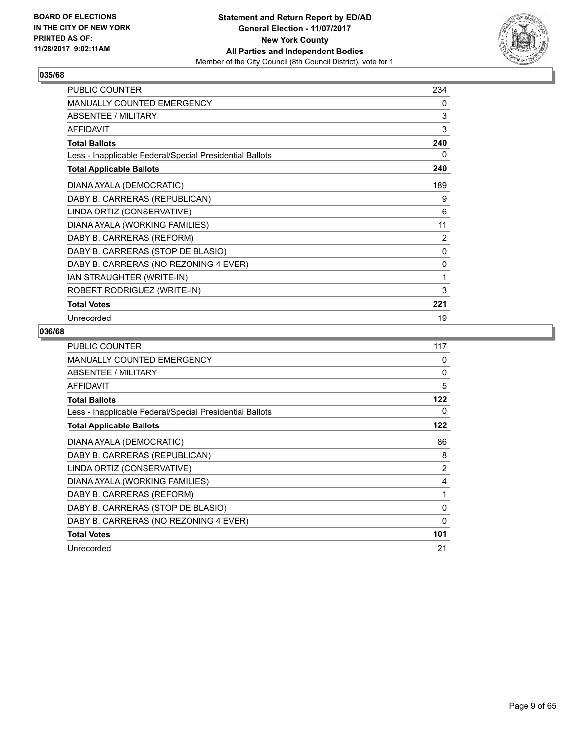BOARD OF ELECTIONS
IN THE CITY OF NEW YORK
PRINTED AS OF:
11/28/2017 9:02:11AM

**Statement and Return Report by ED/AD**
**General Election - 11/07/2017**
**New York County**
**All Parties and Independent Bodies**
Member of the City Council (8th Council District), vote for 1

## 035/68

| | |
|---|---|
| PUBLIC COUNTER | 234 |
| MANUALLY COUNTED EMERGENCY | 0 |
| ABSENTEE / MILITARY | 3 |
| AFFIDAVIT | 3 |
| **Total Ballots** | **240** |
| Less - Inapplicable Federal/Special Presidential Ballots | 0 |
| **Total Applicable Ballots** | **240** |
| DIANA AYALA (DEMOCRATIC) | 189 |
| DABY B. CARRERAS (REPUBLICAN) | 9 |
| LINDA ORTIZ (CONSERVATIVE) | 6 |
| DIANA AYALA (WORKING FAMILIES) | 11 |
| DABY B. CARRERAS (REFORM) | 2 |
| DABY B. CARRERAS (STOP DE BLASIO) | 0 |
| DABY B. CARRERAS (NO REZONING 4 EVER) | 0 |
| IAN STRAUGHTER (WRITE-IN) | 1 |
| ROBERT RODRIGUEZ (WRITE-IN) | 3 |
| **Total Votes** | **221** |
| Unrecorded | 19 |

## 036/68

| | |
|---|---|
| PUBLIC COUNTER | 117 |
| MANUALLY COUNTED EMERGENCY | 0 |
| ABSENTEE / MILITARY | 0 |
| AFFIDAVIT | 5 |
| **Total Ballots** | **122** |
| Less - Inapplicable Federal/Special Presidential Ballots | 0 |
| **Total Applicable Ballots** | **122** |
| DIANA AYALA (DEMOCRATIC) | 86 |
| DABY B. CARRERAS (REPUBLICAN) | 8 |
| LINDA ORTIZ (CONSERVATIVE) | 2 |
| DIANA AYALA (WORKING FAMILIES) | 4 |
| DABY B. CARRERAS (REFORM) | 1 |
| DABY B. CARRERAS (STOP DE BLASIO) | 0 |
| DABY B. CARRERAS (NO REZONING 4 EVER) | 0 |
| **Total Votes** | **101** |
| Unrecorded | 21 |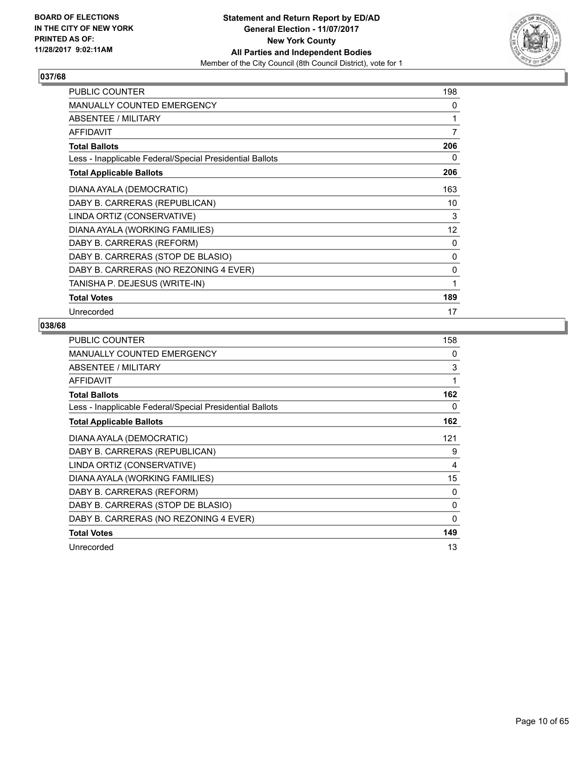BOARD OF ELECTIONS
IN THE CITY OF NEW YORK
PRINTED AS OF:
11/28/2017 9:02:11AM

**Statement and Return Report by ED/AD**
**General Election - 11/07/2017**
**New York County**
**All Parties and Independent Bodies**
Member of the City Council (8th Council District), vote for 1

### 037/68

| | |
|---|---|
| PUBLIC COUNTER | 198 |
| MANUALLY COUNTED EMERGENCY | 0 |
| ABSENTEE / MILITARY | 1 |
| AFFIDAVIT | 7 |
| **Total Ballots** | **206** |
| Less - Inapplicable Federal/Special Presidential Ballots | 0 |
| **Total Applicable Ballots** | **206** |
| DIANA AYALA (DEMOCRATIC) | 163 |
| DABY B. CARRERAS (REPUBLICAN) | 10 |
| LINDA ORTIZ (CONSERVATIVE) | 3 |
| DIANA AYALA (WORKING FAMILIES) | 12 |
| DABY B. CARRERAS (REFORM) | 0 |
| DABY B. CARRERAS (STOP DE BLASIO) | 0 |
| DABY B. CARRERAS (NO REZONING 4 EVER) | 0 |
| TANISHA P. DEJESUS (WRITE-IN) | 1 |
| **Total Votes** | **189** |
| Unrecorded | 17 |

### 038/68

| | |
|---|---|
| PUBLIC COUNTER | 158 |
| MANUALLY COUNTED EMERGENCY | 0 |
| ABSENTEE / MILITARY | 3 |
| AFFIDAVIT | 1 |
| **Total Ballots** | **162** |
| Less - Inapplicable Federal/Special Presidential Ballots | 0 |
| **Total Applicable Ballots** | **162** |
| DIANA AYALA (DEMOCRATIC) | 121 |
| DABY B. CARRERAS (REPUBLICAN) | 9 |
| LINDA ORTIZ (CONSERVATIVE) | 4 |
| DIANA AYALA (WORKING FAMILIES) | 15 |
| DABY B. CARRERAS (REFORM) | 0 |
| DABY B. CARRERAS (STOP DE BLASIO) | 0 |
| DABY B. CARRERAS (NO REZONING 4 EVER) | 0 |
| **Total Votes** | **149** |
| Unrecorded | 13 |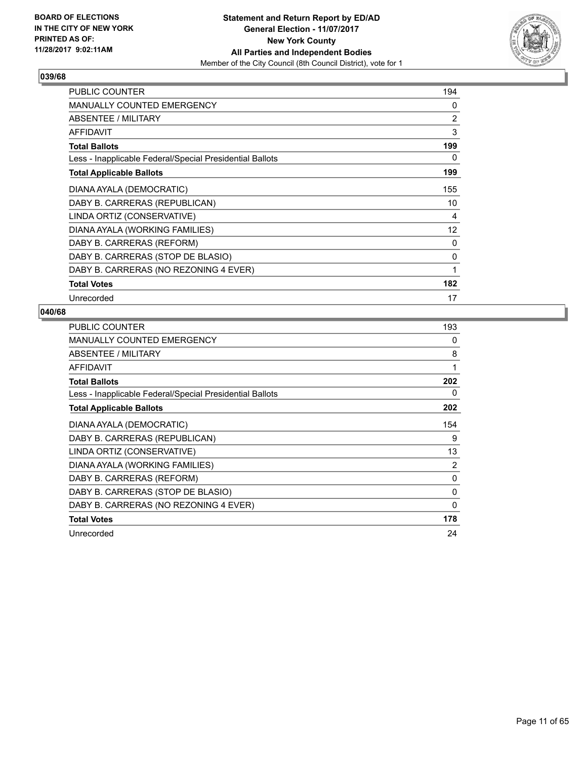**BOARD OF ELECTIONS IN THE CITY OF NEW YORK PRINTED AS OF: 11/28/2017 9:02:11AM**

**Statement and Return Report by ED/AD**
**General Election - 11/07/2017**
**New York County**
**All Parties and Independent Bodies**
Member of the City Council (8th Council District), vote for 1

## 039/68

| | |
|---|---|
| PUBLIC COUNTER | 194 |
| MANUALLY COUNTED EMERGENCY | 0 |
| ABSENTEE / MILITARY | 2 |
| AFFIDAVIT | 3 |
| **Total Ballots** | **199** |
| Less - Inapplicable Federal/Special Presidential Ballots | 0 |
| **Total Applicable Ballots** | **199** |
| DIANA AYALA (DEMOCRATIC) | 155 |
| DABY B. CARRERAS (REPUBLICAN) | 10 |
| LINDA ORTIZ (CONSERVATIVE) | 4 |
| DIANA AYALA (WORKING FAMILIES) | 12 |
| DABY B. CARRERAS (REFORM) | 0 |
| DABY B. CARRERAS (STOP DE BLASIO) | 0 |
| DABY B. CARRERAS (NO REZONING 4 EVER) | 1 |
| **Total Votes** | **182** |
| Unrecorded | 17 |

## 040/68

| | |
|---|---|
| PUBLIC COUNTER | 193 |
| MANUALLY COUNTED EMERGENCY | 0 |
| ABSENTEE / MILITARY | 8 |
| AFFIDAVIT | 1 |
| **Total Ballots** | **202** |
| Less - Inapplicable Federal/Special Presidential Ballots | 0 |
| **Total Applicable Ballots** | **202** |
| DIANA AYALA (DEMOCRATIC) | 154 |
| DABY B. CARRERAS (REPUBLICAN) | 9 |
| LINDA ORTIZ (CONSERVATIVE) | 13 |
| DIANA AYALA (WORKING FAMILIES) | 2 |
| DABY B. CARRERAS (REFORM) | 0 |
| DABY B. CARRERAS (STOP DE BLASIO) | 0 |
| DABY B. CARRERAS (NO REZONING 4 EVER) | 0 |
| **Total Votes** | **178** |
| Unrecorded | 24 |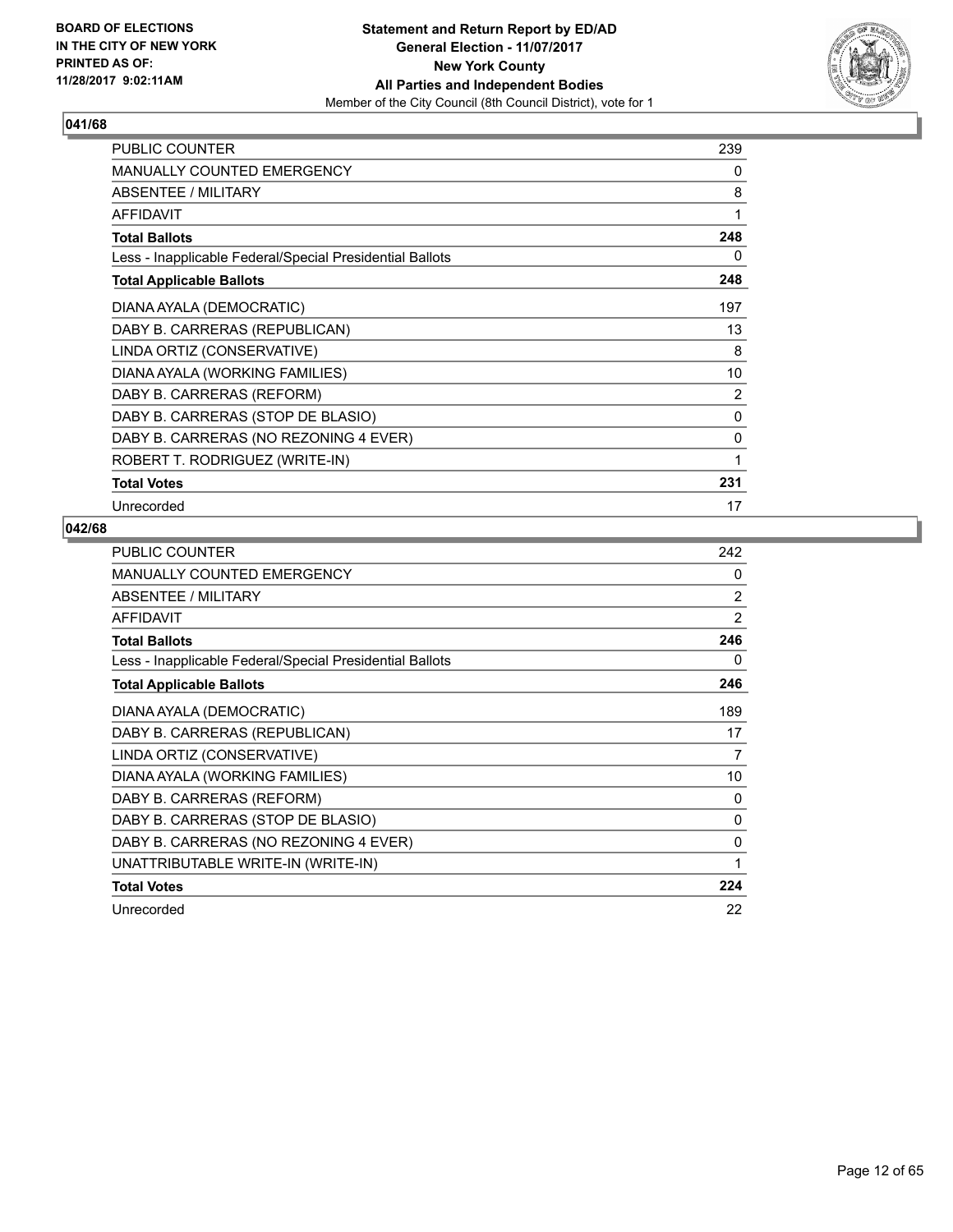BOARD OF ELECTIONS
IN THE CITY OF NEW YORK
PRINTED AS OF:
11/28/2017 9:02:11AM

**Statement and Return Report by ED/AD**
**General Election - 11/07/2017**
**New York County**
**All Parties and Independent Bodies**
Member of the City Council (8th Council District), vote for 1

## 041/68

| | |
|---|---|
| PUBLIC COUNTER | 239 |
| MANUALLY COUNTED EMERGENCY | 0 |
| ABSENTEE / MILITARY | 8 |
| AFFIDAVIT | 1 |
| **Total Ballots** | **248** |
| Less - Inapplicable Federal/Special Presidential Ballots | 0 |
| **Total Applicable Ballots** | **248** |
| DIANA AYALA (DEMOCRATIC) | 197 |
| DABY B. CARRERAS (REPUBLICAN) | 13 |
| LINDA ORTIZ (CONSERVATIVE) | 8 |
| DIANA AYALA (WORKING FAMILIES) | 10 |
| DABY B. CARRERAS (REFORM) | 2 |
| DABY B. CARRERAS (STOP DE BLASIO) | 0 |
| DABY B. CARRERAS (NO REZONING 4 EVER) | 0 |
| ROBERT T. RODRIGUEZ (WRITE-IN) | 1 |
| **Total Votes** | **231** |
| Unrecorded | 17 |

## 042/68

| | |
|---|---|
| PUBLIC COUNTER | 242 |
| MANUALLY COUNTED EMERGENCY | 0 |
| ABSENTEE / MILITARY | 2 |
| AFFIDAVIT | 2 |
| **Total Ballots** | **246** |
| Less - Inapplicable Federal/Special Presidential Ballots | 0 |
| **Total Applicable Ballots** | **246** |
| DIANA AYALA (DEMOCRATIC) | 189 |
| DABY B. CARRERAS (REPUBLICAN) | 17 |
| LINDA ORTIZ (CONSERVATIVE) | 7 |
| DIANA AYALA (WORKING FAMILIES) | 10 |
| DABY B. CARRERAS (REFORM) | 0 |
| DABY B. CARRERAS (STOP DE BLASIO) | 0 |
| DABY B. CARRERAS (NO REZONING 4 EVER) | 0 |
| UNATTRIBUTABLE WRITE-IN (WRITE-IN) | 1 |
| **Total Votes** | **224** |
| Unrecorded | 22 |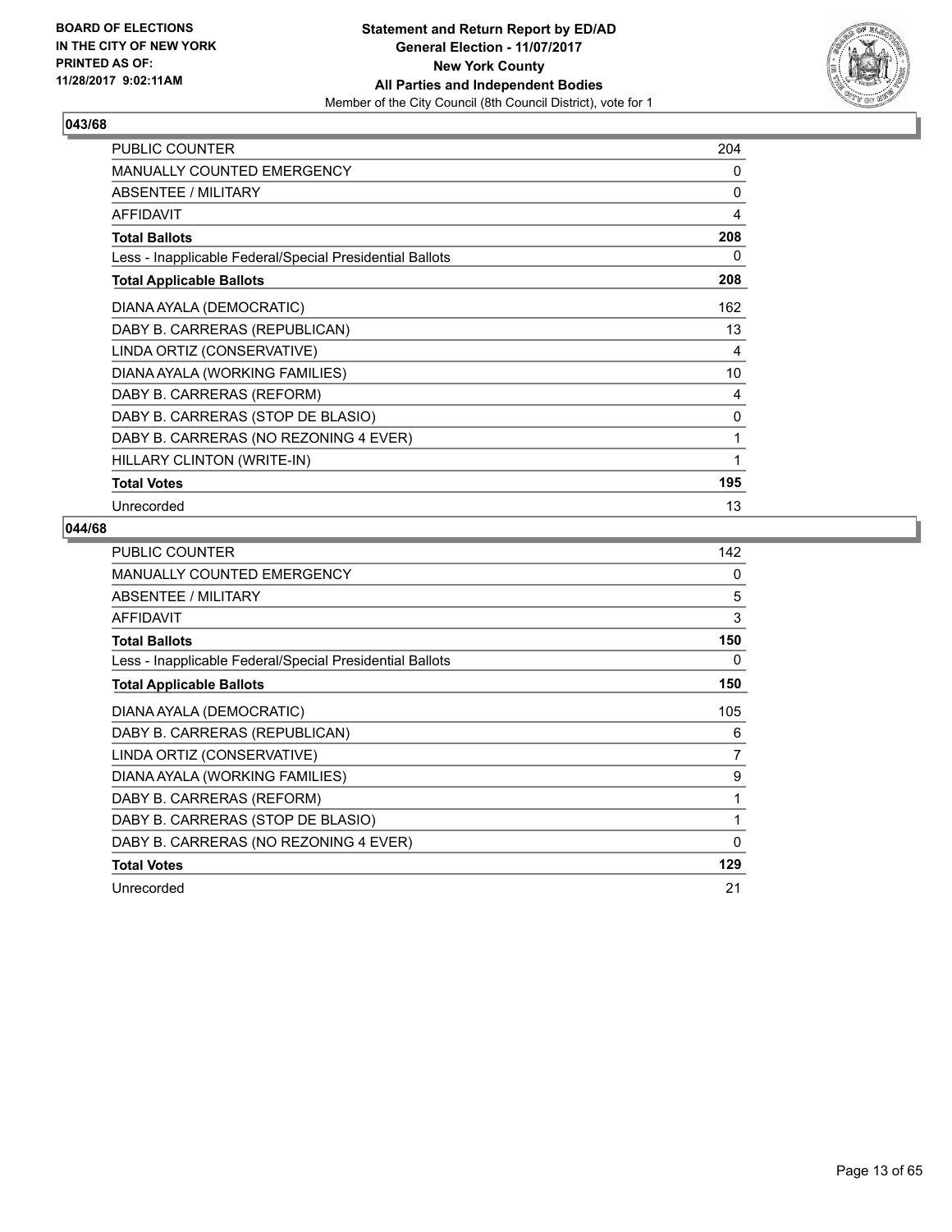BOARD OF ELECTIONS
IN THE CITY OF NEW YORK
PRINTED AS OF:
11/28/2017 9:02:11AM

**Statement and Return Report by ED/AD**
**General Election - 11/07/2017**
**New York County**
**All Parties and Independent Bodies**
Member of the City Council (8th Council District), vote for 1

## 043/68

| | |
|---|---|
| PUBLIC COUNTER | 204 |
| MANUALLY COUNTED EMERGENCY | 0 |
| ABSENTEE / MILITARY | 0 |
| AFFIDAVIT | 4 |
| **Total Ballots** | **208** |
| Less - Inapplicable Federal/Special Presidential Ballots | 0 |
| **Total Applicable Ballots** | **208** |
| DIANA AYALA (DEMOCRATIC) | 162 |
| DABY B. CARRERAS (REPUBLICAN) | 13 |
| LINDA ORTIZ (CONSERVATIVE) | 4 |
| DIANA AYALA (WORKING FAMILIES) | 10 |
| DABY B. CARRERAS (REFORM) | 4 |
| DABY B. CARRERAS (STOP DE BLASIO) | 0 |
| DABY B. CARRERAS (NO REZONING 4 EVER) | 1 |
| HILLARY CLINTON (WRITE-IN) | 1 |
| **Total Votes** | **195** |
| Unrecorded | 13 |

## 044/68

| | |
|---|---|
| PUBLIC COUNTER | 142 |
| MANUALLY COUNTED EMERGENCY | 0 |
| ABSENTEE / MILITARY | 5 |
| AFFIDAVIT | 3 |
| **Total Ballots** | **150** |
| Less - Inapplicable Federal/Special Presidential Ballots | 0 |
| **Total Applicable Ballots** | **150** |
| DIANA AYALA (DEMOCRATIC) | 105 |
| DABY B. CARRERAS (REPUBLICAN) | 6 |
| LINDA ORTIZ (CONSERVATIVE) | 7 |
| DIANA AYALA (WORKING FAMILIES) | 9 |
| DABY B. CARRERAS (REFORM) | 1 |
| DABY B. CARRERAS (STOP DE BLASIO) | 1 |
| DABY B. CARRERAS (NO REZONING 4 EVER) | 0 |
| **Total Votes** | **129** |
| Unrecorded | 21 |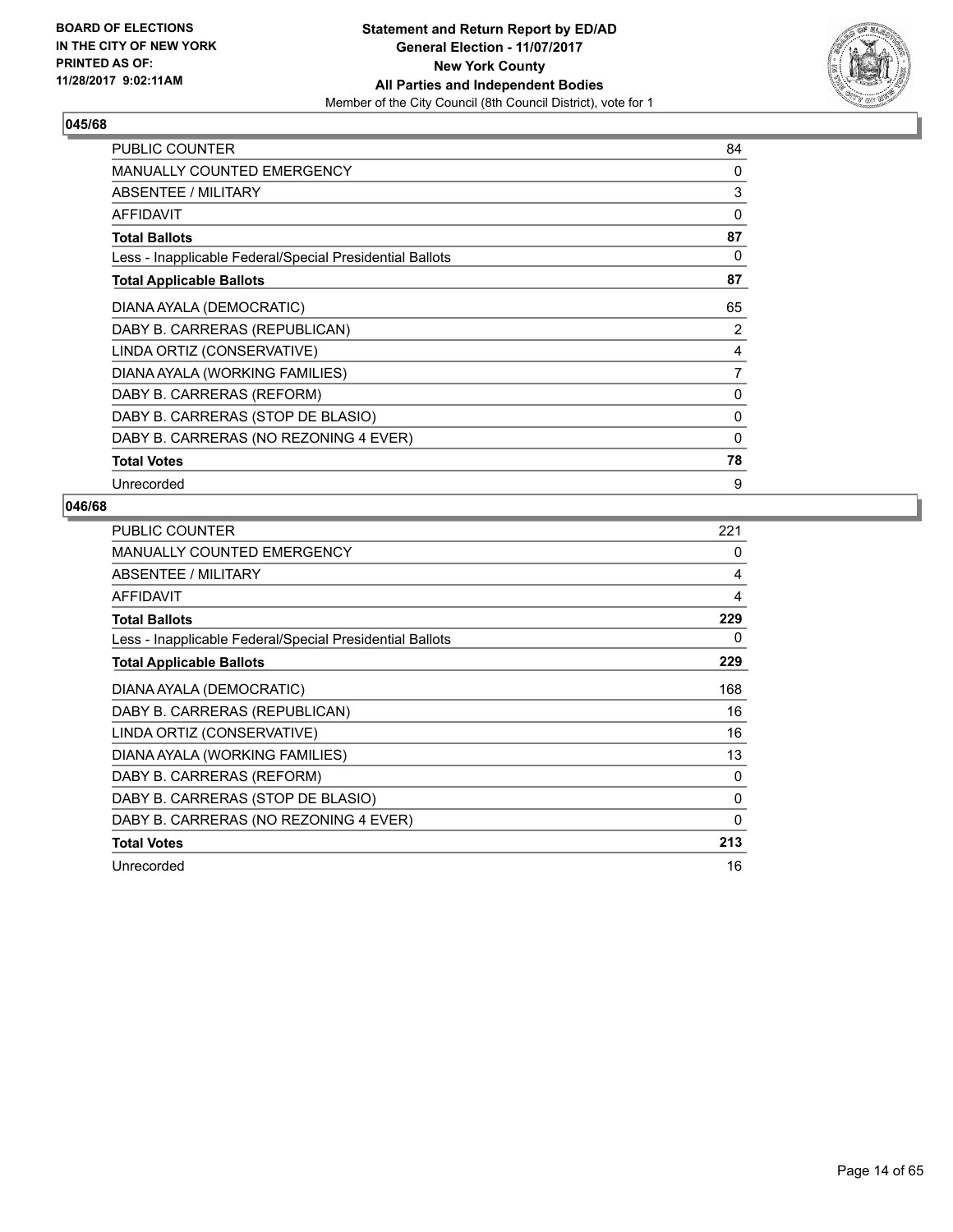BOARD OF ELECTIONS
IN THE CITY OF NEW YORK
PRINTED AS OF:
11/28/2017 9:02:11AM

**Statement and Return Report by ED/AD**
**General Election - 11/07/2017**
**New York County**
**All Parties and Independent Bodies**
Member of the City Council (8th Council District), vote for 1

### 045/68

| | |
|---|---|
| PUBLIC COUNTER | 84 |
| MANUALLY COUNTED EMERGENCY | 0 |
| ABSENTEE / MILITARY | 3 |
| AFFIDAVIT | 0 |
| **Total Ballots** | **87** |
| Less - Inapplicable Federal/Special Presidential Ballots | 0 |
| **Total Applicable Ballots** | **87** |
| DIANA AYALA (DEMOCRATIC) | 65 |
| DABY B. CARRERAS (REPUBLICAN) | 2 |
| LINDA ORTIZ (CONSERVATIVE) | 4 |
| DIANA AYALA (WORKING FAMILIES) | 7 |
| DABY B. CARRERAS (REFORM) | 0 |
| DABY B. CARRERAS (STOP DE BLASIO) | 0 |
| DABY B. CARRERAS (NO REZONING 4 EVER) | 0 |
| **Total Votes** | **78** |
| Unrecorded | 9 |

### 046/68

| | |
|---|---|
| PUBLIC COUNTER | 221 |
| MANUALLY COUNTED EMERGENCY | 0 |
| ABSENTEE / MILITARY | 4 |
| AFFIDAVIT | 4 |
| **Total Ballots** | **229** |
| Less - Inapplicable Federal/Special Presidential Ballots | 0 |
| **Total Applicable Ballots** | **229** |
| DIANA AYALA (DEMOCRATIC) | 168 |
| DABY B. CARRERAS (REPUBLICAN) | 16 |
| LINDA ORTIZ (CONSERVATIVE) | 16 |
| DIANA AYALA (WORKING FAMILIES) | 13 |
| DABY B. CARRERAS (REFORM) | 0 |
| DABY B. CARRERAS (STOP DE BLASIO) | 0 |
| DABY B. CARRERAS (NO REZONING 4 EVER) | 0 |
| **Total Votes** | **213** |
| Unrecorded | 16 |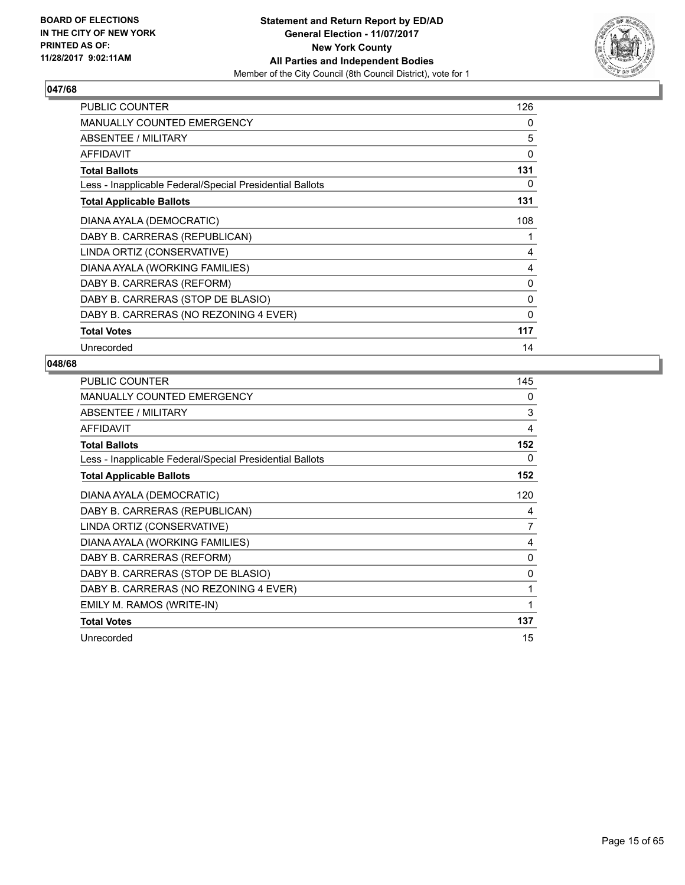## 047/68

| | |
|---|---|
| PUBLIC COUNTER | 126 |
| MANUALLY COUNTED EMERGENCY | 0 |
| ABSENTEE / MILITARY | 5 |
| AFFIDAVIT | 0 |
| **Total Ballots** | **131** |
| Less - Inapplicable Federal/Special Presidential Ballots | 0 |
| **Total Applicable Ballots** | **131** |
| DIANA AYALA (DEMOCRATIC) | 108 |
| DABY B. CARRERAS (REPUBLICAN) | 1 |
| LINDA ORTIZ (CONSERVATIVE) | 4 |
| DIANA AYALA (WORKING FAMILIES) | 4 |
| DABY B. CARRERAS (REFORM) | 0 |
| DABY B. CARRERAS (STOP DE BLASIO) | 0 |
| DABY B. CARRERAS (NO REZONING 4 EVER) | 0 |
| **Total Votes** | **117** |
| Unrecorded | 14 |

## 048/68

| | |
|---|---|
| PUBLIC COUNTER | 145 |
| MANUALLY COUNTED EMERGENCY | 0 |
| ABSENTEE / MILITARY | 3 |
| AFFIDAVIT | 4 |
| **Total Ballots** | **152** |
| Less - Inapplicable Federal/Special Presidential Ballots | 0 |
| **Total Applicable Ballots** | **152** |
| DIANA AYALA (DEMOCRATIC) | 120 |
| DABY B. CARRERAS (REPUBLICAN) | 4 |
| LINDA ORTIZ (CONSERVATIVE) | 7 |
| DIANA AYALA (WORKING FAMILIES) | 4 |
| DABY B. CARRERAS (REFORM) | 0 |
| DABY B. CARRERAS (STOP DE BLASIO) | 0 |
| DABY B. CARRERAS (NO REZONING 4 EVER) | 1 |
| EMILY M. RAMOS (WRITE-IN) | 1 |
| **Total Votes** | **137** |
| Unrecorded | 15 |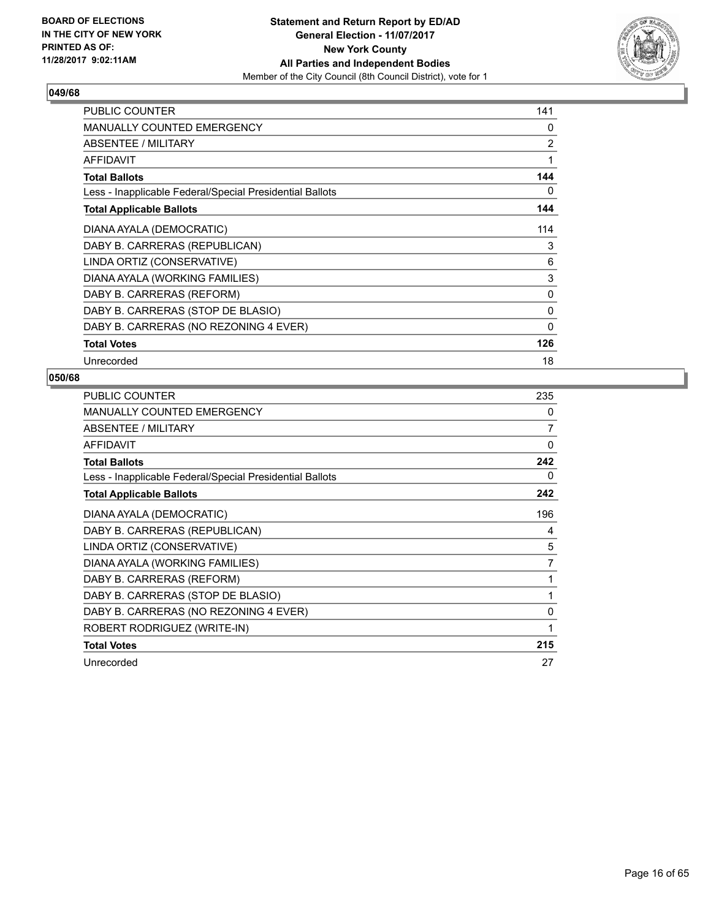BOARD OF ELECTIONS
IN THE CITY OF NEW YORK
PRINTED AS OF:
11/28/2017 9:02:11AM

**Statement and Return Report by ED/AD**
**General Election - 11/07/2017**
**New York County**
**All Parties and Independent Bodies**
Member of the City Council (8th Council District), vote for 1

### 049/68

| | |
|---|---|
| PUBLIC COUNTER | 141 |
| MANUALLY COUNTED EMERGENCY | 0 |
| ABSENTEE / MILITARY | 2 |
| AFFIDAVIT | 1 |
| **Total Ballots** | **144** |
| Less - Inapplicable Federal/Special Presidential Ballots | 0 |
| **Total Applicable Ballots** | **144** |
| DIANA AYALA (DEMOCRATIC) | 114 |
| DABY B. CARRERAS (REPUBLICAN) | 3 |
| LINDA ORTIZ (CONSERVATIVE) | 6 |
| DIANA AYALA (WORKING FAMILIES) | 3 |
| DABY B. CARRERAS (REFORM) | 0 |
| DABY B. CARRERAS (STOP DE BLASIO) | 0 |
| DABY B. CARRERAS (NO REZONING 4 EVER) | 0 |
| **Total Votes** | **126** |
| Unrecorded | 18 |

### 050/68

| | |
|---|---|
| PUBLIC COUNTER | 235 |
| MANUALLY COUNTED EMERGENCY | 0 |
| ABSENTEE / MILITARY | 7 |
| AFFIDAVIT | 0 |
| **Total Ballots** | **242** |
| Less - Inapplicable Federal/Special Presidential Ballots | 0 |
| **Total Applicable Ballots** | **242** |
| DIANA AYALA (DEMOCRATIC) | 196 |
| DABY B. CARRERAS (REPUBLICAN) | 4 |
| LINDA ORTIZ (CONSERVATIVE) | 5 |
| DIANA AYALA (WORKING FAMILIES) | 7 |
| DABY B. CARRERAS (REFORM) | 1 |
| DABY B. CARRERAS (STOP DE BLASIO) | 1 |
| DABY B. CARRERAS (NO REZONING 4 EVER) | 0 |
| ROBERT RODRIGUEZ (WRITE-IN) | 1 |
| **Total Votes** | **215** |
| Unrecorded | 27 |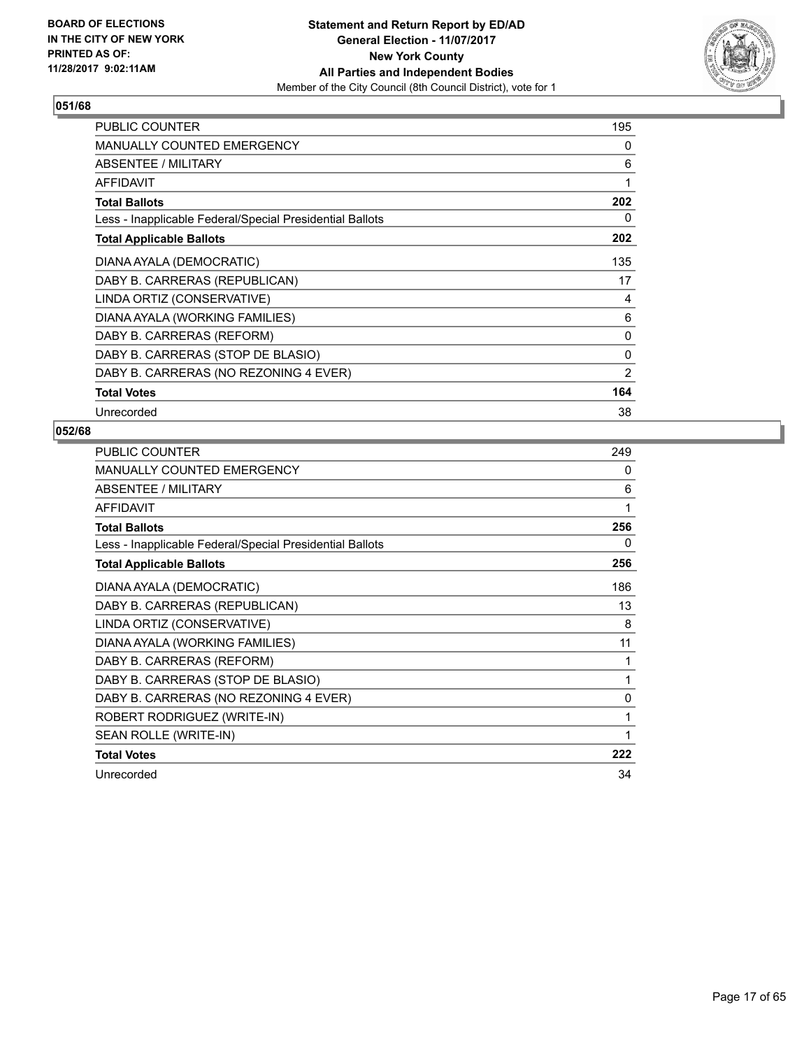BOARD OF ELECTIONS
IN THE CITY OF NEW YORK
PRINTED AS OF:
11/28/2017 9:02:11AM

**Statement and Return Report by ED/AD**
**General Election - 11/07/2017**
**New York County**
**All Parties and Independent Bodies**
Member of the City Council (8th Council District), vote for 1

## 051/68

| | |
|---|---|
| PUBLIC COUNTER | 195 |
| MANUALLY COUNTED EMERGENCY | 0 |
| ABSENTEE / MILITARY | 6 |
| AFFIDAVIT | 1 |
| **Total Ballots** | **202** |
| Less - Inapplicable Federal/Special Presidential Ballots | 0 |
| **Total Applicable Ballots** | **202** |
| DIANA AYALA (DEMOCRATIC) | 135 |
| DABY B. CARRERAS (REPUBLICAN) | 17 |
| LINDA ORTIZ (CONSERVATIVE) | 4 |
| DIANA AYALA (WORKING FAMILIES) | 6 |
| DABY B. CARRERAS (REFORM) | 0 |
| DABY B. CARRERAS (STOP DE BLASIO) | 0 |
| DABY B. CARRERAS (NO REZONING 4 EVER) | 2 |
| **Total Votes** | **164** |
| Unrecorded | 38 |

## 052/68

| | |
|---|---|
| PUBLIC COUNTER | 249 |
| MANUALLY COUNTED EMERGENCY | 0 |
| ABSENTEE / MILITARY | 6 |
| AFFIDAVIT | 1 |
| **Total Ballots** | **256** |
| Less - Inapplicable Federal/Special Presidential Ballots | 0 |
| **Total Applicable Ballots** | **256** |
| DIANA AYALA (DEMOCRATIC) | 186 |
| DABY B. CARRERAS (REPUBLICAN) | 13 |
| LINDA ORTIZ (CONSERVATIVE) | 8 |
| DIANA AYALA (WORKING FAMILIES) | 11 |
| DABY B. CARRERAS (REFORM) | 1 |
| DABY B. CARRERAS (STOP DE BLASIO) | 1 |
| DABY B. CARRERAS (NO REZONING 4 EVER) | 0 |
| ROBERT RODRIGUEZ (WRITE-IN) | 1 |
| SEAN ROLLE (WRITE-IN) | 1 |
| **Total Votes** | **222** |
| Unrecorded | 34 |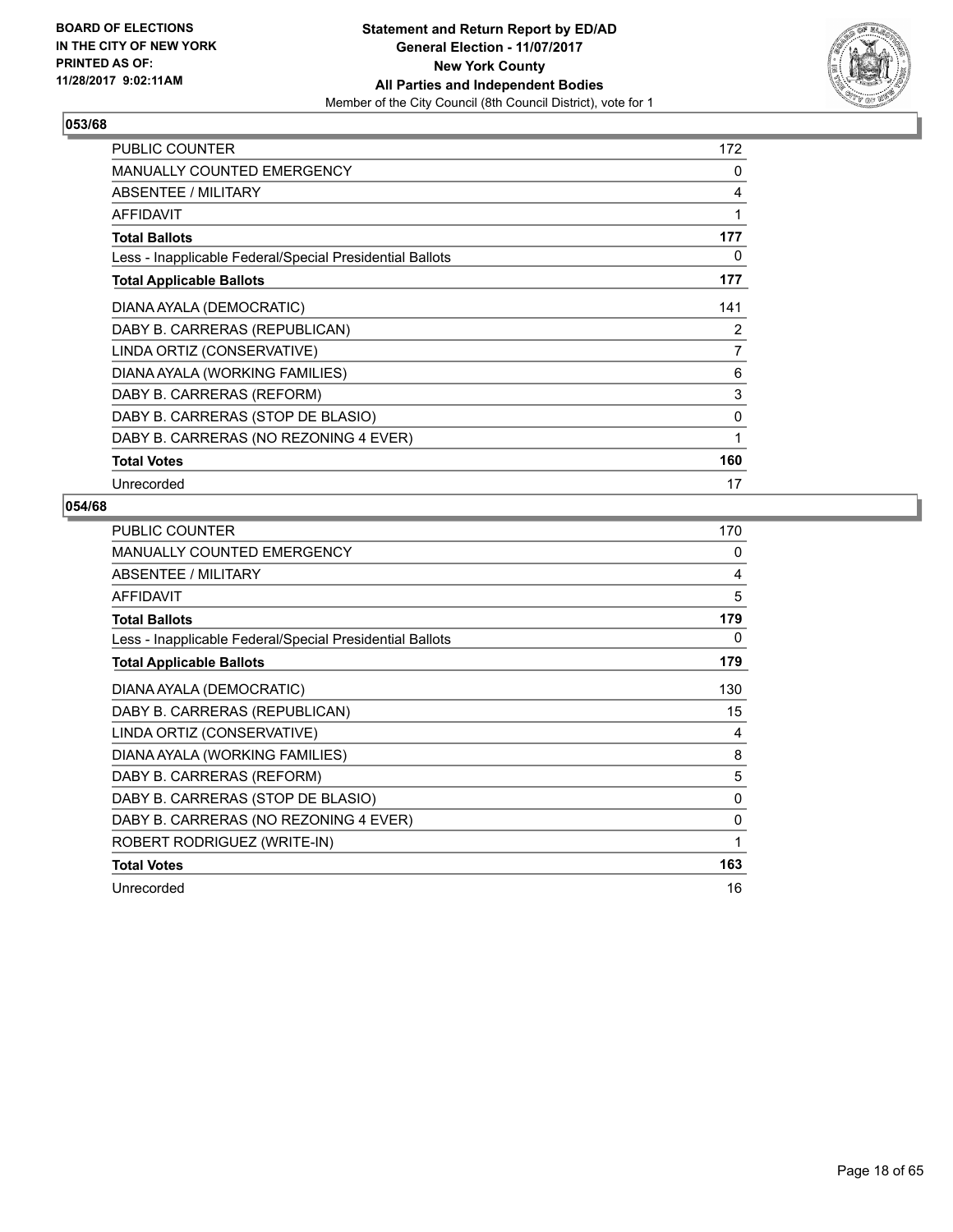BOARD OF ELECTIONS
IN THE CITY OF NEW YORK
PRINTED AS OF:
11/28/2017 9:02:11AM

**Statement and Return Report by ED/AD**
**General Election - 11/07/2017**
**New York County**
**All Parties and Independent Bodies**
Member of the City Council (8th Council District), vote for 1

### 053/68

| | |
|---|---|
| PUBLIC COUNTER | 172 |
| MANUALLY COUNTED EMERGENCY | 0 |
| ABSENTEE / MILITARY | 4 |
| AFFIDAVIT | 1 |
| **Total Ballots** | **177** |
| Less - Inapplicable Federal/Special Presidential Ballots | 0 |
| **Total Applicable Ballots** | **177** |
| DIANA AYALA (DEMOCRATIC) | 141 |
| DABY B. CARRERAS (REPUBLICAN) | 2 |
| LINDA ORTIZ (CONSERVATIVE) | 7 |
| DIANA AYALA (WORKING FAMILIES) | 6 |
| DABY B. CARRERAS (REFORM) | 3 |
| DABY B. CARRERAS (STOP DE BLASIO) | 0 |
| DABY B. CARRERAS (NO REZONING 4 EVER) | 1 |
| **Total Votes** | **160** |
| Unrecorded | 17 |

### 054/68

| | |
|---|---|
| PUBLIC COUNTER | 170 |
| MANUALLY COUNTED EMERGENCY | 0 |
| ABSENTEE / MILITARY | 4 |
| AFFIDAVIT | 5 |
| **Total Ballots** | **179** |
| Less - Inapplicable Federal/Special Presidential Ballots | 0 |
| **Total Applicable Ballots** | **179** |
| DIANA AYALA (DEMOCRATIC) | 130 |
| DABY B. CARRERAS (REPUBLICAN) | 15 |
| LINDA ORTIZ (CONSERVATIVE) | 4 |
| DIANA AYALA (WORKING FAMILIES) | 8 |
| DABY B. CARRERAS (REFORM) | 5 |
| DABY B. CARRERAS (STOP DE BLASIO) | 0 |
| DABY B. CARRERAS (NO REZONING 4 EVER) | 0 |
| ROBERT RODRIGUEZ (WRITE-IN) | 1 |
| **Total Votes** | **163** |
| Unrecorded | 16 |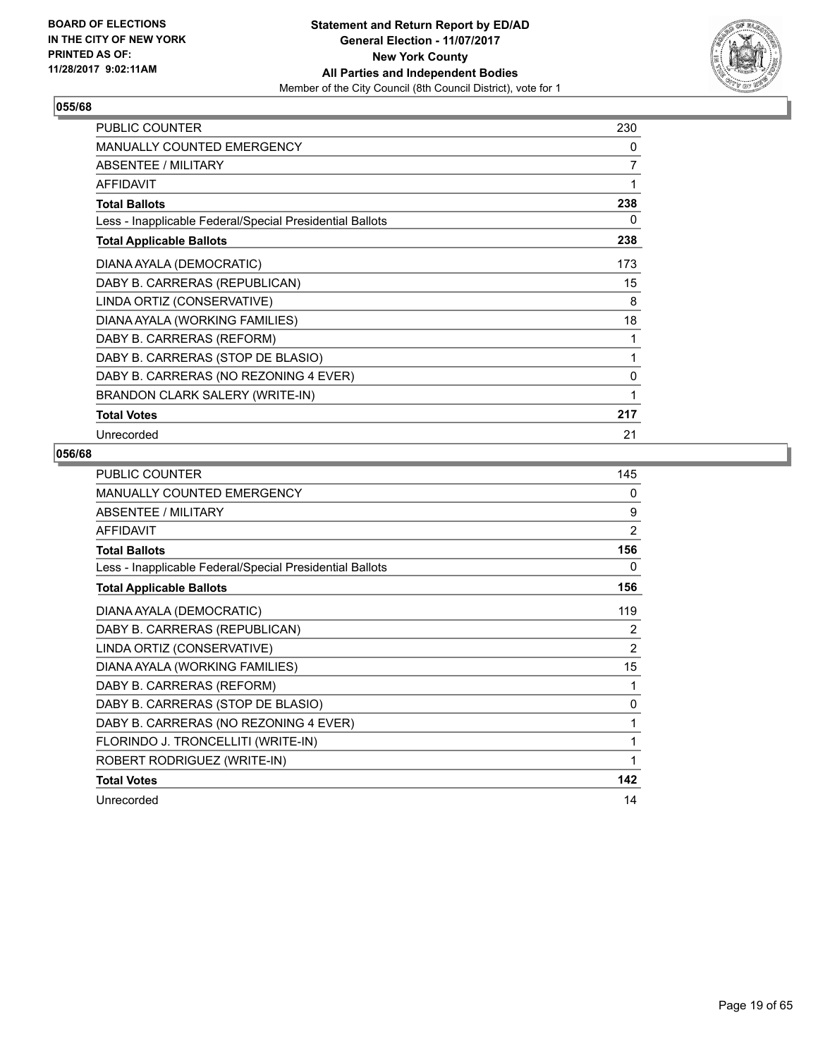**BOARD OF ELECTIONS IN THE CITY OF NEW YORK PRINTED AS OF: 11/28/2017 9:02:11AM**

**Statement and Return Report by ED/AD**
**General Election - 11/07/2017**
**New York County**
**All Parties and Independent Bodies**
Member of the City Council (8th Council District), vote for 1

### 055/68

| | |
|---|---|
| PUBLIC COUNTER | 230 |
| MANUALLY COUNTED EMERGENCY | 0 |
| ABSENTEE / MILITARY | 7 |
| AFFIDAVIT | 1 |
| **Total Ballots** | **238** |
| Less - Inapplicable Federal/Special Presidential Ballots | 0 |
| **Total Applicable Ballots** | **238** |
| DIANA AYALA (DEMOCRATIC) | 173 |
| DABY B. CARRERAS (REPUBLICAN) | 15 |
| LINDA ORTIZ (CONSERVATIVE) | 8 |
| DIANA AYALA (WORKING FAMILIES) | 18 |
| DABY B. CARRERAS (REFORM) | 1 |
| DABY B. CARRERAS (STOP DE BLASIO) | 1 |
| DABY B. CARRERAS (NO REZONING 4 EVER) | 0 |
| BRANDON CLARK SALERY (WRITE-IN) | 1 |
| **Total Votes** | **217** |
| Unrecorded | 21 |

### 056/68

| | |
|---|---|
| PUBLIC COUNTER | 145 |
| MANUALLY COUNTED EMERGENCY | 0 |
| ABSENTEE / MILITARY | 9 |
| AFFIDAVIT | 2 |
| **Total Ballots** | **156** |
| Less - Inapplicable Federal/Special Presidential Ballots | 0 |
| **Total Applicable Ballots** | **156** |
| DIANA AYALA (DEMOCRATIC) | 119 |
| DABY B. CARRERAS (REPUBLICAN) | 2 |
| LINDA ORTIZ (CONSERVATIVE) | 2 |
| DIANA AYALA (WORKING FAMILIES) | 15 |
| DABY B. CARRERAS (REFORM) | 1 |
| DABY B. CARRERAS (STOP DE BLASIO) | 0 |
| DABY B. CARRERAS (NO REZONING 4 EVER) | 1 |
| FLORINDO J. TRONCELLITI (WRITE-IN) | 1 |
| ROBERT RODRIGUEZ (WRITE-IN) | 1 |
| **Total Votes** | **142** |
| Unrecorded | 14 |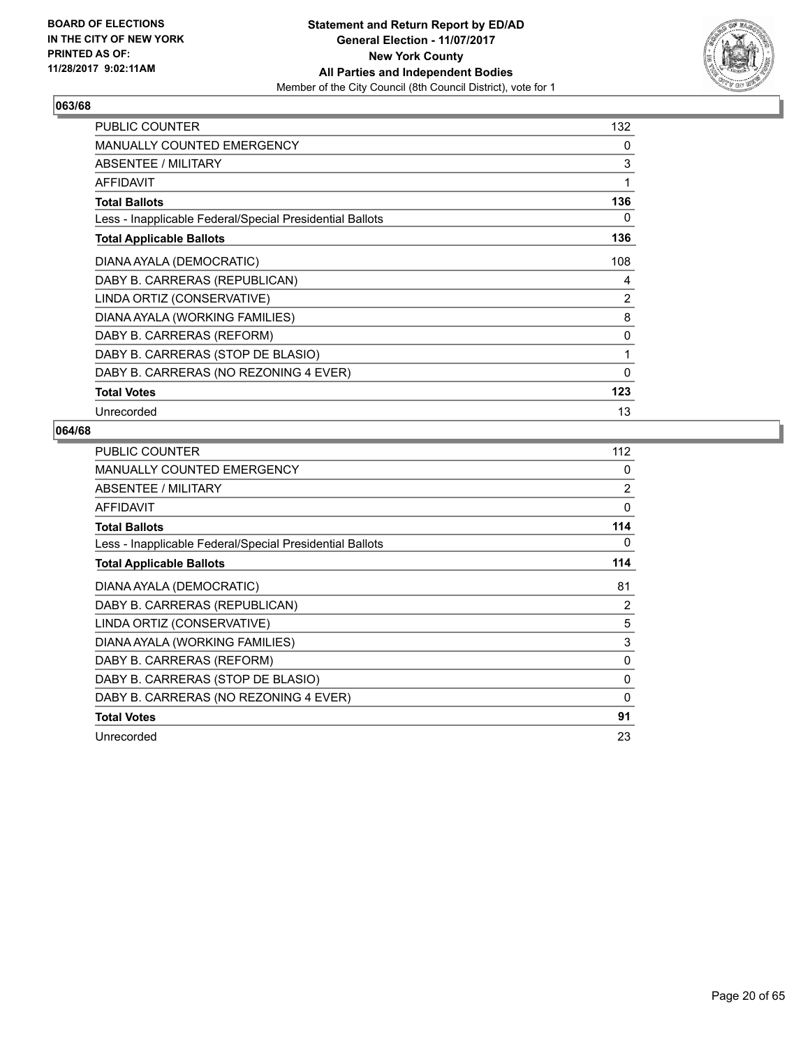**BOARD OF ELECTIONS IN THE CITY OF NEW YORK PRINTED AS OF: 11/28/2017 9:02:11AM**

**Statement and Return Report by ED/AD General Election - 11/07/2017 New York County All Parties and Independent Bodies**
Member of the City Council (8th Council District), vote for 1

## 063/68

| | |
|---|---|
| PUBLIC COUNTER | 132 |
| MANUALLY COUNTED EMERGENCY | 0 |
| ABSENTEE / MILITARY | 3 |
| AFFIDAVIT | 1 |
| **Total Ballots** | **136** |
| Less - Inapplicable Federal/Special Presidential Ballots | 0 |
| **Total Applicable Ballots** | **136** |
| DIANA AYALA (DEMOCRATIC) | 108 |
| DABY B. CARRERAS (REPUBLICAN) | 4 |
| LINDA ORTIZ (CONSERVATIVE) | 2 |
| DIANA AYALA (WORKING FAMILIES) | 8 |
| DABY B. CARRERAS (REFORM) | 0 |
| DABY B. CARRERAS (STOP DE BLASIO) | 1 |
| DABY B. CARRERAS (NO REZONING 4 EVER) | 0 |
| **Total Votes** | **123** |
| Unrecorded | 13 |

## 064/68

| | |
|---|---|
| PUBLIC COUNTER | 112 |
| MANUALLY COUNTED EMERGENCY | 0 |
| ABSENTEE / MILITARY | 2 |
| AFFIDAVIT | 0 |
| **Total Ballots** | **114** |
| Less - Inapplicable Federal/Special Presidential Ballots | 0 |
| **Total Applicable Ballots** | **114** |
| DIANA AYALA (DEMOCRATIC) | 81 |
| DABY B. CARRERAS (REPUBLICAN) | 2 |
| LINDA ORTIZ (CONSERVATIVE) | 5 |
| DIANA AYALA (WORKING FAMILIES) | 3 |
| DABY B. CARRERAS (REFORM) | 0 |
| DABY B. CARRERAS (STOP DE BLASIO) | 0 |
| DABY B. CARRERAS (NO REZONING 4 EVER) | 0 |
| **Total Votes** | **91** |
| Unrecorded | 23 |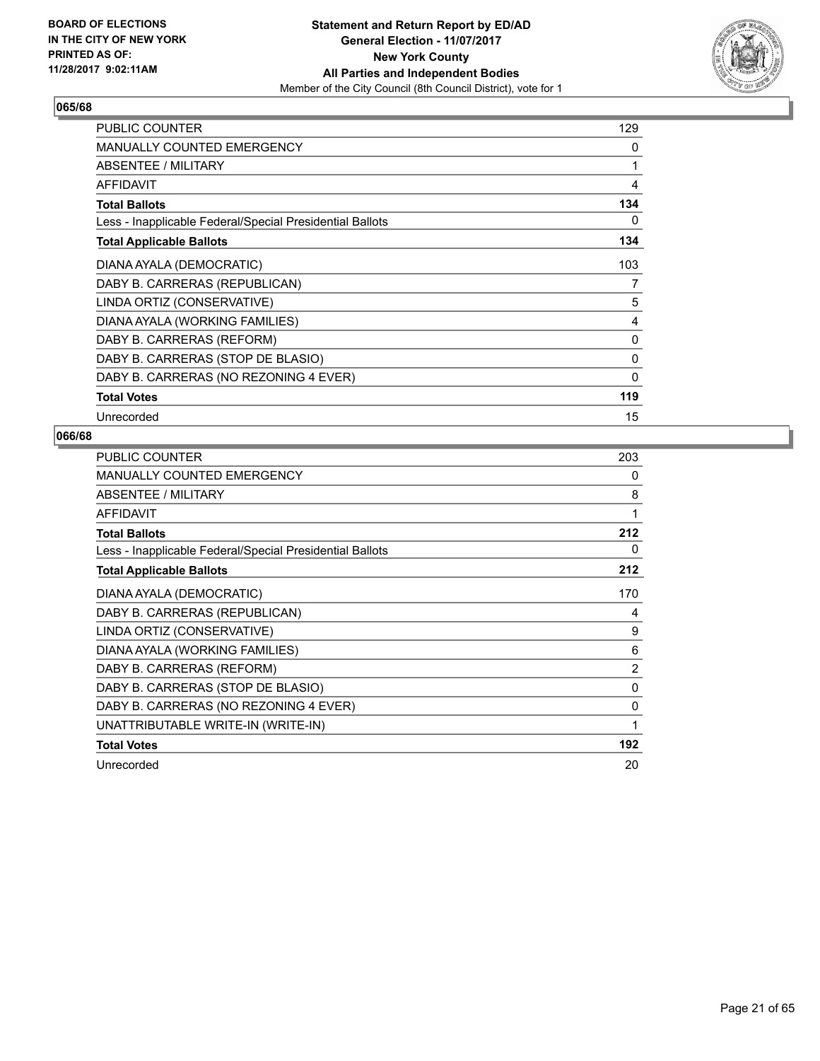### 065/68

| | |
|---|---|
| PUBLIC COUNTER | 129 |
| MANUALLY COUNTED EMERGENCY | 0 |
| ABSENTEE / MILITARY | 1 |
| AFFIDAVIT | 4 |
| **Total Ballots** | **134** |
| Less - Inapplicable Federal/Special Presidential Ballots | 0 |
| **Total Applicable Ballots** | **134** |
| DIANA AYALA (DEMOCRATIC) | 103 |
| DABY B. CARRERAS (REPUBLICAN) | 7 |
| LINDA ORTIZ (CONSERVATIVE) | 5 |
| DIANA AYALA (WORKING FAMILIES) | 4 |
| DABY B. CARRERAS (REFORM) | 0 |
| DABY B. CARRERAS (STOP DE BLASIO) | 0 |
| DABY B. CARRERAS (NO REZONING 4 EVER) | 0 |
| **Total Votes** | **119** |
| Unrecorded | 15 |

### 066/68

| | |
|---|---|
| PUBLIC COUNTER | 203 |
| MANUALLY COUNTED EMERGENCY | 0 |
| ABSENTEE / MILITARY | 8 |
| AFFIDAVIT | 1 |
| **Total Ballots** | **212** |
| Less - Inapplicable Federal/Special Presidential Ballots | 0 |
| **Total Applicable Ballots** | **212** |
| DIANA AYALA (DEMOCRATIC) | 170 |
| DABY B. CARRERAS (REPUBLICAN) | 4 |
| LINDA ORTIZ (CONSERVATIVE) | 9 |
| DIANA AYALA (WORKING FAMILIES) | 6 |
| DABY B. CARRERAS (REFORM) | 2 |
| DABY B. CARRERAS (STOP DE BLASIO) | 0 |
| DABY B. CARRERAS (NO REZONING 4 EVER) | 0 |
| UNATTRIBUTABLE WRITE-IN (WRITE-IN) | 1 |
| **Total Votes** | **192** |
| Unrecorded | 20 |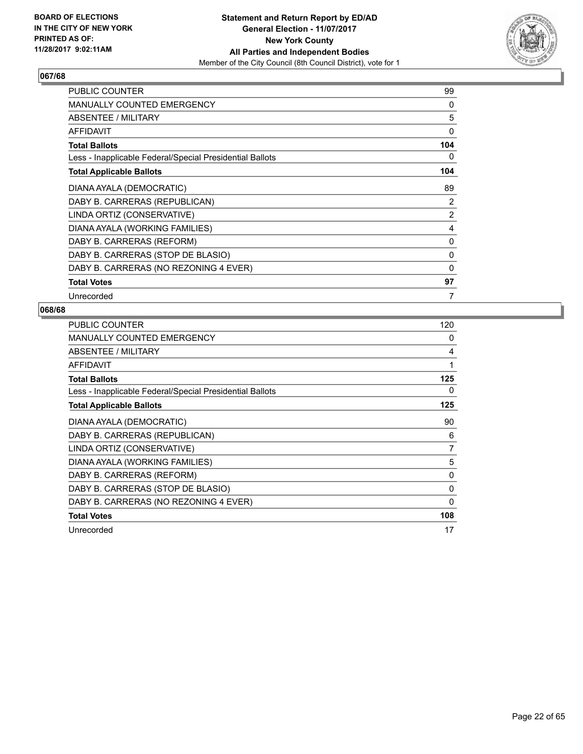## 067/68

| | |
|---|---|
| PUBLIC COUNTER | 99 |
| MANUALLY COUNTED EMERGENCY | 0 |
| ABSENTEE / MILITARY | 5 |
| AFFIDAVIT | 0 |
| **Total Ballots** | **104** |
| Less - Inapplicable Federal/Special Presidential Ballots | 0 |
| **Total Applicable Ballots** | **104** |
| DIANA AYALA (DEMOCRATIC) | 89 |
| DABY B. CARRERAS (REPUBLICAN) | 2 |
| LINDA ORTIZ (CONSERVATIVE) | 2 |
| DIANA AYALA (WORKING FAMILIES) | 4 |
| DABY B. CARRERAS (REFORM) | 0 |
| DABY B. CARRERAS (STOP DE BLASIO) | 0 |
| DABY B. CARRERAS (NO REZONING 4 EVER) | 0 |
| **Total Votes** | **97** |
| Unrecorded | 7 |

## 068/68

| | |
|---|---|
| PUBLIC COUNTER | 120 |
| MANUALLY COUNTED EMERGENCY | 0 |
| ABSENTEE / MILITARY | 4 |
| AFFIDAVIT | 1 |
| **Total Ballots** | **125** |
| Less - Inapplicable Federal/Special Presidential Ballots | 0 |
| **Total Applicable Ballots** | **125** |
| DIANA AYALA (DEMOCRATIC) | 90 |
| DABY B. CARRERAS (REPUBLICAN) | 6 |
| LINDA ORTIZ (CONSERVATIVE) | 7 |
| DIANA AYALA (WORKING FAMILIES) | 5 |
| DABY B. CARRERAS (REFORM) | 0 |
| DABY B. CARRERAS (STOP DE BLASIO) | 0 |
| DABY B. CARRERAS (NO REZONING 4 EVER) | 0 |
| **Total Votes** | **108** |
| Unrecorded | 17 |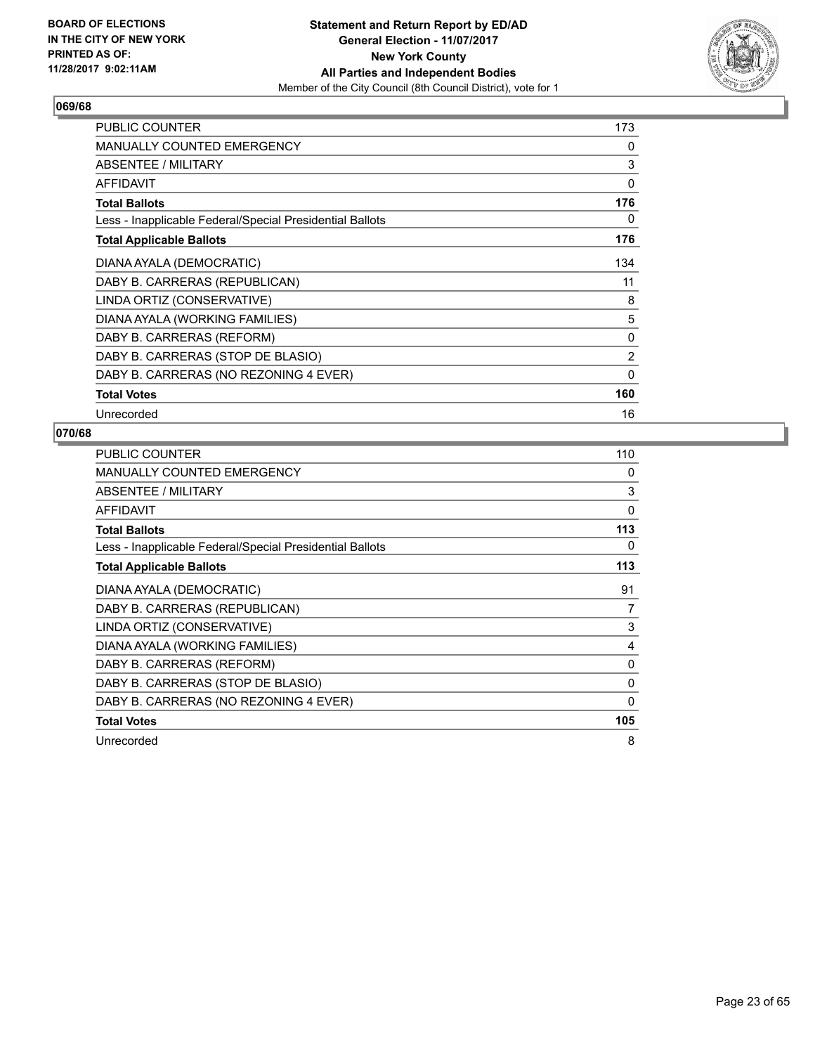BOARD OF ELECTIONS
IN THE CITY OF NEW YORK
PRINTED AS OF:
11/28/2017 9:02:11AM

**Statement and Return Report by ED/AD**
**General Election - 11/07/2017**
**New York County**
**All Parties and Independent Bodies**
Member of the City Council (8th Council District), vote for 1

## 069/68

| | |
|---|---|
| PUBLIC COUNTER | 173 |
| MANUALLY COUNTED EMERGENCY | 0 |
| ABSENTEE / MILITARY | 3 |
| AFFIDAVIT | 0 |
| **Total Ballots** | **176** |
| Less - Inapplicable Federal/Special Presidential Ballots | 0 |
| **Total Applicable Ballots** | **176** |
| DIANA AYALA (DEMOCRATIC) | 134 |
| DABY B. CARRERAS (REPUBLICAN) | 11 |
| LINDA ORTIZ (CONSERVATIVE) | 8 |
| DIANA AYALA (WORKING FAMILIES) | 5 |
| DABY B. CARRERAS (REFORM) | 0 |
| DABY B. CARRERAS (STOP DE BLASIO) | 2 |
| DABY B. CARRERAS (NO REZONING 4 EVER) | 0 |
| **Total Votes** | **160** |
| Unrecorded | 16 |

## 070/68

| | |
|---|---|
| PUBLIC COUNTER | 110 |
| MANUALLY COUNTED EMERGENCY | 0 |
| ABSENTEE / MILITARY | 3 |
| AFFIDAVIT | 0 |
| **Total Ballots** | **113** |
| Less - Inapplicable Federal/Special Presidential Ballots | 0 |
| **Total Applicable Ballots** | **113** |
| DIANA AYALA (DEMOCRATIC) | 91 |
| DABY B. CARRERAS (REPUBLICAN) | 7 |
| LINDA ORTIZ (CONSERVATIVE) | 3 |
| DIANA AYALA (WORKING FAMILIES) | 4 |
| DABY B. CARRERAS (REFORM) | 0 |
| DABY B. CARRERAS (STOP DE BLASIO) | 0 |
| DABY B. CARRERAS (NO REZONING 4 EVER) | 0 |
| **Total Votes** | **105** |
| Unrecorded | 8 |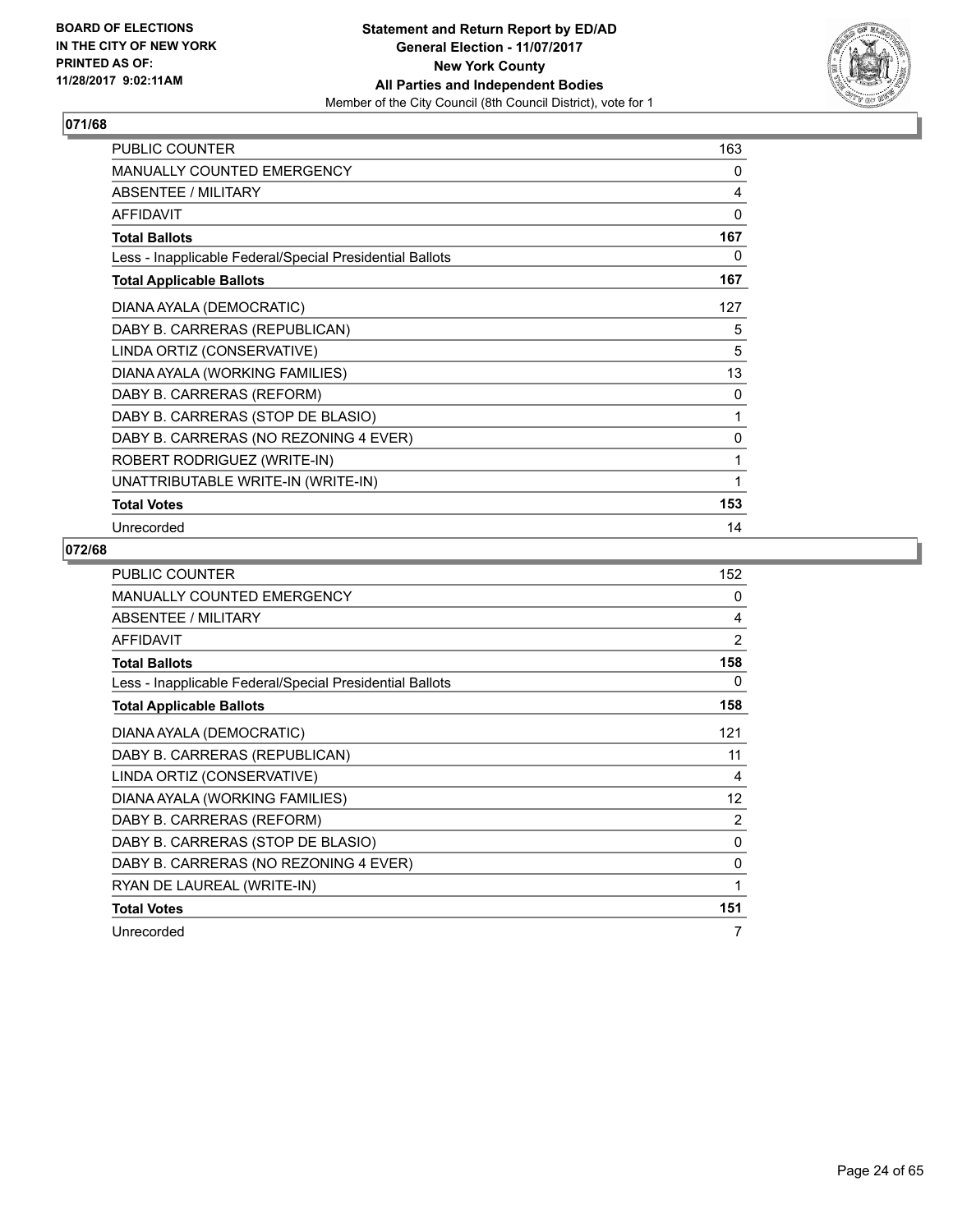**BOARD OF ELECTIONS IN THE CITY OF NEW YORK PRINTED AS OF: 11/28/2017 9:02:11AM**

**Statement and Return Report by ED/AD**
**General Election - 11/07/2017**
**New York County**
**All Parties and Independent Bodies**
Member of the City Council (8th Council District), vote for 1

## 071/68

| | |
|---|---|
| PUBLIC COUNTER | 163 |
| MANUALLY COUNTED EMERGENCY | 0 |
| ABSENTEE / MILITARY | 4 |
| AFFIDAVIT | 0 |
| **Total Ballots** | **167** |
| Less - Inapplicable Federal/Special Presidential Ballots | 0 |
| **Total Applicable Ballots** | **167** |
| DIANA AYALA (DEMOCRATIC) | 127 |
| DABY B. CARRERAS (REPUBLICAN) | 5 |
| LINDA ORTIZ (CONSERVATIVE) | 5 |
| DIANA AYALA (WORKING FAMILIES) | 13 |
| DABY B. CARRERAS (REFORM) | 0 |
| DABY B. CARRERAS (STOP DE BLASIO) | 1 |
| DABY B. CARRERAS (NO REZONING 4 EVER) | 0 |
| ROBERT RODRIGUEZ (WRITE-IN) | 1 |
| UNATTRIBUTABLE WRITE-IN (WRITE-IN) | 1 |
| **Total Votes** | **153** |
| Unrecorded | 14 |

## 072/68

| | |
|---|---|
| PUBLIC COUNTER | 152 |
| MANUALLY COUNTED EMERGENCY | 0 |
| ABSENTEE / MILITARY | 4 |
| AFFIDAVIT | 2 |
| **Total Ballots** | **158** |
| Less - Inapplicable Federal/Special Presidential Ballots | 0 |
| **Total Applicable Ballots** | **158** |
| DIANA AYALA (DEMOCRATIC) | 121 |
| DABY B. CARRERAS (REPUBLICAN) | 11 |
| LINDA ORTIZ (CONSERVATIVE) | 4 |
| DIANA AYALA (WORKING FAMILIES) | 12 |
| DABY B. CARRERAS (REFORM) | 2 |
| DABY B. CARRERAS (STOP DE BLASIO) | 0 |
| DABY B. CARRERAS (NO REZONING 4 EVER) | 0 |
| RYAN DE LAUREAL (WRITE-IN) | 1 |
| **Total Votes** | **151** |
| Unrecorded | 7 |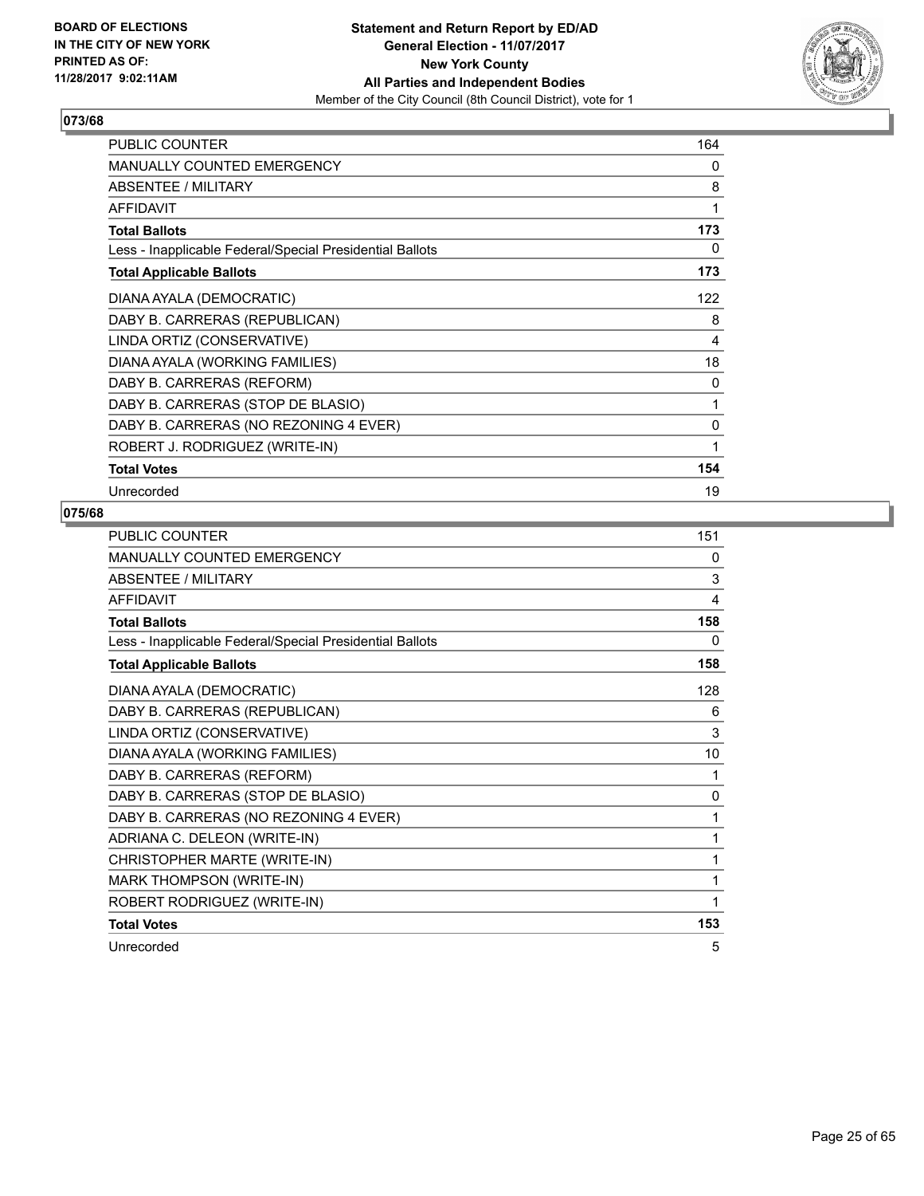BOARD OF ELECTIONS
IN THE CITY OF NEW YORK
PRINTED AS OF:
11/28/2017 9:02:11AM

**Statement and Return Report by ED/AD**
**General Election - 11/07/2017**
**New York County**
**All Parties and Independent Bodies**
Member of the City Council (8th Council District), vote for 1

## 073/68

| | |
|---|---|
| PUBLIC COUNTER | 164 |
| MANUALLY COUNTED EMERGENCY | 0 |
| ABSENTEE / MILITARY | 8 |
| AFFIDAVIT | 1 |
| **Total Ballots** | **173** |
| Less - Inapplicable Federal/Special Presidential Ballots | 0 |
| **Total Applicable Ballots** | **173** |
| DIANA AYALA (DEMOCRATIC) | 122 |
| DABY B. CARRERAS (REPUBLICAN) | 8 |
| LINDA ORTIZ (CONSERVATIVE) | 4 |
| DIANA AYALA (WORKING FAMILIES) | 18 |
| DABY B. CARRERAS (REFORM) | 0 |
| DABY B. CARRERAS (STOP DE BLASIO) | 1 |
| DABY B. CARRERAS (NO REZONING 4 EVER) | 0 |
| ROBERT J. RODRIGUEZ (WRITE-IN) | 1 |
| **Total Votes** | **154** |
| Unrecorded | 19 |

## 075/68

| | |
|---|---|
| PUBLIC COUNTER | 151 |
| MANUALLY COUNTED EMERGENCY | 0 |
| ABSENTEE / MILITARY | 3 |
| AFFIDAVIT | 4 |
| **Total Ballots** | **158** |
| Less - Inapplicable Federal/Special Presidential Ballots | 0 |
| **Total Applicable Ballots** | **158** |
| DIANA AYALA (DEMOCRATIC) | 128 |
| DABY B. CARRERAS (REPUBLICAN) | 6 |
| LINDA ORTIZ (CONSERVATIVE) | 3 |
| DIANA AYALA (WORKING FAMILIES) | 10 |
| DABY B. CARRERAS (REFORM) | 1 |
| DABY B. CARRERAS (STOP DE BLASIO) | 0 |
| DABY B. CARRERAS (NO REZONING 4 EVER) | 1 |
| ADRIANA C. DELEON (WRITE-IN) | 1 |
| CHRISTOPHER MARTE (WRITE-IN) | 1 |
| MARK THOMPSON (WRITE-IN) | 1 |
| ROBERT RODRIGUEZ (WRITE-IN) | 1 |
| **Total Votes** | **153** |
| Unrecorded | 5 |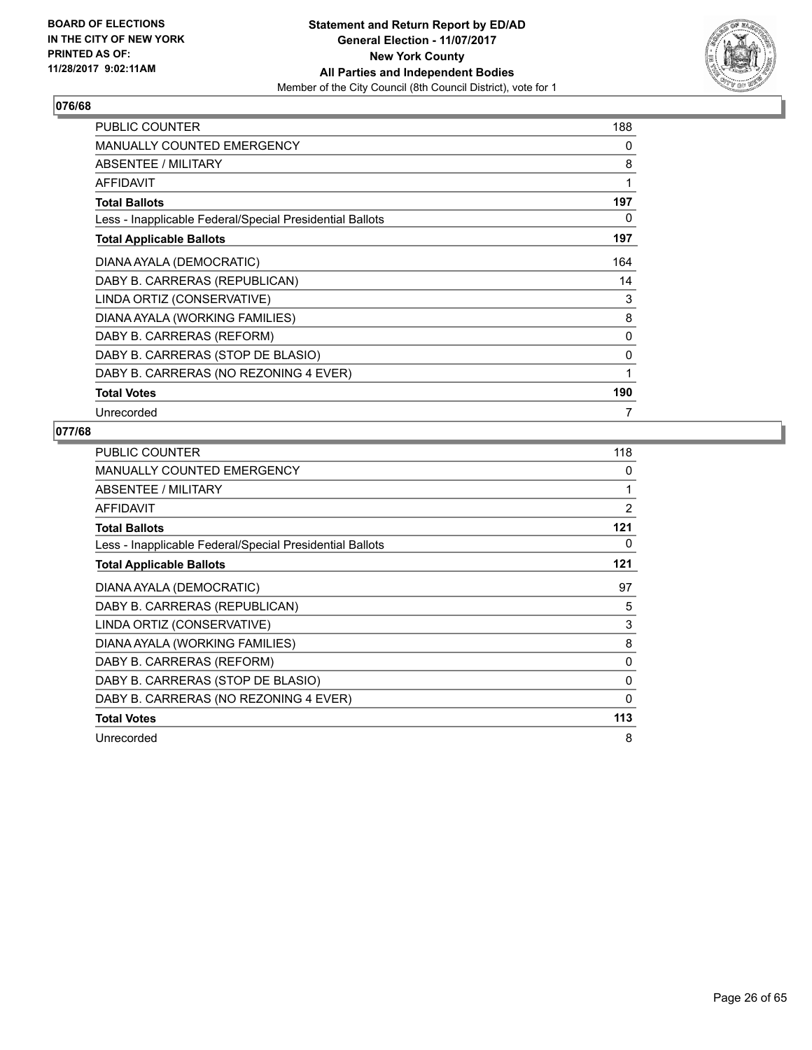BOARD OF ELECTIONS
IN THE CITY OF NEW YORK
PRINTED AS OF:
11/28/2017 9:02:11AM

**Statement and Return Report by ED/AD**
**General Election - 11/07/2017**
**New York County**
**All Parties and Independent Bodies**
Member of the City Council (8th Council District), vote for 1

## 076/68

| | |
|---|---|
| PUBLIC COUNTER | 188 |
| MANUALLY COUNTED EMERGENCY | 0 |
| ABSENTEE / MILITARY | 8 |
| AFFIDAVIT | 1 |
| **Total Ballots** | **197** |
| Less - Inapplicable Federal/Special Presidential Ballots | 0 |
| **Total Applicable Ballots** | **197** |
| DIANA AYALA (DEMOCRATIC) | 164 |
| DABY B. CARRERAS (REPUBLICAN) | 14 |
| LINDA ORTIZ (CONSERVATIVE) | 3 |
| DIANA AYALA (WORKING FAMILIES) | 8 |
| DABY B. CARRERAS (REFORM) | 0 |
| DABY B. CARRERAS (STOP DE BLASIO) | 0 |
| DABY B. CARRERAS (NO REZONING 4 EVER) | 1 |
| **Total Votes** | **190** |
| Unrecorded | 7 |

## 077/68

| | |
|---|---|
| PUBLIC COUNTER | 118 |
| MANUALLY COUNTED EMERGENCY | 0 |
| ABSENTEE / MILITARY | 1 |
| AFFIDAVIT | 2 |
| **Total Ballots** | **121** |
| Less - Inapplicable Federal/Special Presidential Ballots | 0 |
| **Total Applicable Ballots** | **121** |
| DIANA AYALA (DEMOCRATIC) | 97 |
| DABY B. CARRERAS (REPUBLICAN) | 5 |
| LINDA ORTIZ (CONSERVATIVE) | 3 |
| DIANA AYALA (WORKING FAMILIES) | 8 |
| DABY B. CARRERAS (REFORM) | 0 |
| DABY B. CARRERAS (STOP DE BLASIO) | 0 |
| DABY B. CARRERAS (NO REZONING 4 EVER) | 0 |
| **Total Votes** | **113** |
| Unrecorded | 8 |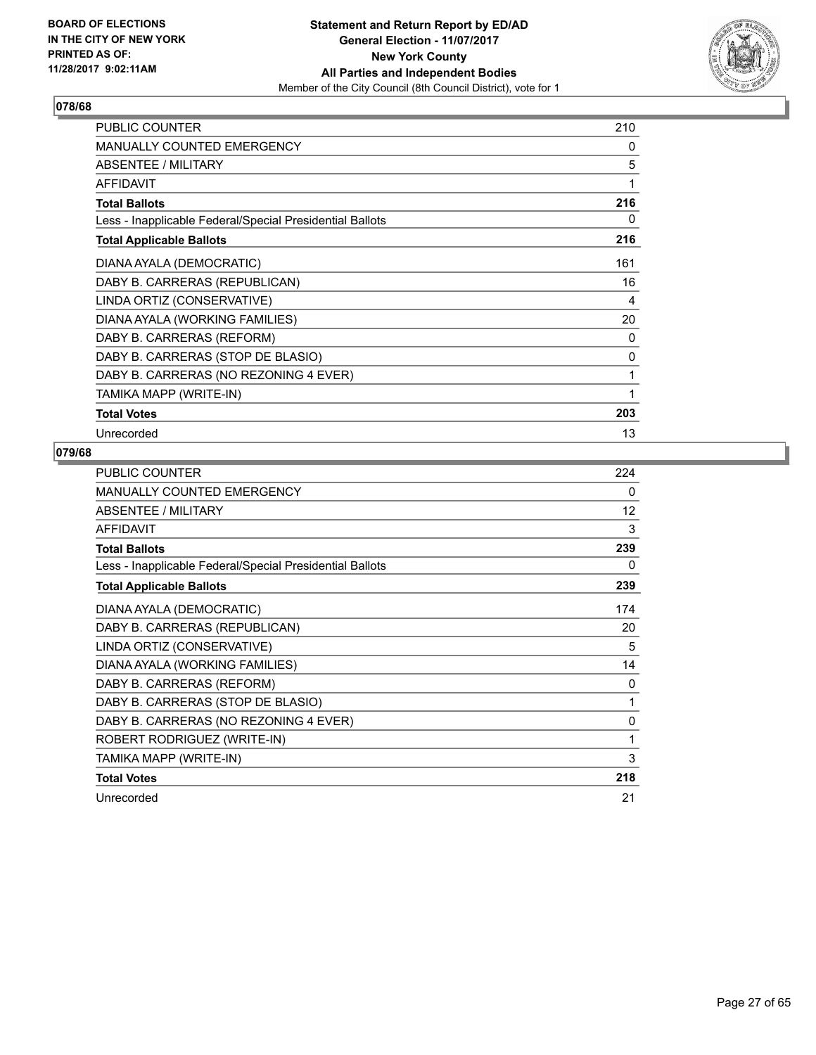BOARD OF ELECTIONS
IN THE CITY OF NEW YORK
PRINTED AS OF:
11/28/2017 9:02:11AM

**Statement and Return Report by ED/AD**
**General Election - 11/07/2017**
**New York County**
**All Parties and Independent Bodies**
Member of the City Council (8th Council District), vote for 1

### 078/68

| | |
|---|---|
| PUBLIC COUNTER | 210 |
| MANUALLY COUNTED EMERGENCY | 0 |
| ABSENTEE / MILITARY | 5 |
| AFFIDAVIT | 1 |
| **Total Ballots** | **216** |
| Less - Inapplicable Federal/Special Presidential Ballots | 0 |
| **Total Applicable Ballots** | **216** |
| DIANA AYALA (DEMOCRATIC) | 161 |
| DABY B. CARRERAS (REPUBLICAN) | 16 |
| LINDA ORTIZ (CONSERVATIVE) | 4 |
| DIANA AYALA (WORKING FAMILIES) | 20 |
| DABY B. CARRERAS (REFORM) | 0 |
| DABY B. CARRERAS (STOP DE BLASIO) | 0 |
| DABY B. CARRERAS (NO REZONING 4 EVER) | 1 |
| TAMIKA MAPP (WRITE-IN) | 1 |
| **Total Votes** | **203** |
| Unrecorded | 13 |

### 079/68

| | |
|---|---|
| PUBLIC COUNTER | 224 |
| MANUALLY COUNTED EMERGENCY | 0 |
| ABSENTEE / MILITARY | 12 |
| AFFIDAVIT | 3 |
| **Total Ballots** | **239** |
| Less - Inapplicable Federal/Special Presidential Ballots | 0 |
| **Total Applicable Ballots** | **239** |
| DIANA AYALA (DEMOCRATIC) | 174 |
| DABY B. CARRERAS (REPUBLICAN) | 20 |
| LINDA ORTIZ (CONSERVATIVE) | 5 |
| DIANA AYALA (WORKING FAMILIES) | 14 |
| DABY B. CARRERAS (REFORM) | 0 |
| DABY B. CARRERAS (STOP DE BLASIO) | 1 |
| DABY B. CARRERAS (NO REZONING 4 EVER) | 0 |
| ROBERT RODRIGUEZ (WRITE-IN) | 1 |
| TAMIKA MAPP (WRITE-IN) | 3 |
| **Total Votes** | **218** |
| Unrecorded | 21 |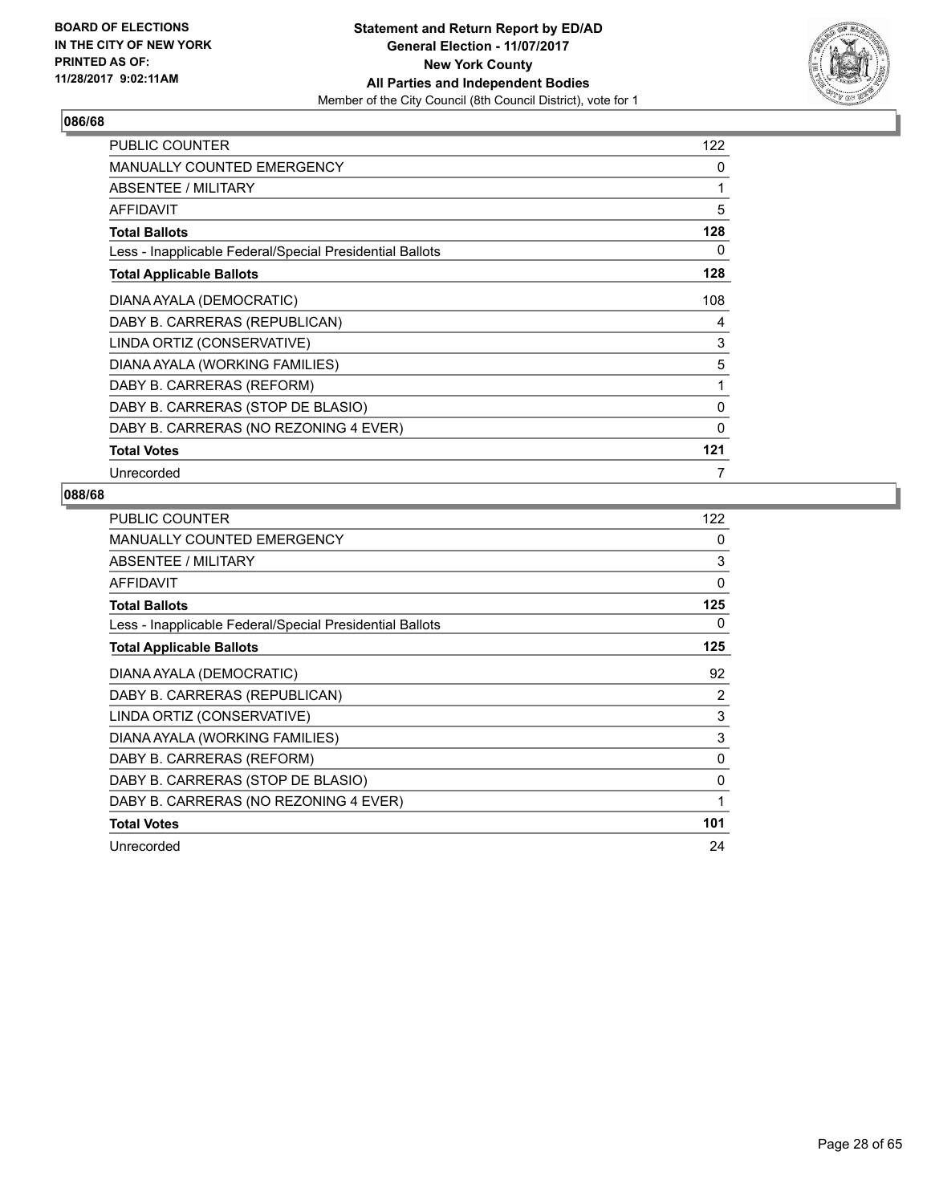**BOARD OF ELECTIONS IN THE CITY OF NEW YORK PRINTED AS OF: 11/28/2017 9:02:11AM**

**Statement and Return Report by ED/AD General Election - 11/07/2017 New York County All Parties and Independent Bodies**
Member of the City Council (8th Council District), vote for 1

### 086/68

| | |
|---|---|
| PUBLIC COUNTER | 122 |
| MANUALLY COUNTED EMERGENCY | 0 |
| ABSENTEE / MILITARY | 1 |
| AFFIDAVIT | 5 |
| **Total Ballots** | **128** |
| Less - Inapplicable Federal/Special Presidential Ballots | 0 |
| **Total Applicable Ballots** | **128** |
| DIANA AYALA (DEMOCRATIC) | 108 |
| DABY B. CARRERAS (REPUBLICAN) | 4 |
| LINDA ORTIZ (CONSERVATIVE) | 3 |
| DIANA AYALA (WORKING FAMILIES) | 5 |
| DABY B. CARRERAS (REFORM) | 1 |
| DABY B. CARRERAS (STOP DE BLASIO) | 0 |
| DABY B. CARRERAS (NO REZONING 4 EVER) | 0 |
| **Total Votes** | **121** |
| Unrecorded | 7 |

### 088/68

| | |
|---|---|
| PUBLIC COUNTER | 122 |
| MANUALLY COUNTED EMERGENCY | 0 |
| ABSENTEE / MILITARY | 3 |
| AFFIDAVIT | 0 |
| **Total Ballots** | **125** |
| Less - Inapplicable Federal/Special Presidential Ballots | 0 |
| **Total Applicable Ballots** | **125** |
| DIANA AYALA (DEMOCRATIC) | 92 |
| DABY B. CARRERAS (REPUBLICAN) | 2 |
| LINDA ORTIZ (CONSERVATIVE) | 3 |
| DIANA AYALA (WORKING FAMILIES) | 3 |
| DABY B. CARRERAS (REFORM) | 0 |
| DABY B. CARRERAS (STOP DE BLASIO) | 0 |
| DABY B. CARRERAS (NO REZONING 4 EVER) | 1 |
| **Total Votes** | **101** |
| Unrecorded | 24 |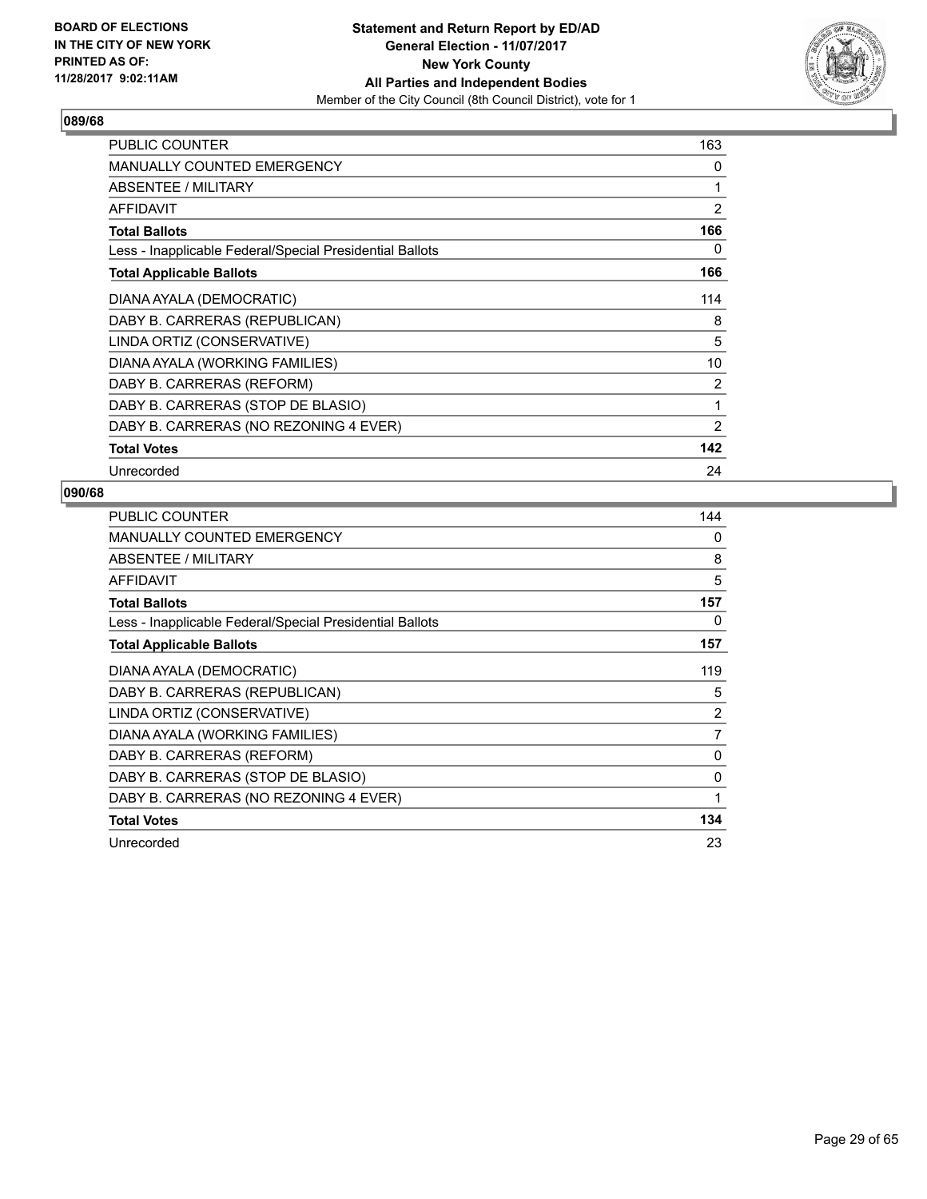BOARD OF ELECTIONS
IN THE CITY OF NEW YORK
PRINTED AS OF:
11/28/2017 9:02:11AM

**Statement and Return Report by ED/AD**
**General Election - 11/07/2017**
**New York County**
**All Parties and Independent Bodies**
Member of the City Council (8th Council District), vote for 1

## 089/68

| | |
|---|---|
| PUBLIC COUNTER | 163 |
| MANUALLY COUNTED EMERGENCY | 0 |
| ABSENTEE / MILITARY | 1 |
| AFFIDAVIT | 2 |
| **Total Ballots** | **166** |
| Less - Inapplicable Federal/Special Presidential Ballots | 0 |
| **Total Applicable Ballots** | **166** |
| DIANA AYALA (DEMOCRATIC) | 114 |
| DABY B. CARRERAS (REPUBLICAN) | 8 |
| LINDA ORTIZ (CONSERVATIVE) | 5 |
| DIANA AYALA (WORKING FAMILIES) | 10 |
| DABY B. CARRERAS (REFORM) | 2 |
| DABY B. CARRERAS (STOP DE BLASIO) | 1 |
| DABY B. CARRERAS (NO REZONING 4 EVER) | 2 |
| **Total Votes** | **142** |
| Unrecorded | 24 |

## 090/68

| | |
|---|---|
| PUBLIC COUNTER | 144 |
| MANUALLY COUNTED EMERGENCY | 0 |
| ABSENTEE / MILITARY | 8 |
| AFFIDAVIT | 5 |
| **Total Ballots** | **157** |
| Less - Inapplicable Federal/Special Presidential Ballots | 0 |
| **Total Applicable Ballots** | **157** |
| DIANA AYALA (DEMOCRATIC) | 119 |
| DABY B. CARRERAS (REPUBLICAN) | 5 |
| LINDA ORTIZ (CONSERVATIVE) | 2 |
| DIANA AYALA (WORKING FAMILIES) | 7 |
| DABY B. CARRERAS (REFORM) | 0 |
| DABY B. CARRERAS (STOP DE BLASIO) | 0 |
| DABY B. CARRERAS (NO REZONING 4 EVER) | 1 |
| **Total Votes** | **134** |
| Unrecorded | 23 |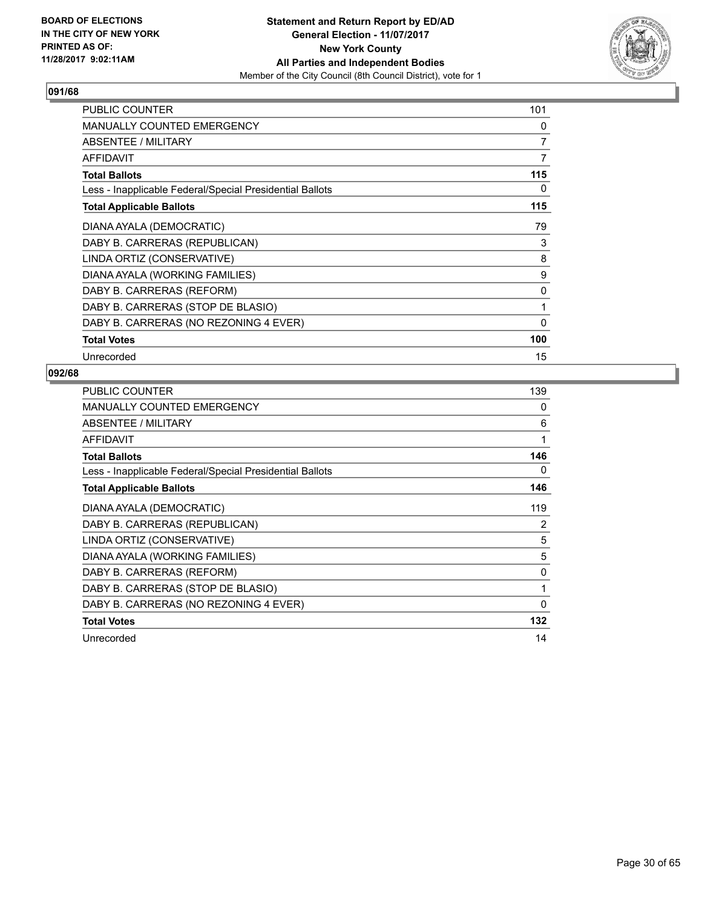**Statement and Return Report by ED/AD**
**General Election - 11/07/2017**
**New York County**
**All Parties and Independent Bodies**
Member of the City Council (8th Council District), vote for 1

BOARD OF ELECTIONS IN THE CITY OF NEW YORK PRINTED AS OF: 11/28/2017 9:02:11AM

## 091/68

| | |
|---|---|
| PUBLIC COUNTER | 101 |
| MANUALLY COUNTED EMERGENCY | 0 |
| ABSENTEE / MILITARY | 7 |
| AFFIDAVIT | 7 |
| **Total Ballots** | **115** |
| Less - Inapplicable Federal/Special Presidential Ballots | 0 |
| **Total Applicable Ballots** | **115** |
| DIANA AYALA (DEMOCRATIC) | 79 |
| DABY B. CARRERAS (REPUBLICAN) | 3 |
| LINDA ORTIZ (CONSERVATIVE) | 8 |
| DIANA AYALA (WORKING FAMILIES) | 9 |
| DABY B. CARRERAS (REFORM) | 0 |
| DABY B. CARRERAS (STOP DE BLASIO) | 1 |
| DABY B. CARRERAS (NO REZONING 4 EVER) | 0 |
| **Total Votes** | **100** |
| Unrecorded | 15 |

## 092/68

| | |
|---|---|
| PUBLIC COUNTER | 139 |
| MANUALLY COUNTED EMERGENCY | 0 |
| ABSENTEE / MILITARY | 6 |
| AFFIDAVIT | 1 |
| **Total Ballots** | **146** |
| Less - Inapplicable Federal/Special Presidential Ballots | 0 |
| **Total Applicable Ballots** | **146** |
| DIANA AYALA (DEMOCRATIC) | 119 |
| DABY B. CARRERAS (REPUBLICAN) | 2 |
| LINDA ORTIZ (CONSERVATIVE) | 5 |
| DIANA AYALA (WORKING FAMILIES) | 5 |
| DABY B. CARRERAS (REFORM) | 0 |
| DABY B. CARRERAS (STOP DE BLASIO) | 1 |
| DABY B. CARRERAS (NO REZONING 4 EVER) | 0 |
| **Total Votes** | **132** |
| Unrecorded | 14 |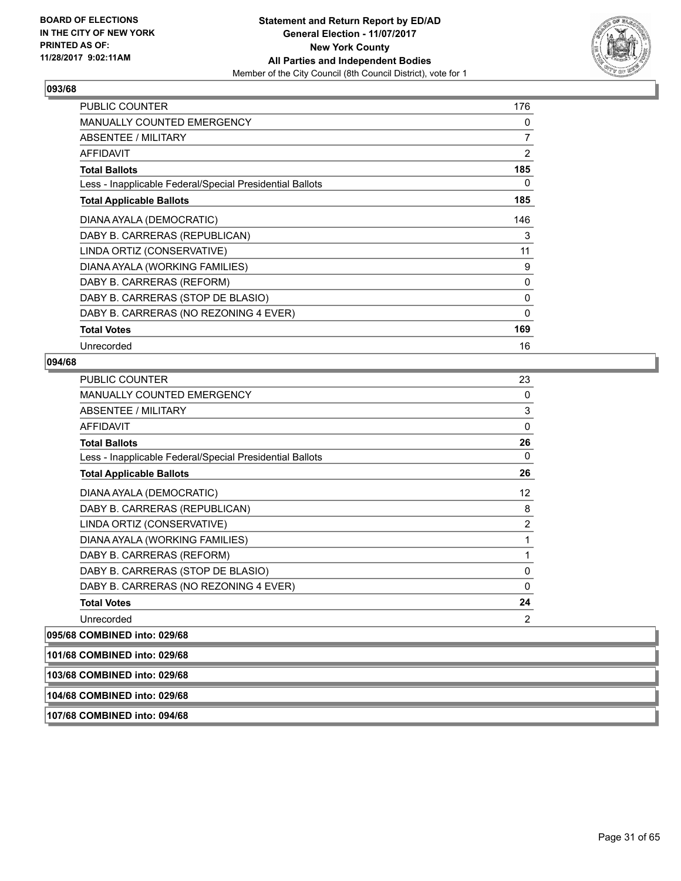BOARD OF ELECTIONS
IN THE CITY OF NEW YORK
PRINTED AS OF:
11/28/2017 9:02:11AM

**Statement and Return Report by ED/AD**
**General Election - 11/07/2017**
**New York County**
**All Parties and Independent Bodies**
Member of the City Council (8th Council District), vote for 1

## 093/68

| | |
|---|---|
| PUBLIC COUNTER | 176 |
| MANUALLY COUNTED EMERGENCY | 0 |
| ABSENTEE / MILITARY | 7 |
| AFFIDAVIT | 2 |
| **Total Ballots** | **185** |
| Less - Inapplicable Federal/Special Presidential Ballots | 0 |
| **Total Applicable Ballots** | **185** |
| DIANA AYALA (DEMOCRATIC) | 146 |
| DABY B. CARRERAS (REPUBLICAN) | 3 |
| LINDA ORTIZ (CONSERVATIVE) | 11 |
| DIANA AYALA (WORKING FAMILIES) | 9 |
| DABY B. CARRERAS (REFORM) | 0 |
| DABY B. CARRERAS (STOP DE BLASIO) | 0 |
| DABY B. CARRERAS (NO REZONING 4 EVER) | 0 |
| **Total Votes** | **169** |
| Unrecorded | 16 |

## 094/68

| | |
|---|---|
| PUBLIC COUNTER | 23 |
| MANUALLY COUNTED EMERGENCY | 0 |
| ABSENTEE / MILITARY | 3 |
| AFFIDAVIT | 0 |
| **Total Ballots** | **26** |
| Less - Inapplicable Federal/Special Presidential Ballots | 0 |
| **Total Applicable Ballots** | **26** |
| DIANA AYALA (DEMOCRATIC) | 12 |
| DABY B. CARRERAS (REPUBLICAN) | 8 |
| LINDA ORTIZ (CONSERVATIVE) | 2 |
| DIANA AYALA (WORKING FAMILIES) | 1 |
| DABY B. CARRERAS (REFORM) | 1 |
| DABY B. CARRERAS (STOP DE BLASIO) | 0 |
| DABY B. CARRERAS (NO REZONING 4 EVER) | 0 |
| **Total Votes** | **24** |
| Unrecorded | 2 |

**095/68 COMBINED into: 029/68**

**101/68 COMBINED into: 029/68**

**103/68 COMBINED into: 029/68**

**104/68 COMBINED into: 029/68**

**107/68 COMBINED into: 094/68**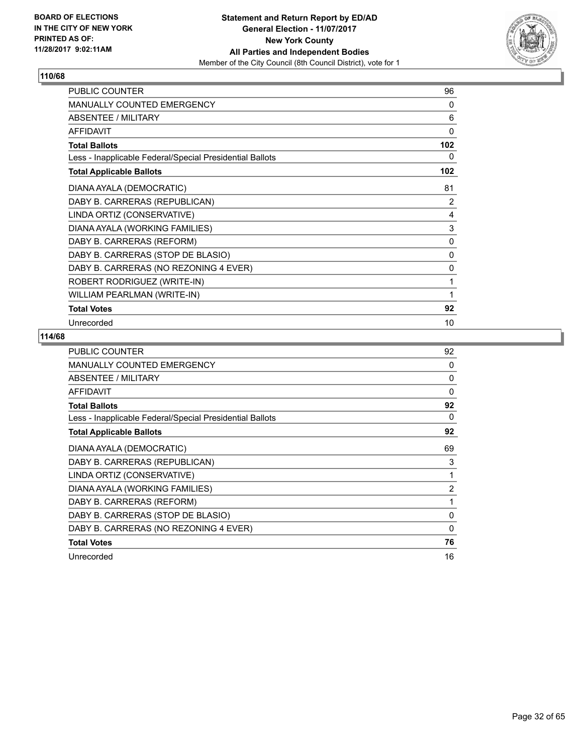**BOARD OF ELECTIONS IN THE CITY OF NEW YORK PRINTED AS OF: 11/28/2017 9:02:11AM**

**Statement and Return Report by ED/AD**
**General Election - 11/07/2017**
**New York County**
**All Parties and Independent Bodies**
Member of the City Council (8th Council District), vote for 1

## 110/68

| | |
|---|---|
| PUBLIC COUNTER | 96 |
| MANUALLY COUNTED EMERGENCY | 0 |
| ABSENTEE / MILITARY | 6 |
| AFFIDAVIT | 0 |
| **Total Ballots** | **102** |
| Less - Inapplicable Federal/Special Presidential Ballots | 0 |
| **Total Applicable Ballots** | **102** |
| DIANA AYALA (DEMOCRATIC) | 81 |
| DABY B. CARRERAS (REPUBLICAN) | 2 |
| LINDA ORTIZ (CONSERVATIVE) | 4 |
| DIANA AYALA (WORKING FAMILIES) | 3 |
| DABY B. CARRERAS (REFORM) | 0 |
| DABY B. CARRERAS (STOP DE BLASIO) | 0 |
| DABY B. CARRERAS (NO REZONING 4 EVER) | 0 |
| ROBERT RODRIGUEZ (WRITE-IN) | 1 |
| WILLIAM PEARLMAN (WRITE-IN) | 1 |
| **Total Votes** | **92** |
| Unrecorded | 10 |

## 114/68

| | |
|---|---|
| PUBLIC COUNTER | 92 |
| MANUALLY COUNTED EMERGENCY | 0 |
| ABSENTEE / MILITARY | 0 |
| AFFIDAVIT | 0 |
| **Total Ballots** | **92** |
| Less - Inapplicable Federal/Special Presidential Ballots | 0 |
| **Total Applicable Ballots** | **92** |
| DIANA AYALA (DEMOCRATIC) | 69 |
| DABY B. CARRERAS (REPUBLICAN) | 3 |
| LINDA ORTIZ (CONSERVATIVE) | 1 |
| DIANA AYALA (WORKING FAMILIES) | 2 |
| DABY B. CARRERAS (REFORM) | 1 |
| DABY B. CARRERAS (STOP DE BLASIO) | 0 |
| DABY B. CARRERAS (NO REZONING 4 EVER) | 0 |
| **Total Votes** | **76** |
| Unrecorded | 16 |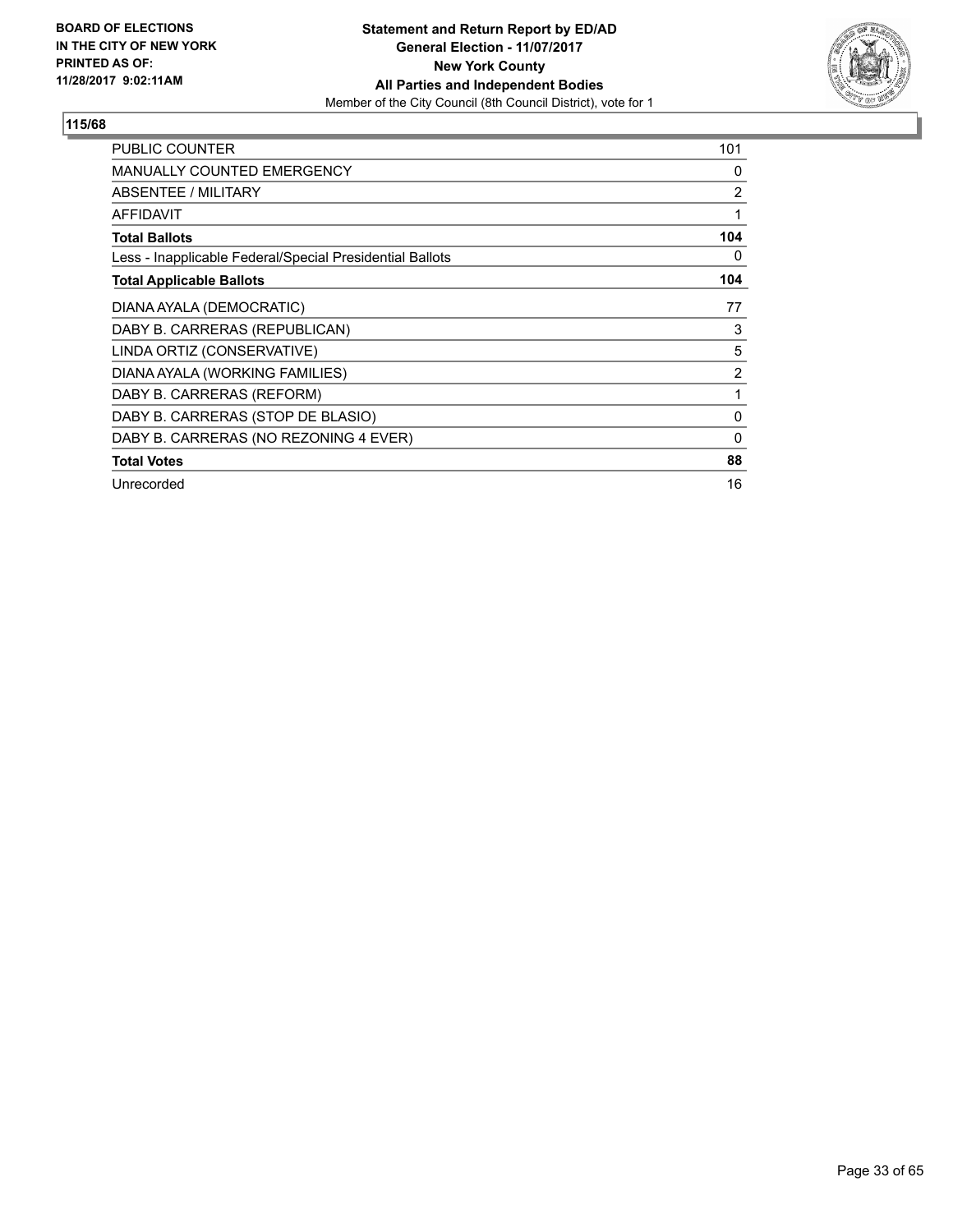BOARD OF ELECTIONS
IN THE CITY OF NEW YORK
PRINTED AS OF:
11/28/2017 9:02:11AM

**Statement and Return Report by ED/AD**
**General Election - 11/07/2017**
**New York County**
**All Parties and Independent Bodies**
Member of the City Council (8th Council District), vote for 1

## 115/68

| | |
|---|---|
| PUBLIC COUNTER | 101 |
| MANUALLY COUNTED EMERGENCY | 0 |
| ABSENTEE / MILITARY | 2 |
| AFFIDAVIT | 1 |
| **Total Ballots** | **104** |
| Less - Inapplicable Federal/Special Presidential Ballots | 0 |
| **Total Applicable Ballots** | **104** |
| DIANA AYALA (DEMOCRATIC) | 77 |
| DABY B. CARRERAS (REPUBLICAN) | 3 |
| LINDA ORTIZ (CONSERVATIVE) | 5 |
| DIANA AYALA (WORKING FAMILIES) | 2 |
| DABY B. CARRERAS (REFORM) | 1 |
| DABY B. CARRERAS (STOP DE BLASIO) | 0 |
| DABY B. CARRERAS (NO REZONING 4 EVER) | 0 |
| **Total Votes** | **88** |
| Unrecorded | 16 |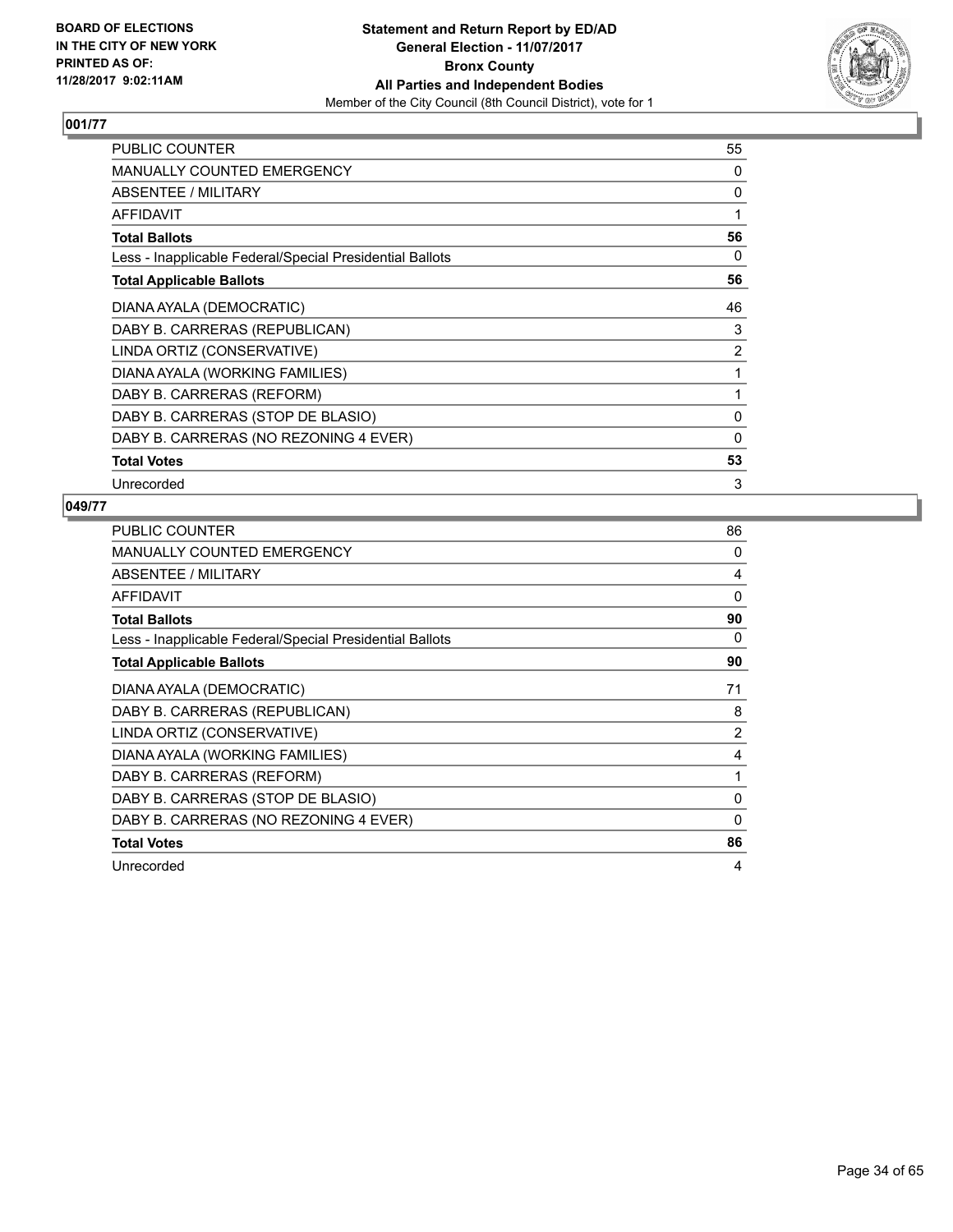BOARD OF ELECTIONS
IN THE CITY OF NEW YORK
PRINTED AS OF:
11/28/2017 9:02:11AM

**Statement and Return Report by ED/AD**
**General Election - 11/07/2017**
**Bronx County**
**All Parties and Independent Bodies**
Member of the City Council (8th Council District), vote for 1

### 001/77

| | |
|---|---|
| PUBLIC COUNTER | 55 |
| MANUALLY COUNTED EMERGENCY | 0 |
| ABSENTEE / MILITARY | 0 |
| AFFIDAVIT | 1 |
| **Total Ballots** | **56** |
| Less - Inapplicable Federal/Special Presidential Ballots | 0 |
| **Total Applicable Ballots** | **56** |
| DIANA AYALA (DEMOCRATIC) | 46 |
| DABY B. CARRERAS (REPUBLICAN) | 3 |
| LINDA ORTIZ (CONSERVATIVE) | 2 |
| DIANA AYALA (WORKING FAMILIES) | 1 |
| DABY B. CARRERAS (REFORM) | 1 |
| DABY B. CARRERAS (STOP DE BLASIO) | 0 |
| DABY B. CARRERAS (NO REZONING 4 EVER) | 0 |
| **Total Votes** | **53** |
| Unrecorded | 3 |

### 049/77

| | |
|---|---|
| PUBLIC COUNTER | 86 |
| MANUALLY COUNTED EMERGENCY | 0 |
| ABSENTEE / MILITARY | 4 |
| AFFIDAVIT | 0 |
| **Total Ballots** | **90** |
| Less - Inapplicable Federal/Special Presidential Ballots | 0 |
| **Total Applicable Ballots** | **90** |
| DIANA AYALA (DEMOCRATIC) | 71 |
| DABY B. CARRERAS (REPUBLICAN) | 8 |
| LINDA ORTIZ (CONSERVATIVE) | 2 |
| DIANA AYALA (WORKING FAMILIES) | 4 |
| DABY B. CARRERAS (REFORM) | 1 |
| DABY B. CARRERAS (STOP DE BLASIO) | 0 |
| DABY B. CARRERAS (NO REZONING 4 EVER) | 0 |
| **Total Votes** | **86** |
| Unrecorded | 4 |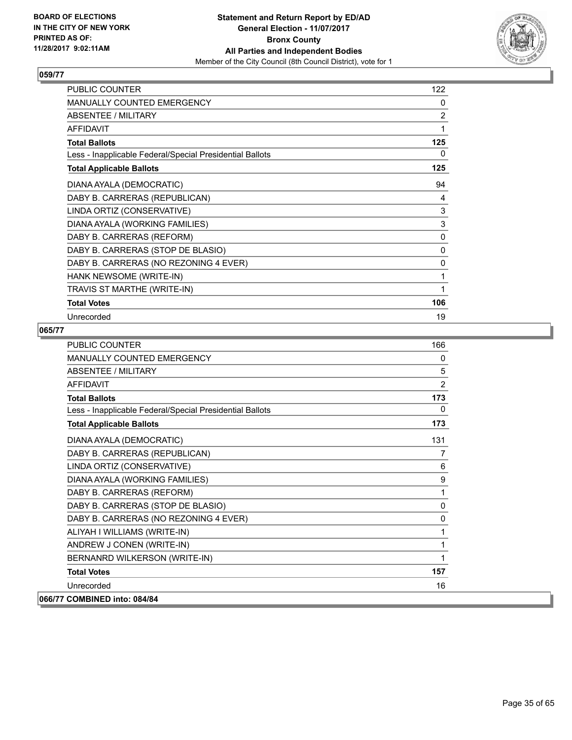**BOARD OF ELECTIONS IN THE CITY OF NEW YORK PRINTED AS OF: 11/28/2017 9:02:11AM**

**Statement and Return Report by ED/AD**
**General Election - 11/07/2017**
**Bronx County**
**All Parties and Independent Bodies**
Member of the City Council (8th Council District), vote for 1

### 059/77

| | |
|---|---|
| PUBLIC COUNTER | 122 |
| MANUALLY COUNTED EMERGENCY | 0 |
| ABSENTEE / MILITARY | 2 |
| AFFIDAVIT | 1 |
| **Total Ballots** | **125** |
| Less - Inapplicable Federal/Special Presidential Ballots | 0 |
| **Total Applicable Ballots** | **125** |
| DIANA AYALA (DEMOCRATIC) | 94 |
| DABY B. CARRERAS (REPUBLICAN) | 4 |
| LINDA ORTIZ (CONSERVATIVE) | 3 |
| DIANA AYALA (WORKING FAMILIES) | 3 |
| DABY B. CARRERAS (REFORM) | 0 |
| DABY B. CARRERAS (STOP DE BLASIO) | 0 |
| DABY B. CARRERAS (NO REZONING 4 EVER) | 0 |
| HANK NEWSOME (WRITE-IN) | 1 |
| TRAVIS ST MARTHE (WRITE-IN) | 1 |
| **Total Votes** | **106** |
| Unrecorded | 19 |

### 065/77

| | |
|---|---|
| PUBLIC COUNTER | 166 |
| MANUALLY COUNTED EMERGENCY | 0 |
| ABSENTEE / MILITARY | 5 |
| AFFIDAVIT | 2 |
| **Total Ballots** | **173** |
| Less - Inapplicable Federal/Special Presidential Ballots | 0 |
| **Total Applicable Ballots** | **173** |
| DIANA AYALA (DEMOCRATIC) | 131 |
| DABY B. CARRERAS (REPUBLICAN) | 7 |
| LINDA ORTIZ (CONSERVATIVE) | 6 |
| DIANA AYALA (WORKING FAMILIES) | 9 |
| DABY B. CARRERAS (REFORM) | 1 |
| DABY B. CARRERAS (STOP DE BLASIO) | 0 |
| DABY B. CARRERAS (NO REZONING 4 EVER) | 0 |
| ALIYAH I WILLIAMS (WRITE-IN) | 1 |
| ANDREW J CONEN (WRITE-IN) | 1 |
| BERNANRD WILKERSON (WRITE-IN) | 1 |
| **Total Votes** | **157** |
| Unrecorded | 16 |

### 066/77 COMBINED into: 084/84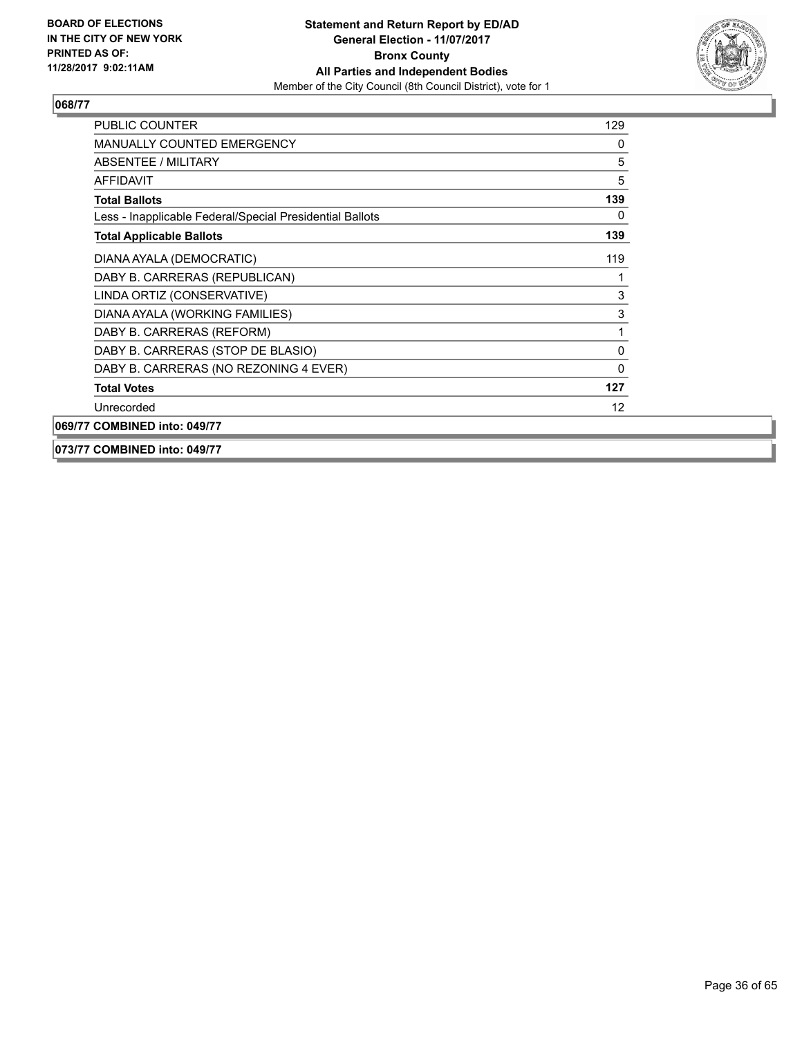## 068/77

| | |
|---|---|
| PUBLIC COUNTER | 129 |
| MANUALLY COUNTED EMERGENCY | 0 |
| ABSENTEE / MILITARY | 5 |
| AFFIDAVIT | 5 |
| **Total Ballots** | **139** |
| Less - Inapplicable Federal/Special Presidential Ballots | 0 |
| **Total Applicable Ballots** | **139** |
| DIANA AYALA (DEMOCRATIC) | 119 |
| DABY B. CARRERAS (REPUBLICAN) | 1 |
| LINDA ORTIZ (CONSERVATIVE) | 3 |
| DIANA AYALA (WORKING FAMILIES) | 3 |
| DABY B. CARRERAS (REFORM) | 1 |
| DABY B. CARRERAS (STOP DE BLASIO) | 0 |
| DABY B. CARRERAS (NO REZONING 4 EVER) | 0 |
| **Total Votes** | **127** |
| Unrecorded | 12 |

## 069/77 COMBINED into: 049/77

## 073/77 COMBINED into: 049/77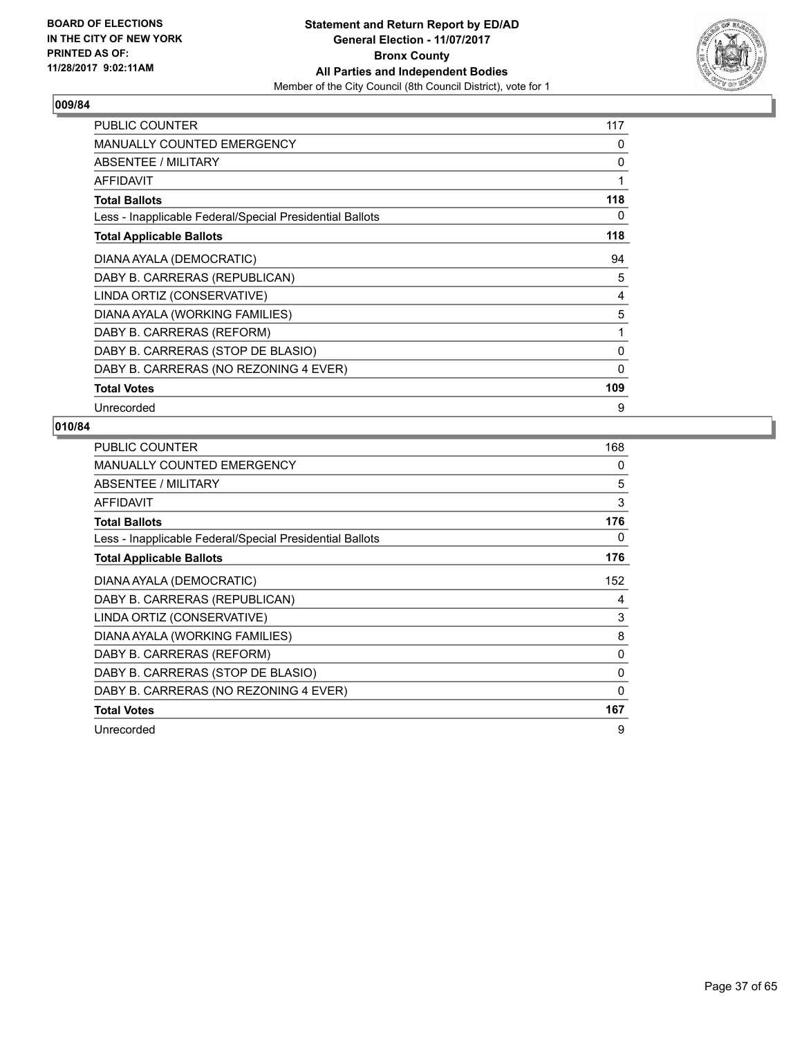BOARD OF ELECTIONS
IN THE CITY OF NEW YORK
PRINTED AS OF:
11/28/2017 9:02:11AM

**Statement and Return Report by ED/AD**
**General Election - 11/07/2017**
**Bronx County**
**All Parties and Independent Bodies**
Member of the City Council (8th Council District), vote for 1

## 009/84

| | |
|---|---|
| PUBLIC COUNTER | 117 |
| MANUALLY COUNTED EMERGENCY | 0 |
| ABSENTEE / MILITARY | 0 |
| AFFIDAVIT | 1 |
| **Total Ballots** | **118** |
| Less - Inapplicable Federal/Special Presidential Ballots | 0 |
| **Total Applicable Ballots** | **118** |
| DIANA AYALA (DEMOCRATIC) | 94 |
| DABY B. CARRERAS (REPUBLICAN) | 5 |
| LINDA ORTIZ (CONSERVATIVE) | 4 |
| DIANA AYALA (WORKING FAMILIES) | 5 |
| DABY B. CARRERAS (REFORM) | 1 |
| DABY B. CARRERAS (STOP DE BLASIO) | 0 |
| DABY B. CARRERAS (NO REZONING 4 EVER) | 0 |
| **Total Votes** | **109** |
| Unrecorded | 9 |

## 010/84

| | |
|---|---|
| PUBLIC COUNTER | 168 |
| MANUALLY COUNTED EMERGENCY | 0 |
| ABSENTEE / MILITARY | 5 |
| AFFIDAVIT | 3 |
| **Total Ballots** | **176** |
| Less - Inapplicable Federal/Special Presidential Ballots | 0 |
| **Total Applicable Ballots** | **176** |
| DIANA AYALA (DEMOCRATIC) | 152 |
| DABY B. CARRERAS (REPUBLICAN) | 4 |
| LINDA ORTIZ (CONSERVATIVE) | 3 |
| DIANA AYALA (WORKING FAMILIES) | 8 |
| DABY B. CARRERAS (REFORM) | 0 |
| DABY B. CARRERAS (STOP DE BLASIO) | 0 |
| DABY B. CARRERAS (NO REZONING 4 EVER) | 0 |
| **Total Votes** | **167** |
| Unrecorded | 9 |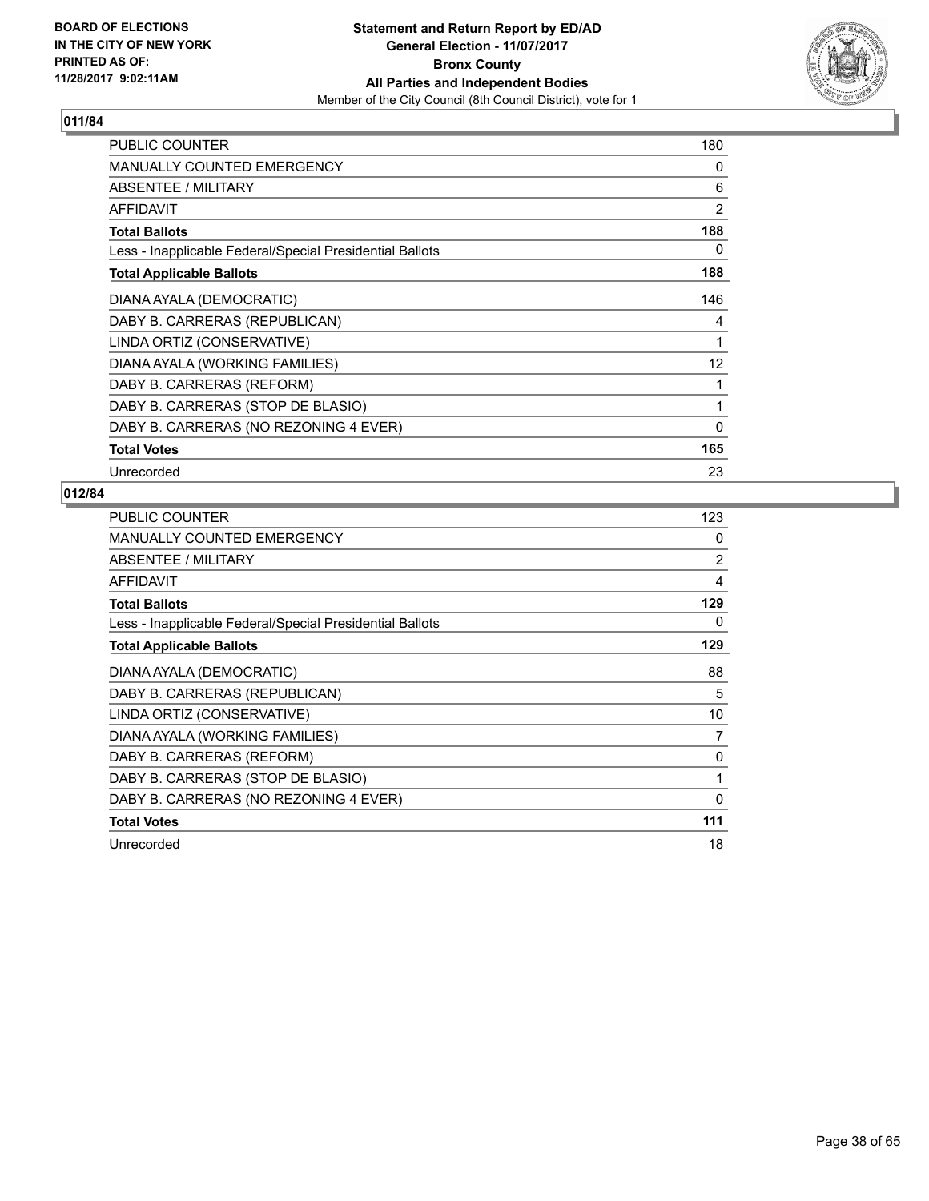BOARD OF ELECTIONS
IN THE CITY OF NEW YORK
PRINTED AS OF:
11/28/2017 9:02:11AM

**Statement and Return Report by ED/AD**
**General Election - 11/07/2017**
**Bronx County**
**All Parties and Independent Bodies**
Member of the City Council (8th Council District), vote for 1

## 011/84

| | |
|---|---|
| PUBLIC COUNTER | 180 |
| MANUALLY COUNTED EMERGENCY | 0 |
| ABSENTEE / MILITARY | 6 |
| AFFIDAVIT | 2 |
| **Total Ballots** | **188** |
| Less - Inapplicable Federal/Special Presidential Ballots | 0 |
| **Total Applicable Ballots** | **188** |
| DIANA AYALA (DEMOCRATIC) | 146 |
| DABY B. CARRERAS (REPUBLICAN) | 4 |
| LINDA ORTIZ (CONSERVATIVE) | 1 |
| DIANA AYALA (WORKING FAMILIES) | 12 |
| DABY B. CARRERAS (REFORM) | 1 |
| DABY B. CARRERAS (STOP DE BLASIO) | 1 |
| DABY B. CARRERAS (NO REZONING 4 EVER) | 0 |
| **Total Votes** | **165** |
| Unrecorded | 23 |

## 012/84

| | |
|---|---|
| PUBLIC COUNTER | 123 |
| MANUALLY COUNTED EMERGENCY | 0 |
| ABSENTEE / MILITARY | 2 |
| AFFIDAVIT | 4 |
| **Total Ballots** | **129** |
| Less - Inapplicable Federal/Special Presidential Ballots | 0 |
| **Total Applicable Ballots** | **129** |
| DIANA AYALA (DEMOCRATIC) | 88 |
| DABY B. CARRERAS (REPUBLICAN) | 5 |
| LINDA ORTIZ (CONSERVATIVE) | 10 |
| DIANA AYALA (WORKING FAMILIES) | 7 |
| DABY B. CARRERAS (REFORM) | 0 |
| DABY B. CARRERAS (STOP DE BLASIO) | 1 |
| DABY B. CARRERAS (NO REZONING 4 EVER) | 0 |
| **Total Votes** | **111** |
| Unrecorded | 18 |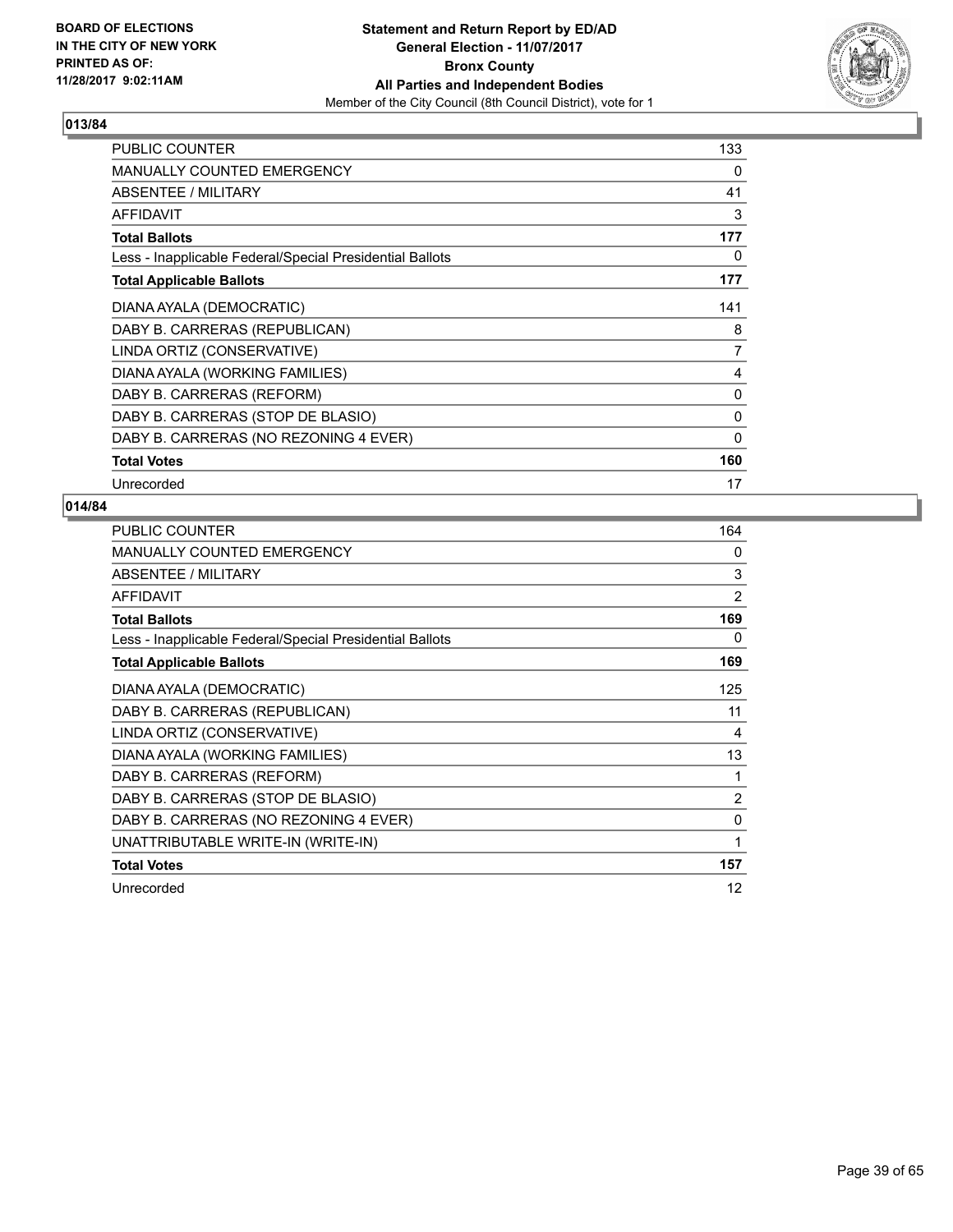BOARD OF ELECTIONS
IN THE CITY OF NEW YORK
PRINTED AS OF:
11/28/2017 9:02:11AM

**Statement and Return Report by ED/AD**
**General Election - 11/07/2017**
**Bronx County**
**All Parties and Independent Bodies**
Member of the City Council (8th Council District), vote for 1

## 013/84

| | |
|---|---|
| PUBLIC COUNTER | 133 |
| MANUALLY COUNTED EMERGENCY | 0 |
| ABSENTEE / MILITARY | 41 |
| AFFIDAVIT | 3 |
| **Total Ballots** | **177** |
| Less - Inapplicable Federal/Special Presidential Ballots | 0 |
| **Total Applicable Ballots** | **177** |
| DIANA AYALA (DEMOCRATIC) | 141 |
| DABY B. CARRERAS (REPUBLICAN) | 8 |
| LINDA ORTIZ (CONSERVATIVE) | 7 |
| DIANA AYALA (WORKING FAMILIES) | 4 |
| DABY B. CARRERAS (REFORM) | 0 |
| DABY B. CARRERAS (STOP DE BLASIO) | 0 |
| DABY B. CARRERAS (NO REZONING 4 EVER) | 0 |
| **Total Votes** | **160** |
| Unrecorded | 17 |

## 014/84

| | |
|---|---|
| PUBLIC COUNTER | 164 |
| MANUALLY COUNTED EMERGENCY | 0 |
| ABSENTEE / MILITARY | 3 |
| AFFIDAVIT | 2 |
| **Total Ballots** | **169** |
| Less - Inapplicable Federal/Special Presidential Ballots | 0 |
| **Total Applicable Ballots** | **169** |
| DIANA AYALA (DEMOCRATIC) | 125 |
| DABY B. CARRERAS (REPUBLICAN) | 11 |
| LINDA ORTIZ (CONSERVATIVE) | 4 |
| DIANA AYALA (WORKING FAMILIES) | 13 |
| DABY B. CARRERAS (REFORM) | 1 |
| DABY B. CARRERAS (STOP DE BLASIO) | 2 |
| DABY B. CARRERAS (NO REZONING 4 EVER) | 0 |
| UNATTRIBUTABLE WRITE-IN (WRITE-IN) | 1 |
| **Total Votes** | **157** |
| Unrecorded | 12 |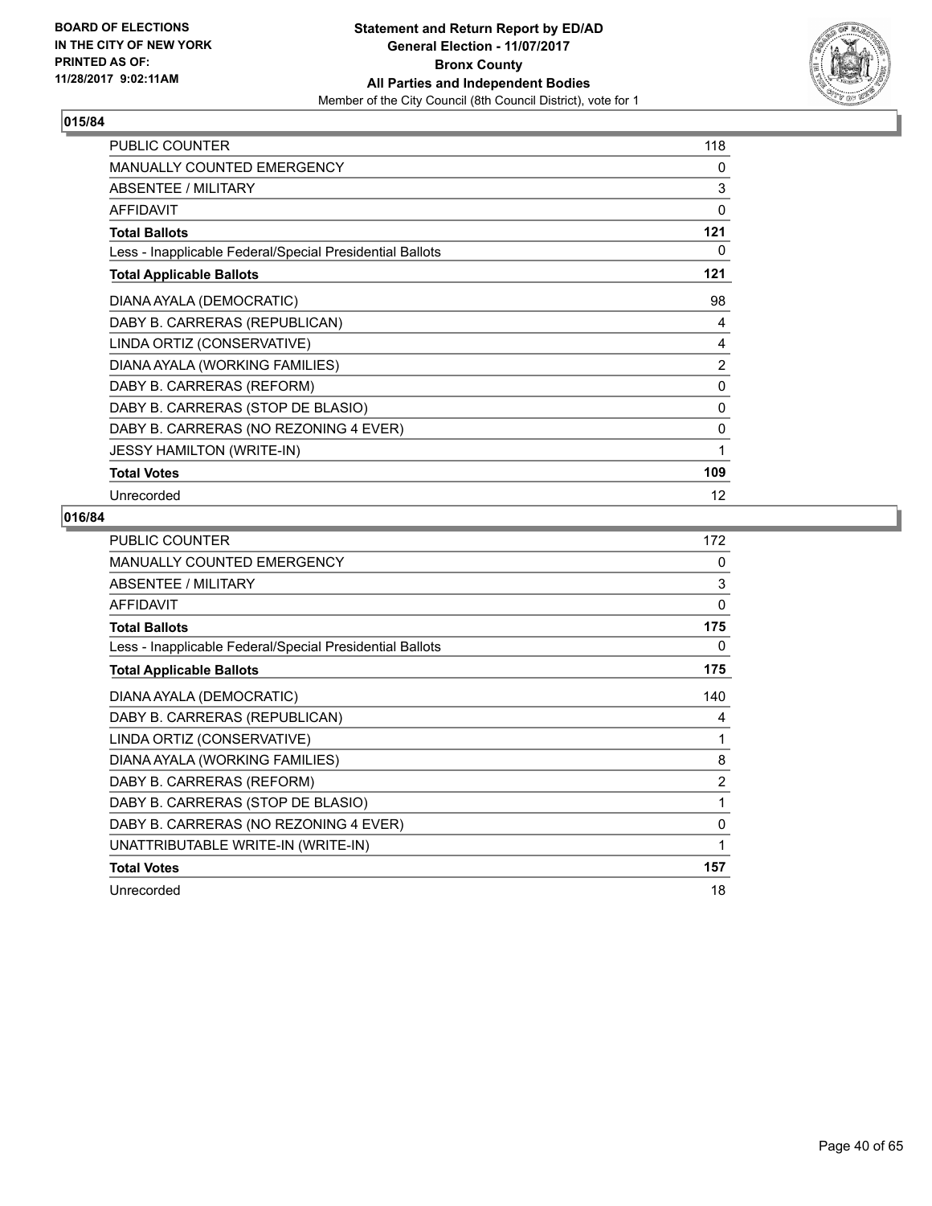BOARD OF ELECTIONS
IN THE CITY OF NEW YORK
PRINTED AS OF:
11/28/2017 9:02:11AM

**Statement and Return Report by ED/AD**
**General Election - 11/07/2017**
**Bronx County**
**All Parties and Independent Bodies**
Member of the City Council (8th Council District), vote for 1

## 015/84

| | |
|---|---|
| PUBLIC COUNTER | 118 |
| MANUALLY COUNTED EMERGENCY | 0 |
| ABSENTEE / MILITARY | 3 |
| AFFIDAVIT | 0 |
| **Total Ballots** | **121** |
| Less - Inapplicable Federal/Special Presidential Ballots | 0 |
| **Total Applicable Ballots** | **121** |
| DIANA AYALA (DEMOCRATIC) | 98 |
| DABY B. CARRERAS (REPUBLICAN) | 4 |
| LINDA ORTIZ (CONSERVATIVE) | 4 |
| DIANA AYALA (WORKING FAMILIES) | 2 |
| DABY B. CARRERAS (REFORM) | 0 |
| DABY B. CARRERAS (STOP DE BLASIO) | 0 |
| DABY B. CARRERAS (NO REZONING 4 EVER) | 0 |
| JESSY HAMILTON (WRITE-IN) | 1 |
| **Total Votes** | **109** |
| Unrecorded | 12 |

## 016/84

| | |
|---|---|
| PUBLIC COUNTER | 172 |
| MANUALLY COUNTED EMERGENCY | 0 |
| ABSENTEE / MILITARY | 3 |
| AFFIDAVIT | 0 |
| **Total Ballots** | **175** |
| Less - Inapplicable Federal/Special Presidential Ballots | 0 |
| **Total Applicable Ballots** | **175** |
| DIANA AYALA (DEMOCRATIC) | 140 |
| DABY B. CARRERAS (REPUBLICAN) | 4 |
| LINDA ORTIZ (CONSERVATIVE) | 1 |
| DIANA AYALA (WORKING FAMILIES) | 8 |
| DABY B. CARRERAS (REFORM) | 2 |
| DABY B. CARRERAS (STOP DE BLASIO) | 1 |
| DABY B. CARRERAS (NO REZONING 4 EVER) | 0 |
| UNATTRIBUTABLE WRITE-IN (WRITE-IN) | 1 |
| **Total Votes** | **157** |
| Unrecorded | 18 |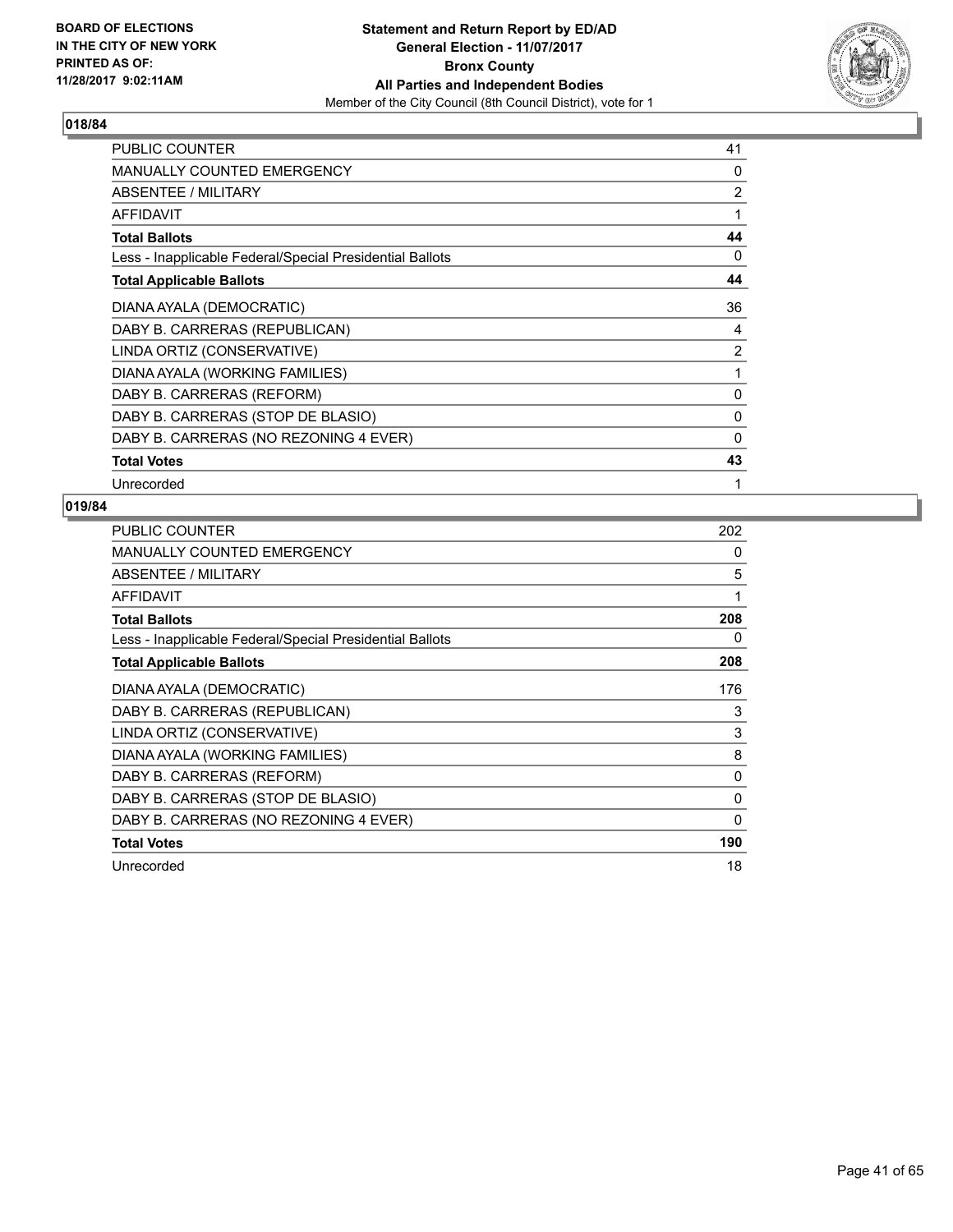BOARD OF ELECTIONS
IN THE CITY OF NEW YORK
PRINTED AS OF:
11/28/2017 9:02:11AM

**Statement and Return Report by ED/AD**
**General Election - 11/07/2017**
**Bronx County**
**All Parties and Independent Bodies**
Member of the City Council (8th Council District), vote for 1

### 018/84

| | |
|---|---|
| PUBLIC COUNTER | 41 |
| MANUALLY COUNTED EMERGENCY | 0 |
| ABSENTEE / MILITARY | 2 |
| AFFIDAVIT | 1 |
| **Total Ballots** | **44** |
| Less - Inapplicable Federal/Special Presidential Ballots | 0 |
| **Total Applicable Ballots** | **44** |
| DIANA AYALA (DEMOCRATIC) | 36 |
| DABY B. CARRERAS (REPUBLICAN) | 4 |
| LINDA ORTIZ (CONSERVATIVE) | 2 |
| DIANA AYALA (WORKING FAMILIES) | 1 |
| DABY B. CARRERAS (REFORM) | 0 |
| DABY B. CARRERAS (STOP DE BLASIO) | 0 |
| DABY B. CARRERAS (NO REZONING 4 EVER) | 0 |
| **Total Votes** | **43** |
| Unrecorded | 1 |

### 019/84

| | |
|---|---|
| PUBLIC COUNTER | 202 |
| MANUALLY COUNTED EMERGENCY | 0 |
| ABSENTEE / MILITARY | 5 |
| AFFIDAVIT | 1 |
| **Total Ballots** | **208** |
| Less - Inapplicable Federal/Special Presidential Ballots | 0 |
| **Total Applicable Ballots** | **208** |
| DIANA AYALA (DEMOCRATIC) | 176 |
| DABY B. CARRERAS (REPUBLICAN) | 3 |
| LINDA ORTIZ (CONSERVATIVE) | 3 |
| DIANA AYALA (WORKING FAMILIES) | 8 |
| DABY B. CARRERAS (REFORM) | 0 |
| DABY B. CARRERAS (STOP DE BLASIO) | 0 |
| DABY B. CARRERAS (NO REZONING 4 EVER) | 0 |
| **Total Votes** | **190** |
| Unrecorded | 18 |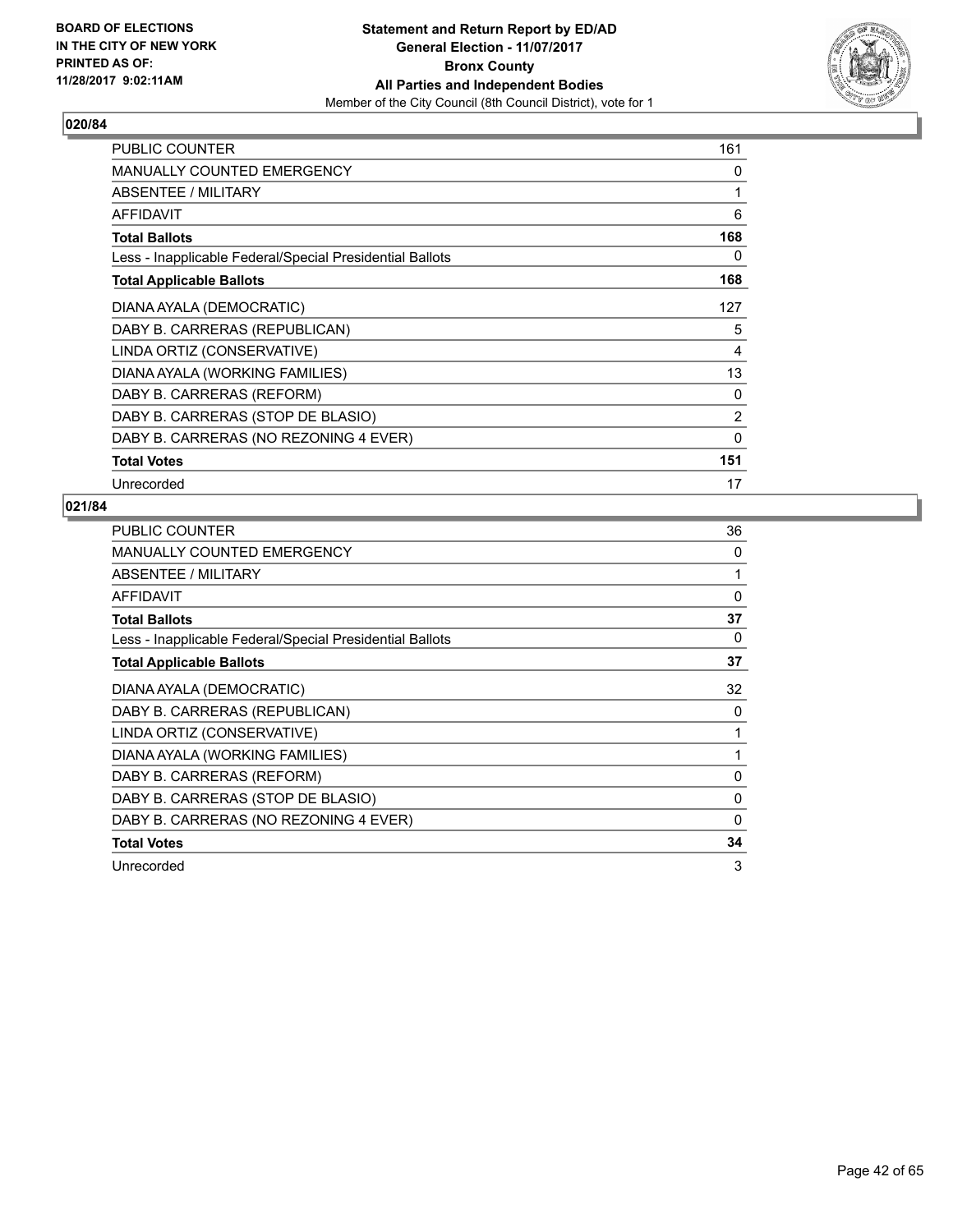BOARD OF ELECTIONS
IN THE CITY OF NEW YORK
PRINTED AS OF:
11/28/2017 9:02:11AM

**Statement and Return Report by ED/AD**
**General Election - 11/07/2017**
**Bronx County**
**All Parties and Independent Bodies**
Member of the City Council (8th Council District), vote for 1

### 020/84

| | |
|---|---|
| PUBLIC COUNTER | 161 |
| MANUALLY COUNTED EMERGENCY | 0 |
| ABSENTEE / MILITARY | 1 |
| AFFIDAVIT | 6 |
| **Total Ballots** | **168** |
| Less - Inapplicable Federal/Special Presidential Ballots | 0 |
| **Total Applicable Ballots** | **168** |
| DIANA AYALA (DEMOCRATIC) | 127 |
| DABY B. CARRERAS (REPUBLICAN) | 5 |
| LINDA ORTIZ (CONSERVATIVE) | 4 |
| DIANA AYALA (WORKING FAMILIES) | 13 |
| DABY B. CARRERAS (REFORM) | 0 |
| DABY B. CARRERAS (STOP DE BLASIO) | 2 |
| DABY B. CARRERAS (NO REZONING 4 EVER) | 0 |
| **Total Votes** | **151** |
| Unrecorded | 17 |

### 021/84

| | |
|---|---|
| PUBLIC COUNTER | 36 |
| MANUALLY COUNTED EMERGENCY | 0 |
| ABSENTEE / MILITARY | 1 |
| AFFIDAVIT | 0 |
| **Total Ballots** | **37** |
| Less - Inapplicable Federal/Special Presidential Ballots | 0 |
| **Total Applicable Ballots** | **37** |
| DIANA AYALA (DEMOCRATIC) | 32 |
| DABY B. CARRERAS (REPUBLICAN) | 0 |
| LINDA ORTIZ (CONSERVATIVE) | 1 |
| DIANA AYALA (WORKING FAMILIES) | 1 |
| DABY B. CARRERAS (REFORM) | 0 |
| DABY B. CARRERAS (STOP DE BLASIO) | 0 |
| DABY B. CARRERAS (NO REZONING 4 EVER) | 0 |
| **Total Votes** | **34** |
| Unrecorded | 3 |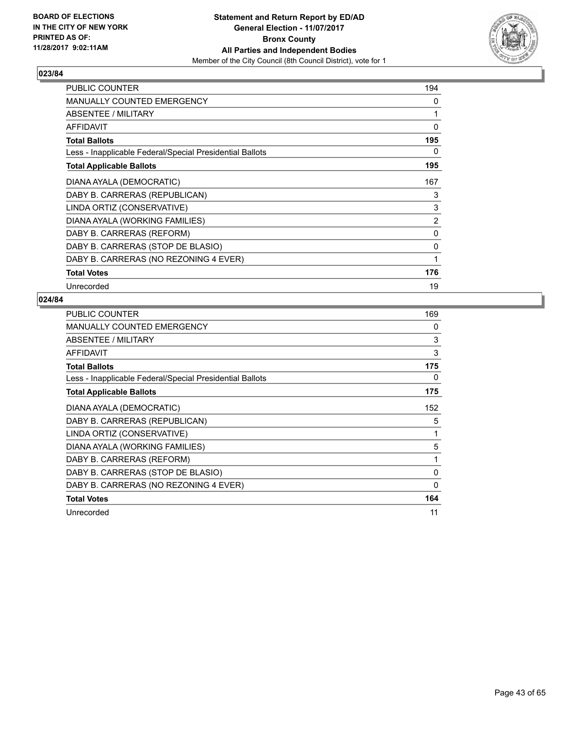BOARD OF ELECTIONS
IN THE CITY OF NEW YORK
PRINTED AS OF:
11/28/2017 9:02:11AM

**Statement and Return Report by ED/AD**
**General Election - 11/07/2017**
**Bronx County**
**All Parties and Independent Bodies**
Member of the City Council (8th Council District), vote for 1

## 023/84

| | |
|---|---|
| PUBLIC COUNTER | 194 |
| MANUALLY COUNTED EMERGENCY | 0 |
| ABSENTEE / MILITARY | 1 |
| AFFIDAVIT | 0 |
| **Total Ballots** | **195** |
| Less - Inapplicable Federal/Special Presidential Ballots | 0 |
| **Total Applicable Ballots** | **195** |
| DIANA AYALA (DEMOCRATIC) | 167 |
| DABY B. CARRERAS (REPUBLICAN) | 3 |
| LINDA ORTIZ (CONSERVATIVE) | 3 |
| DIANA AYALA (WORKING FAMILIES) | 2 |
| DABY B. CARRERAS (REFORM) | 0 |
| DABY B. CARRERAS (STOP DE BLASIO) | 0 |
| DABY B. CARRERAS (NO REZONING 4 EVER) | 1 |
| **Total Votes** | **176** |
| Unrecorded | 19 |

## 024/84

| | |
|---|---|
| PUBLIC COUNTER | 169 |
| MANUALLY COUNTED EMERGENCY | 0 |
| ABSENTEE / MILITARY | 3 |
| AFFIDAVIT | 3 |
| **Total Ballots** | **175** |
| Less - Inapplicable Federal/Special Presidential Ballots | 0 |
| **Total Applicable Ballots** | **175** |
| DIANA AYALA (DEMOCRATIC) | 152 |
| DABY B. CARRERAS (REPUBLICAN) | 5 |
| LINDA ORTIZ (CONSERVATIVE) | 1 |
| DIANA AYALA (WORKING FAMILIES) | 5 |
| DABY B. CARRERAS (REFORM) | 1 |
| DABY B. CARRERAS (STOP DE BLASIO) | 0 |
| DABY B. CARRERAS (NO REZONING 4 EVER) | 0 |
| **Total Votes** | **164** |
| Unrecorded | 11 |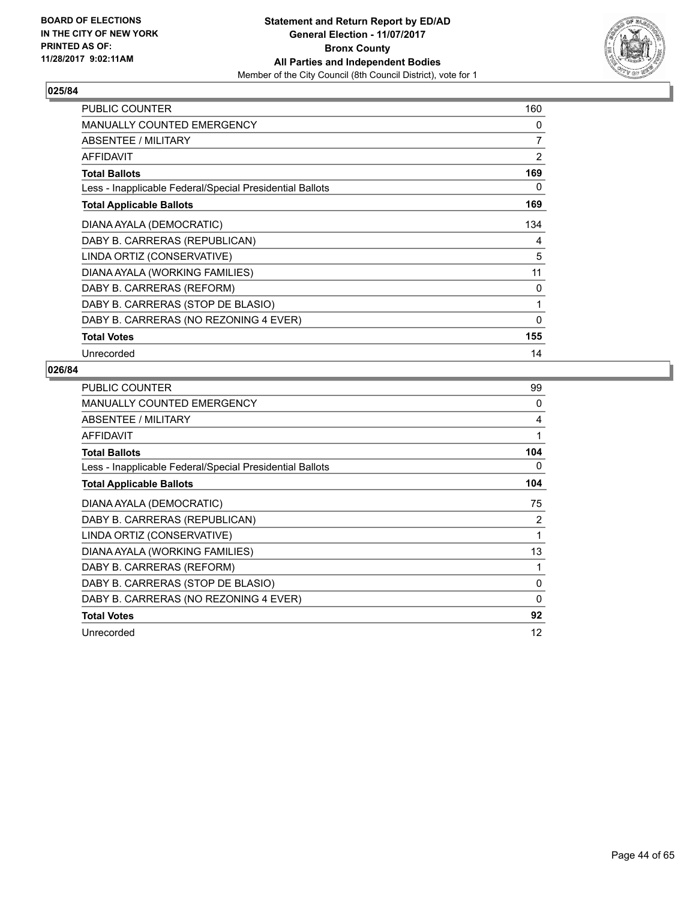BOARD OF ELECTIONS
IN THE CITY OF NEW YORK
PRINTED AS OF:
11/28/2017 9:02:11AM

**Statement and Return Report by ED/AD**
**General Election - 11/07/2017**
**Bronx County**
**All Parties and Independent Bodies**
Member of the City Council (8th Council District), vote for 1

### 025/84

| | |
|---|---|
| PUBLIC COUNTER | 160 |
| MANUALLY COUNTED EMERGENCY | 0 |
| ABSENTEE / MILITARY | 7 |
| AFFIDAVIT | 2 |
| **Total Ballots** | **169** |
| Less - Inapplicable Federal/Special Presidential Ballots | 0 |
| **Total Applicable Ballots** | **169** |
| DIANA AYALA (DEMOCRATIC) | 134 |
| DABY B. CARRERAS (REPUBLICAN) | 4 |
| LINDA ORTIZ (CONSERVATIVE) | 5 |
| DIANA AYALA (WORKING FAMILIES) | 11 |
| DABY B. CARRERAS (REFORM) | 0 |
| DABY B. CARRERAS (STOP DE BLASIO) | 1 |
| DABY B. CARRERAS (NO REZONING 4 EVER) | 0 |
| **Total Votes** | **155** |
| Unrecorded | 14 |

### 026/84

| | |
|---|---|
| PUBLIC COUNTER | 99 |
| MANUALLY COUNTED EMERGENCY | 0 |
| ABSENTEE / MILITARY | 4 |
| AFFIDAVIT | 1 |
| **Total Ballots** | **104** |
| Less - Inapplicable Federal/Special Presidential Ballots | 0 |
| **Total Applicable Ballots** | **104** |
| DIANA AYALA (DEMOCRATIC) | 75 |
| DABY B. CARRERAS (REPUBLICAN) | 2 |
| LINDA ORTIZ (CONSERVATIVE) | 1 |
| DIANA AYALA (WORKING FAMILIES) | 13 |
| DABY B. CARRERAS (REFORM) | 1 |
| DABY B. CARRERAS (STOP DE BLASIO) | 0 |
| DABY B. CARRERAS (NO REZONING 4 EVER) | 0 |
| **Total Votes** | **92** |
| Unrecorded | 12 |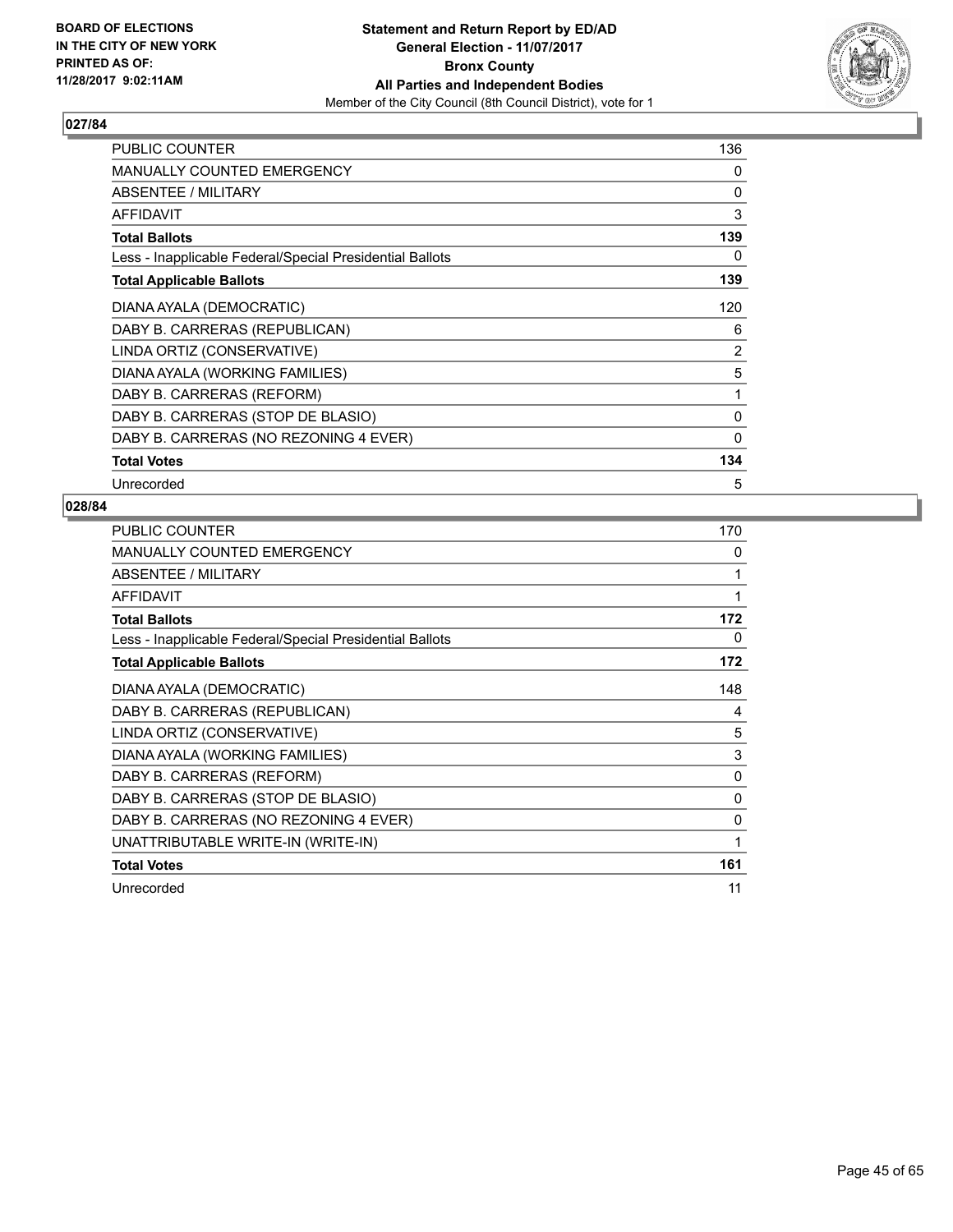BOARD OF ELECTIONS
IN THE CITY OF NEW YORK
PRINTED AS OF:
11/28/2017 9:02:11AM

**Statement and Return Report by ED/AD**
**General Election - 11/07/2017**
**Bronx County**
**All Parties and Independent Bodies**
Member of the City Council (8th Council District), vote for 1

## 027/84

| | |
|---|---|
| PUBLIC COUNTER | 136 |
| MANUALLY COUNTED EMERGENCY | 0 |
| ABSENTEE / MILITARY | 0 |
| AFFIDAVIT | 3 |
| **Total Ballots** | **139** |
| Less - Inapplicable Federal/Special Presidential Ballots | 0 |
| **Total Applicable Ballots** | **139** |
| DIANA AYALA (DEMOCRATIC) | 120 |
| DABY B. CARRERAS (REPUBLICAN) | 6 |
| LINDA ORTIZ (CONSERVATIVE) | 2 |
| DIANA AYALA (WORKING FAMILIES) | 5 |
| DABY B. CARRERAS (REFORM) | 1 |
| DABY B. CARRERAS (STOP DE BLASIO) | 0 |
| DABY B. CARRERAS (NO REZONING 4 EVER) | 0 |
| **Total Votes** | **134** |
| Unrecorded | 5 |

## 028/84

| | |
|---|---|
| PUBLIC COUNTER | 170 |
| MANUALLY COUNTED EMERGENCY | 0 |
| ABSENTEE / MILITARY | 1 |
| AFFIDAVIT | 1 |
| **Total Ballots** | **172** |
| Less - Inapplicable Federal/Special Presidential Ballots | 0 |
| **Total Applicable Ballots** | **172** |
| DIANA AYALA (DEMOCRATIC) | 148 |
| DABY B. CARRERAS (REPUBLICAN) | 4 |
| LINDA ORTIZ (CONSERVATIVE) | 5 |
| DIANA AYALA (WORKING FAMILIES) | 3 |
| DABY B. CARRERAS (REFORM) | 0 |
| DABY B. CARRERAS (STOP DE BLASIO) | 0 |
| DABY B. CARRERAS (NO REZONING 4 EVER) | 0 |
| UNATTRIBUTABLE WRITE-IN (WRITE-IN) | 1 |
| **Total Votes** | **161** |
| Unrecorded | 11 |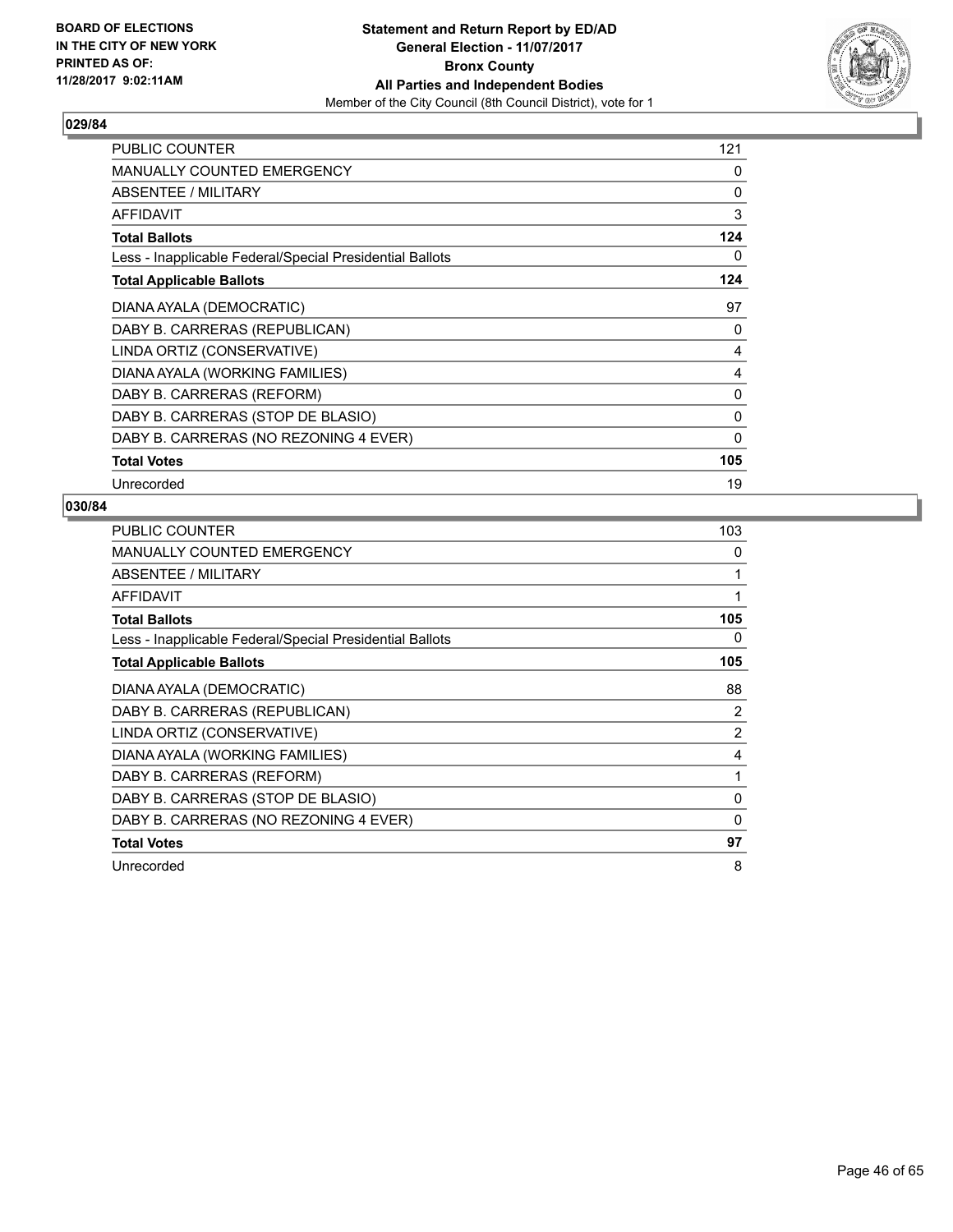**BOARD OF ELECTIONS IN THE CITY OF NEW YORK PRINTED AS OF: 11/28/2017 9:02:11AM**

**Statement and Return Report by ED/AD**
**General Election - 11/07/2017**
**Bronx County**
**All Parties and Independent Bodies**
Member of the City Council (8th Council District), vote for 1

### 029/84

| | |
|---|---|
| PUBLIC COUNTER | 121 |
| MANUALLY COUNTED EMERGENCY | 0 |
| ABSENTEE / MILITARY | 0 |
| AFFIDAVIT | 3 |
| **Total Ballots** | **124** |
| Less - Inapplicable Federal/Special Presidential Ballots | 0 |
| **Total Applicable Ballots** | **124** |
| DIANA AYALA (DEMOCRATIC) | 97 |
| DABY B. CARRERAS (REPUBLICAN) | 0 |
| LINDA ORTIZ (CONSERVATIVE) | 4 |
| DIANA AYALA (WORKING FAMILIES) | 4 |
| DABY B. CARRERAS (REFORM) | 0 |
| DABY B. CARRERAS (STOP DE BLASIO) | 0 |
| DABY B. CARRERAS (NO REZONING 4 EVER) | 0 |
| **Total Votes** | **105** |
| Unrecorded | 19 |

### 030/84

| | |
|---|---|
| PUBLIC COUNTER | 103 |
| MANUALLY COUNTED EMERGENCY | 0 |
| ABSENTEE / MILITARY | 1 |
| AFFIDAVIT | 1 |
| **Total Ballots** | **105** |
| Less - Inapplicable Federal/Special Presidential Ballots | 0 |
| **Total Applicable Ballots** | **105** |
| DIANA AYALA (DEMOCRATIC) | 88 |
| DABY B. CARRERAS (REPUBLICAN) | 2 |
| LINDA ORTIZ (CONSERVATIVE) | 2 |
| DIANA AYALA (WORKING FAMILIES) | 4 |
| DABY B. CARRERAS (REFORM) | 1 |
| DABY B. CARRERAS (STOP DE BLASIO) | 0 |
| DABY B. CARRERAS (NO REZONING 4 EVER) | 0 |
| **Total Votes** | **97** |
| Unrecorded | 8 |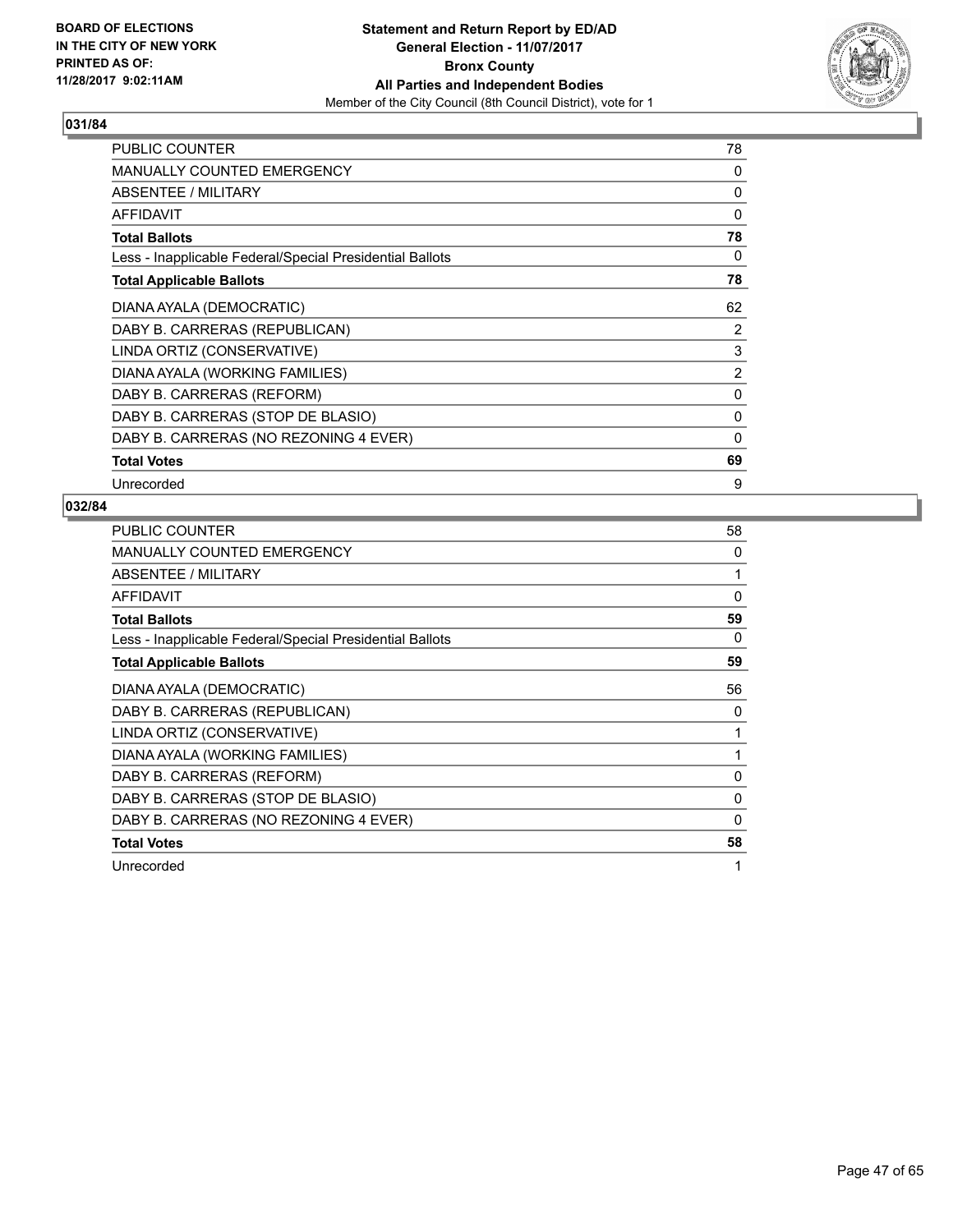**BOARD OF ELECTIONS IN THE CITY OF NEW YORK PRINTED AS OF: 11/28/2017 9:02:11AM**

**Statement and Return Report by ED/AD General Election - 11/07/2017 Bronx County All Parties and Independent Bodies**

Member of the City Council (8th Council District), vote for 1

## 031/84

| | |
|---|---|
| PUBLIC COUNTER | 78 |
| MANUALLY COUNTED EMERGENCY | 0 |
| ABSENTEE / MILITARY | 0 |
| AFFIDAVIT | 0 |
| **Total Ballots** | **78** |
| Less - Inapplicable Federal/Special Presidential Ballots | 0 |
| **Total Applicable Ballots** | **78** |
| DIANA AYALA (DEMOCRATIC) | 62 |
| DABY B. CARRERAS (REPUBLICAN) | 2 |
| LINDA ORTIZ (CONSERVATIVE) | 3 |
| DIANA AYALA (WORKING FAMILIES) | 2 |
| DABY B. CARRERAS (REFORM) | 0 |
| DABY B. CARRERAS (STOP DE BLASIO) | 0 |
| DABY B. CARRERAS (NO REZONING 4 EVER) | 0 |
| **Total Votes** | **69** |
| Unrecorded | 9 |

## 032/84

| | |
|---|---|
| PUBLIC COUNTER | 58 |
| MANUALLY COUNTED EMERGENCY | 0 |
| ABSENTEE / MILITARY | 1 |
| AFFIDAVIT | 0 |
| **Total Ballots** | **59** |
| Less - Inapplicable Federal/Special Presidential Ballots | 0 |
| **Total Applicable Ballots** | **59** |
| DIANA AYALA (DEMOCRATIC) | 56 |
| DABY B. CARRERAS (REPUBLICAN) | 0 |
| LINDA ORTIZ (CONSERVATIVE) | 1 |
| DIANA AYALA (WORKING FAMILIES) | 1 |
| DABY B. CARRERAS (REFORM) | 0 |
| DABY B. CARRERAS (STOP DE BLASIO) | 0 |
| DABY B. CARRERAS (NO REZONING 4 EVER) | 0 |
| **Total Votes** | **58** |
| Unrecorded | 1 |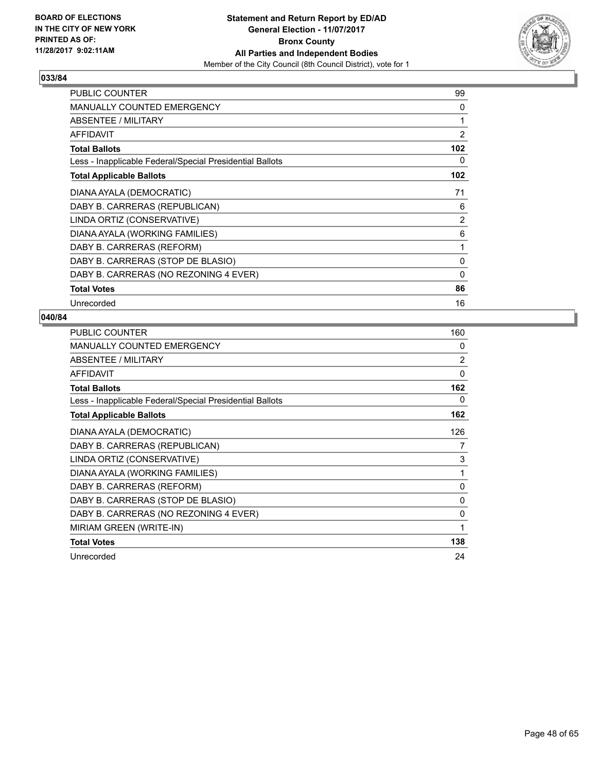BOARD OF ELECTIONS
IN THE CITY OF NEW YORK
PRINTED AS OF:
11/28/2017 9:02:11AM

**Statement and Return Report by ED/AD**
**General Election - 11/07/2017**
**Bronx County**
**All Parties and Independent Bodies**
Member of the City Council (8th Council District), vote for 1

### 033/84

| | |
|---|---|
| PUBLIC COUNTER | 99 |
| MANUALLY COUNTED EMERGENCY | 0 |
| ABSENTEE / MILITARY | 1 |
| AFFIDAVIT | 2 |
| **Total Ballots** | **102** |
| Less - Inapplicable Federal/Special Presidential Ballots | 0 |
| **Total Applicable Ballots** | **102** |
| DIANA AYALA (DEMOCRATIC) | 71 |
| DABY B. CARRERAS (REPUBLICAN) | 6 |
| LINDA ORTIZ (CONSERVATIVE) | 2 |
| DIANA AYALA (WORKING FAMILIES) | 6 |
| DABY B. CARRERAS (REFORM) | 1 |
| DABY B. CARRERAS (STOP DE BLASIO) | 0 |
| DABY B. CARRERAS (NO REZONING 4 EVER) | 0 |
| **Total Votes** | **86** |
| Unrecorded | 16 |

### 040/84

| | |
|---|---|
| PUBLIC COUNTER | 160 |
| MANUALLY COUNTED EMERGENCY | 0 |
| ABSENTEE / MILITARY | 2 |
| AFFIDAVIT | 0 |
| **Total Ballots** | **162** |
| Less - Inapplicable Federal/Special Presidential Ballots | 0 |
| **Total Applicable Ballots** | **162** |
| DIANA AYALA (DEMOCRATIC) | 126 |
| DABY B. CARRERAS (REPUBLICAN) | 7 |
| LINDA ORTIZ (CONSERVATIVE) | 3 |
| DIANA AYALA (WORKING FAMILIES) | 1 |
| DABY B. CARRERAS (REFORM) | 0 |
| DABY B. CARRERAS (STOP DE BLASIO) | 0 |
| DABY B. CARRERAS (NO REZONING 4 EVER) | 0 |
| MIRIAM GREEN (WRITE-IN) | 1 |
| **Total Votes** | **138** |
| Unrecorded | 24 |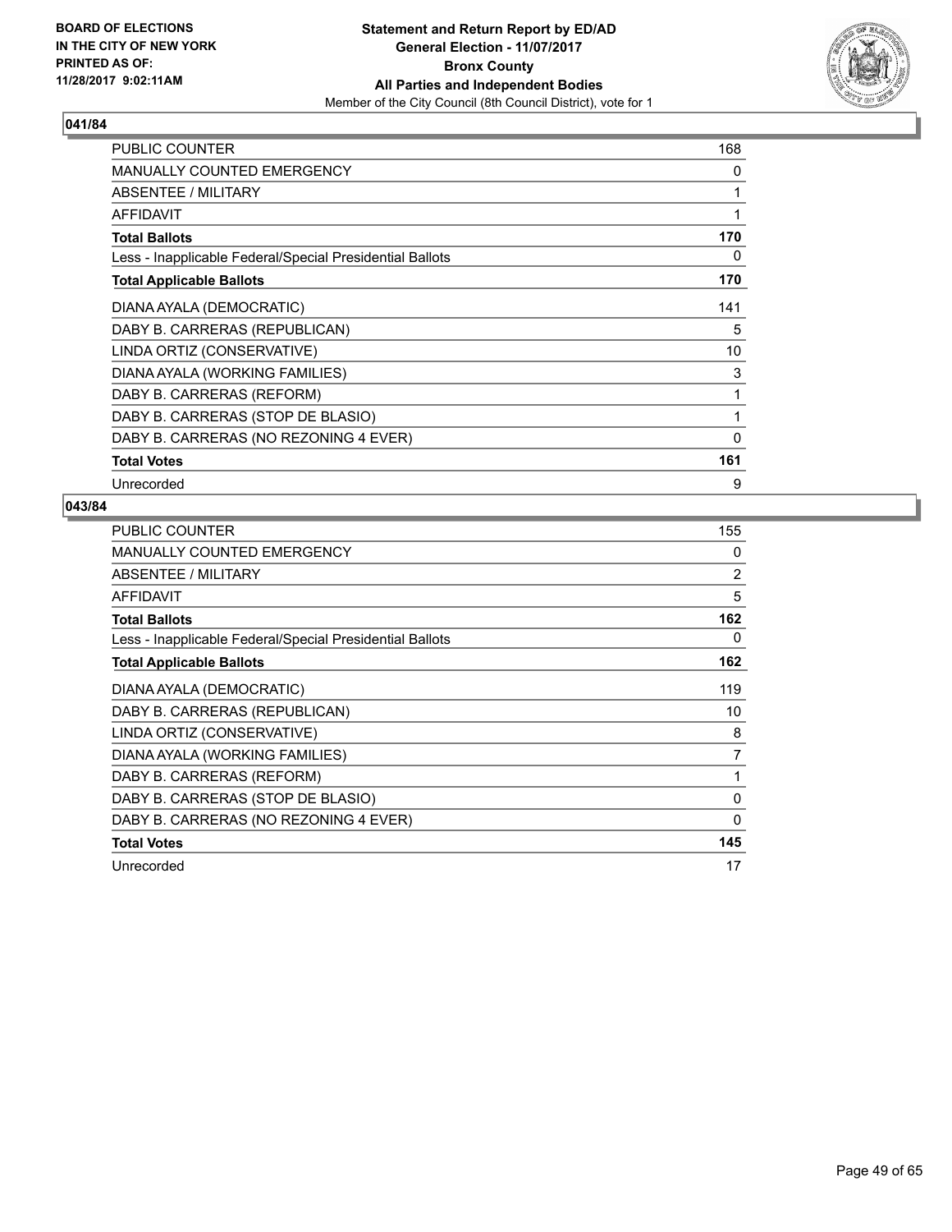BOARD OF ELECTIONS
IN THE CITY OF NEW YORK
PRINTED AS OF:
11/28/2017 9:02:11AM

**Statement and Return Report by ED/AD**
**General Election - 11/07/2017**
**Bronx County**
**All Parties and Independent Bodies**
Member of the City Council (8th Council District), vote for 1

### 041/84

| | |
|---|---|
| PUBLIC COUNTER | 168 |
| MANUALLY COUNTED EMERGENCY | 0 |
| ABSENTEE / MILITARY | 1 |
| AFFIDAVIT | 1 |
| **Total Ballots** | **170** |
| Less - Inapplicable Federal/Special Presidential Ballots | 0 |
| **Total Applicable Ballots** | **170** |
| DIANA AYALA (DEMOCRATIC) | 141 |
| DABY B. CARRERAS (REPUBLICAN) | 5 |
| LINDA ORTIZ (CONSERVATIVE) | 10 |
| DIANA AYALA (WORKING FAMILIES) | 3 |
| DABY B. CARRERAS (REFORM) | 1 |
| DABY B. CARRERAS (STOP DE BLASIO) | 1 |
| DABY B. CARRERAS (NO REZONING 4 EVER) | 0 |
| **Total Votes** | **161** |
| Unrecorded | 9 |

### 043/84

| | |
|---|---|
| PUBLIC COUNTER | 155 |
| MANUALLY COUNTED EMERGENCY | 0 |
| ABSENTEE / MILITARY | 2 |
| AFFIDAVIT | 5 |
| **Total Ballots** | **162** |
| Less - Inapplicable Federal/Special Presidential Ballots | 0 |
| **Total Applicable Ballots** | **162** |
| DIANA AYALA (DEMOCRATIC) | 119 |
| DABY B. CARRERAS (REPUBLICAN) | 10 |
| LINDA ORTIZ (CONSERVATIVE) | 8 |
| DIANA AYALA (WORKING FAMILIES) | 7 |
| DABY B. CARRERAS (REFORM) | 1 |
| DABY B. CARRERAS (STOP DE BLASIO) | 0 |
| DABY B. CARRERAS (NO REZONING 4 EVER) | 0 |
| **Total Votes** | **145** |
| Unrecorded | 17 |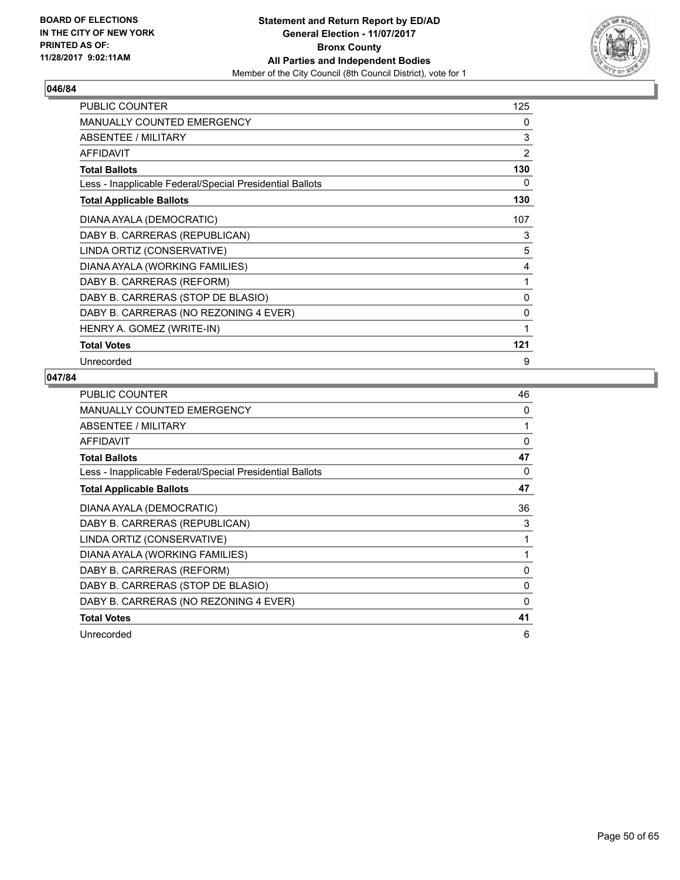BOARD OF ELECTIONS
IN THE CITY OF NEW YORK
PRINTED AS OF:
11/28/2017 9:02:11AM

**Statement and Return Report by ED/AD**
**General Election - 11/07/2017**
**Bronx County**
**All Parties and Independent Bodies**
Member of the City Council (8th Council District), vote for 1

### 046/84

| | |
|---|---|
| PUBLIC COUNTER | 125 |
| MANUALLY COUNTED EMERGENCY | 0 |
| ABSENTEE / MILITARY | 3 |
| AFFIDAVIT | 2 |
| **Total Ballots** | **130** |
| Less - Inapplicable Federal/Special Presidential Ballots | 0 |
| **Total Applicable Ballots** | **130** |
| DIANA AYALA (DEMOCRATIC) | 107 |
| DABY B. CARRERAS (REPUBLICAN) | 3 |
| LINDA ORTIZ (CONSERVATIVE) | 5 |
| DIANA AYALA (WORKING FAMILIES) | 4 |
| DABY B. CARRERAS (REFORM) | 1 |
| DABY B. CARRERAS (STOP DE BLASIO) | 0 |
| DABY B. CARRERAS (NO REZONING 4 EVER) | 0 |
| HENRY A. GOMEZ (WRITE-IN) | 1 |
| **Total Votes** | **121** |
| Unrecorded | 9 |

### 047/84

| | |
|---|---|
| PUBLIC COUNTER | 46 |
| MANUALLY COUNTED EMERGENCY | 0 |
| ABSENTEE / MILITARY | 1 |
| AFFIDAVIT | 0 |
| **Total Ballots** | **47** |
| Less - Inapplicable Federal/Special Presidential Ballots | 0 |
| **Total Applicable Ballots** | **47** |
| DIANA AYALA (DEMOCRATIC) | 36 |
| DABY B. CARRERAS (REPUBLICAN) | 3 |
| LINDA ORTIZ (CONSERVATIVE) | 1 |
| DIANA AYALA (WORKING FAMILIES) | 1 |
| DABY B. CARRERAS (REFORM) | 0 |
| DABY B. CARRERAS (STOP DE BLASIO) | 0 |
| DABY B. CARRERAS (NO REZONING 4 EVER) | 0 |
| **Total Votes** | **41** |
| Unrecorded | 6 |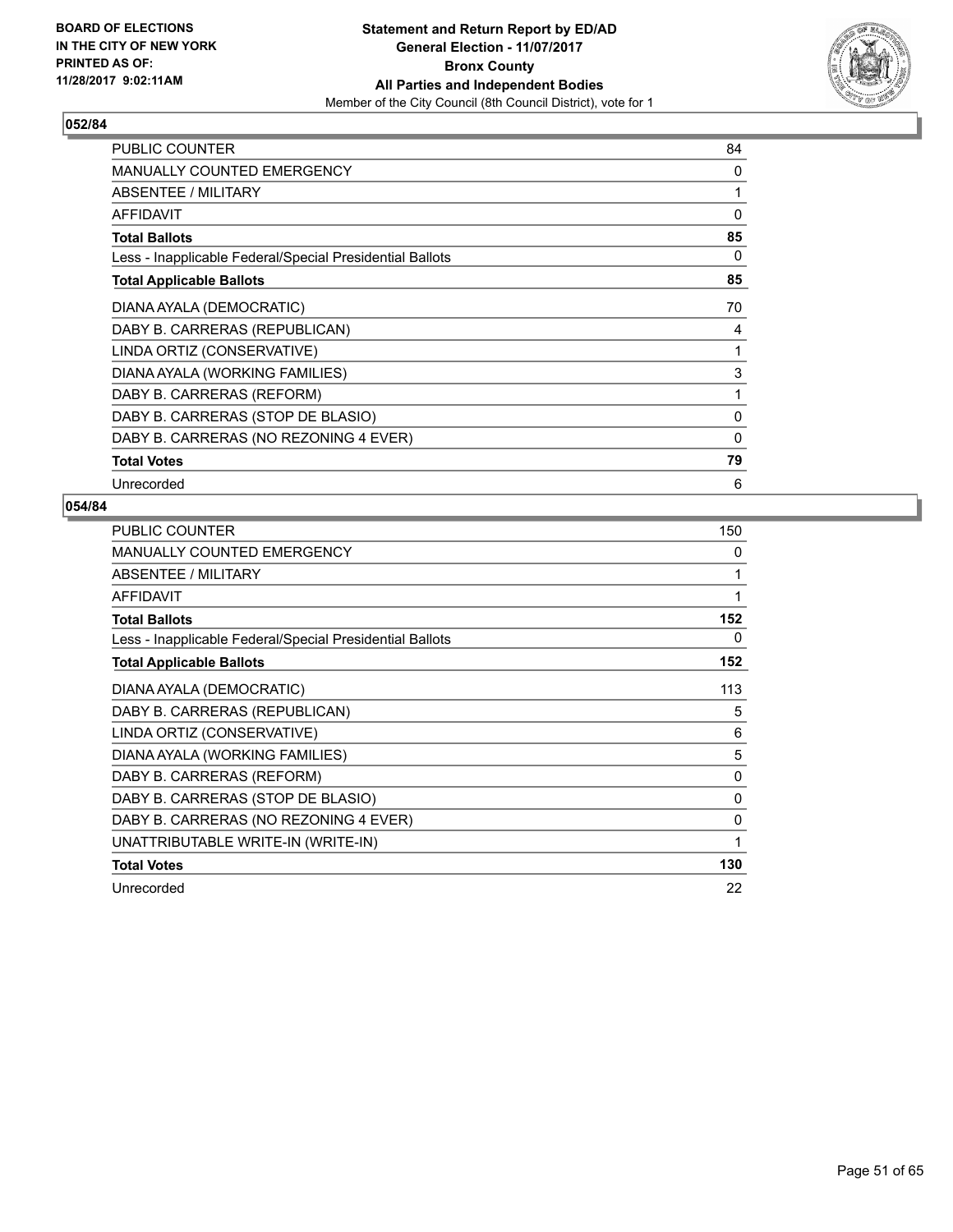BOARD OF ELECTIONS
IN THE CITY OF NEW YORK
PRINTED AS OF:
11/28/2017 9:02:11AM

**Statement and Return Report by ED/AD**
**General Election - 11/07/2017**
**Bronx County**
**All Parties and Independent Bodies**
Member of the City Council (8th Council District), vote for 1

## 052/84

| | |
|---|---|
| PUBLIC COUNTER | 84 |
| MANUALLY COUNTED EMERGENCY | 0 |
| ABSENTEE / MILITARY | 1 |
| AFFIDAVIT | 0 |
| **Total Ballots** | **85** |
| Less - Inapplicable Federal/Special Presidential Ballots | 0 |
| **Total Applicable Ballots** | **85** |
| DIANA AYALA (DEMOCRATIC) | 70 |
| DABY B. CARRERAS (REPUBLICAN) | 4 |
| LINDA ORTIZ (CONSERVATIVE) | 1 |
| DIANA AYALA (WORKING FAMILIES) | 3 |
| DABY B. CARRERAS (REFORM) | 1 |
| DABY B. CARRERAS (STOP DE BLASIO) | 0 |
| DABY B. CARRERAS (NO REZONING 4 EVER) | 0 |
| **Total Votes** | **79** |
| Unrecorded | 6 |

## 054/84

| | |
|---|---|
| PUBLIC COUNTER | 150 |
| MANUALLY COUNTED EMERGENCY | 0 |
| ABSENTEE / MILITARY | 1 |
| AFFIDAVIT | 1 |
| **Total Ballots** | **152** |
| Less - Inapplicable Federal/Special Presidential Ballots | 0 |
| **Total Applicable Ballots** | **152** |
| DIANA AYALA (DEMOCRATIC) | 113 |
| DABY B. CARRERAS (REPUBLICAN) | 5 |
| LINDA ORTIZ (CONSERVATIVE) | 6 |
| DIANA AYALA (WORKING FAMILIES) | 5 |
| DABY B. CARRERAS (REFORM) | 0 |
| DABY B. CARRERAS (STOP DE BLASIO) | 0 |
| DABY B. CARRERAS (NO REZONING 4 EVER) | 0 |
| UNATTRIBUTABLE WRITE-IN (WRITE-IN) | 1 |
| **Total Votes** | **130** |
| Unrecorded | 22 |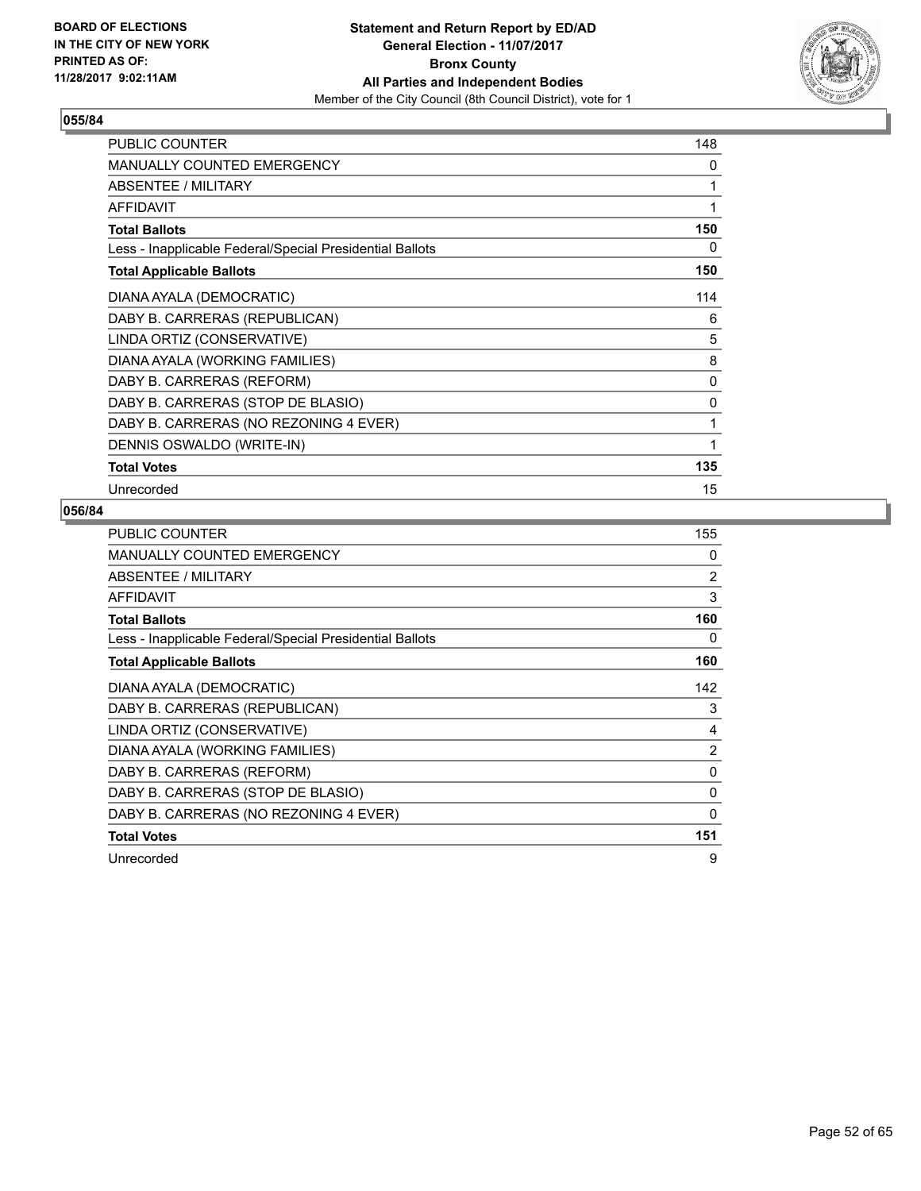BOARD OF ELECTIONS
IN THE CITY OF NEW YORK
PRINTED AS OF:
11/28/2017 9:02:11AM

**Statement and Return Report by ED/AD**
**General Election - 11/07/2017**
**Bronx County**
**All Parties and Independent Bodies**
Member of the City Council (8th Council District), vote for 1

## 055/84

| | |
|---|---|
| PUBLIC COUNTER | 148 |
| MANUALLY COUNTED EMERGENCY | 0 |
| ABSENTEE / MILITARY | 1 |
| AFFIDAVIT | 1 |
| **Total Ballots** | **150** |
| Less - Inapplicable Federal/Special Presidential Ballots | 0 |
| **Total Applicable Ballots** | **150** |
| DIANA AYALA (DEMOCRATIC) | 114 |
| DABY B. CARRERAS (REPUBLICAN) | 6 |
| LINDA ORTIZ (CONSERVATIVE) | 5 |
| DIANA AYALA (WORKING FAMILIES) | 8 |
| DABY B. CARRERAS (REFORM) | 0 |
| DABY B. CARRERAS (STOP DE BLASIO) | 0 |
| DABY B. CARRERAS (NO REZONING 4 EVER) | 1 |
| DENNIS OSWALDO (WRITE-IN) | 1 |
| **Total Votes** | **135** |
| Unrecorded | 15 |

## 056/84

| | |
|---|---|
| PUBLIC COUNTER | 155 |
| MANUALLY COUNTED EMERGENCY | 0 |
| ABSENTEE / MILITARY | 2 |
| AFFIDAVIT | 3 |
| **Total Ballots** | **160** |
| Less - Inapplicable Federal/Special Presidential Ballots | 0 |
| **Total Applicable Ballots** | **160** |
| DIANA AYALA (DEMOCRATIC) | 142 |
| DABY B. CARRERAS (REPUBLICAN) | 3 |
| LINDA ORTIZ (CONSERVATIVE) | 4 |
| DIANA AYALA (WORKING FAMILIES) | 2 |
| DABY B. CARRERAS (REFORM) | 0 |
| DABY B. CARRERAS (STOP DE BLASIO) | 0 |
| DABY B. CARRERAS (NO REZONING 4 EVER) | 0 |
| **Total Votes** | **151** |
| Unrecorded | 9 |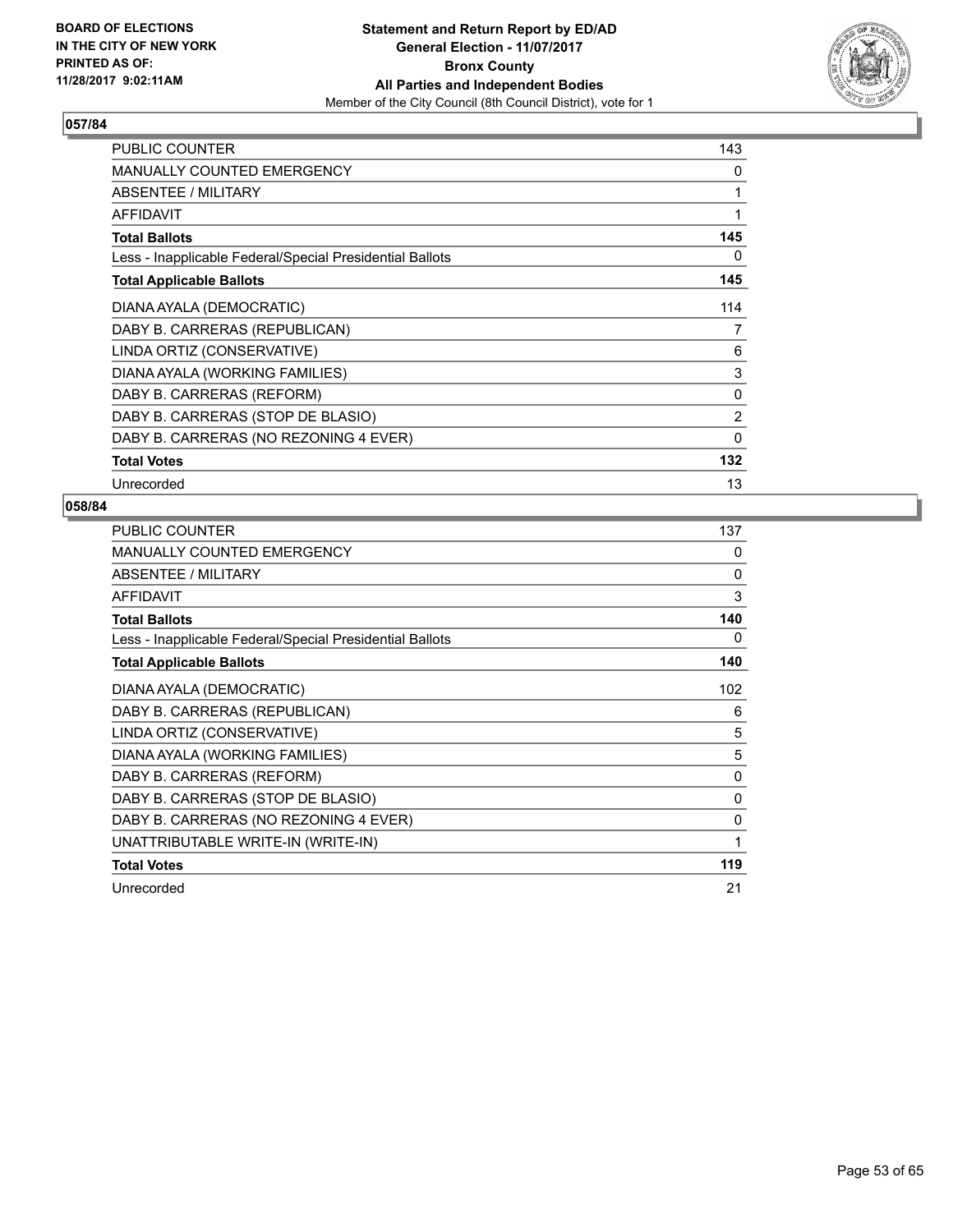**BOARD OF ELECTIONS IN THE CITY OF NEW YORK PRINTED AS OF: 11/28/2017 9:02:11AM**

**Statement and Return Report by ED/AD General Election - 11/07/2017 Bronx County All Parties and Independent Bodies**

Member of the City Council (8th Council District), vote for 1

## 057/84

| | |
|---|---|
| PUBLIC COUNTER | 143 |
| MANUALLY COUNTED EMERGENCY | 0 |
| ABSENTEE / MILITARY | 1 |
| AFFIDAVIT | 1 |
| **Total Ballots** | **145** |
| Less - Inapplicable Federal/Special Presidential Ballots | 0 |
| **Total Applicable Ballots** | **145** |
| DIANA AYALA (DEMOCRATIC) | 114 |
| DABY B. CARRERAS (REPUBLICAN) | 7 |
| LINDA ORTIZ (CONSERVATIVE) | 6 |
| DIANA AYALA (WORKING FAMILIES) | 3 |
| DABY B. CARRERAS (REFORM) | 0 |
| DABY B. CARRERAS (STOP DE BLASIO) | 2 |
| DABY B. CARRERAS (NO REZONING 4 EVER) | 0 |
| **Total Votes** | **132** |
| Unrecorded | 13 |

## 058/84

| | |
|---|---|
| PUBLIC COUNTER | 137 |
| MANUALLY COUNTED EMERGENCY | 0 |
| ABSENTEE / MILITARY | 0 |
| AFFIDAVIT | 3 |
| **Total Ballots** | **140** |
| Less - Inapplicable Federal/Special Presidential Ballots | 0 |
| **Total Applicable Ballots** | **140** |
| DIANA AYALA (DEMOCRATIC) | 102 |
| DABY B. CARRERAS (REPUBLICAN) | 6 |
| LINDA ORTIZ (CONSERVATIVE) | 5 |
| DIANA AYALA (WORKING FAMILIES) | 5 |
| DABY B. CARRERAS (REFORM) | 0 |
| DABY B. CARRERAS (STOP DE BLASIO) | 0 |
| DABY B. CARRERAS (NO REZONING 4 EVER) | 0 |
| UNATTRIBUTABLE WRITE-IN (WRITE-IN) | 1 |
| **Total Votes** | **119** |
| Unrecorded | 21 |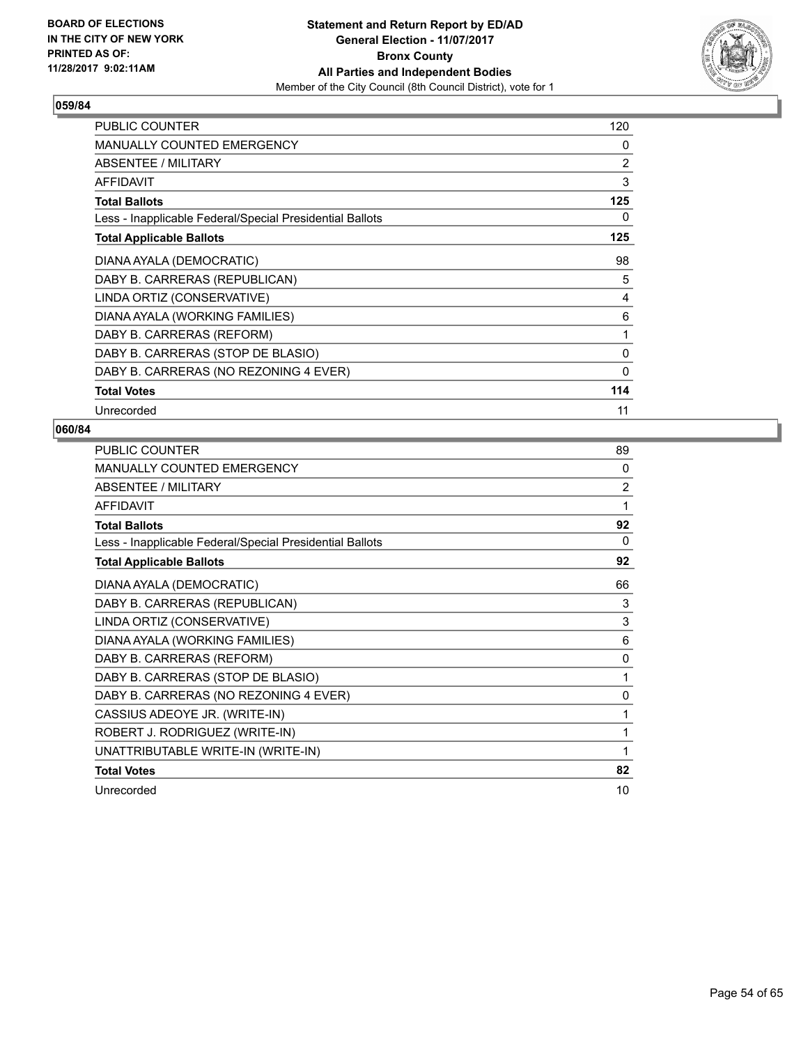### 059/84

| | |
|---|---|
| PUBLIC COUNTER | 120 |
| MANUALLY COUNTED EMERGENCY | 0 |
| ABSENTEE / MILITARY | 2 |
| AFFIDAVIT | 3 |
| **Total Ballots** | **125** |
| Less - Inapplicable Federal/Special Presidential Ballots | 0 |
| **Total Applicable Ballots** | **125** |
| DIANA AYALA (DEMOCRATIC) | 98 |
| DABY B. CARRERAS (REPUBLICAN) | 5 |
| LINDA ORTIZ (CONSERVATIVE) | 4 |
| DIANA AYALA (WORKING FAMILIES) | 6 |
| DABY B. CARRERAS (REFORM) | 1 |
| DABY B. CARRERAS (STOP DE BLASIO) | 0 |
| DABY B. CARRERAS (NO REZONING 4 EVER) | 0 |
| **Total Votes** | **114** |
| Unrecorded | 11 |

### 060/84

| | |
|---|---|
| PUBLIC COUNTER | 89 |
| MANUALLY COUNTED EMERGENCY | 0 |
| ABSENTEE / MILITARY | 2 |
| AFFIDAVIT | 1 |
| **Total Ballots** | **92** |
| Less - Inapplicable Federal/Special Presidential Ballots | 0 |
| **Total Applicable Ballots** | **92** |
| DIANA AYALA (DEMOCRATIC) | 66 |
| DABY B. CARRERAS (REPUBLICAN) | 3 |
| LINDA ORTIZ (CONSERVATIVE) | 3 |
| DIANA AYALA (WORKING FAMILIES) | 6 |
| DABY B. CARRERAS (REFORM) | 0 |
| DABY B. CARRERAS (STOP DE BLASIO) | 1 |
| DABY B. CARRERAS (NO REZONING 4 EVER) | 0 |
| CASSIUS ADEOYE JR. (WRITE-IN) | 1 |
| ROBERT J. RODRIGUEZ (WRITE-IN) | 1 |
| UNATTRIBUTABLE WRITE-IN (WRITE-IN) | 1 |
| **Total Votes** | **82** |
| Unrecorded | 10 |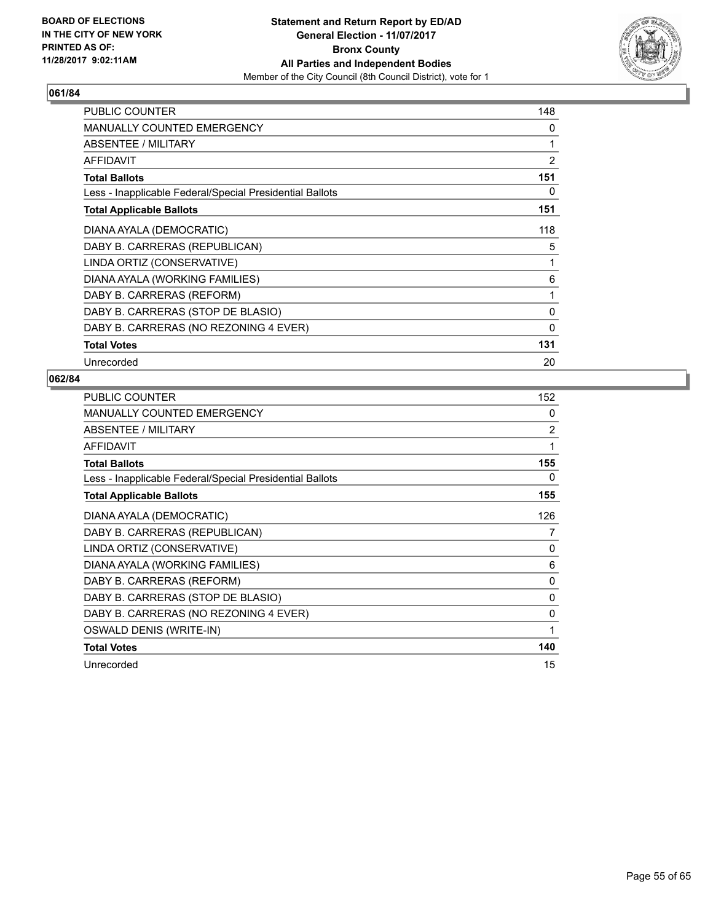BOARD OF ELECTIONS
IN THE CITY OF NEW YORK
PRINTED AS OF:
11/28/2017 9:02:11AM

**Statement and Return Report by ED/AD**
**General Election - 11/07/2017**
**Bronx County**
**All Parties and Independent Bodies**
Member of the City Council (8th Council District), vote for 1

## 061/84

| | |
|---|---|
| PUBLIC COUNTER | 148 |
| MANUALLY COUNTED EMERGENCY | 0 |
| ABSENTEE / MILITARY | 1 |
| AFFIDAVIT | 2 |
| **Total Ballots** | **151** |
| Less - Inapplicable Federal/Special Presidential Ballots | 0 |
| **Total Applicable Ballots** | **151** |
| DIANA AYALA (DEMOCRATIC) | 118 |
| DABY B. CARRERAS (REPUBLICAN) | 5 |
| LINDA ORTIZ (CONSERVATIVE) | 1 |
| DIANA AYALA (WORKING FAMILIES) | 6 |
| DABY B. CARRERAS (REFORM) | 1 |
| DABY B. CARRERAS (STOP DE BLASIO) | 0 |
| DABY B. CARRERAS (NO REZONING 4 EVER) | 0 |
| **Total Votes** | **131** |
| Unrecorded | 20 |

## 062/84

| | |
|---|---|
| PUBLIC COUNTER | 152 |
| MANUALLY COUNTED EMERGENCY | 0 |
| ABSENTEE / MILITARY | 2 |
| AFFIDAVIT | 1 |
| **Total Ballots** | **155** |
| Less - Inapplicable Federal/Special Presidential Ballots | 0 |
| **Total Applicable Ballots** | **155** |
| DIANA AYALA (DEMOCRATIC) | 126 |
| DABY B. CARRERAS (REPUBLICAN) | 7 |
| LINDA ORTIZ (CONSERVATIVE) | 0 |
| DIANA AYALA (WORKING FAMILIES) | 6 |
| DABY B. CARRERAS (REFORM) | 0 |
| DABY B. CARRERAS (STOP DE BLASIO) | 0 |
| DABY B. CARRERAS (NO REZONING 4 EVER) | 0 |
| OSWALD DENIS (WRITE-IN) | 1 |
| **Total Votes** | **140** |
| Unrecorded | 15 |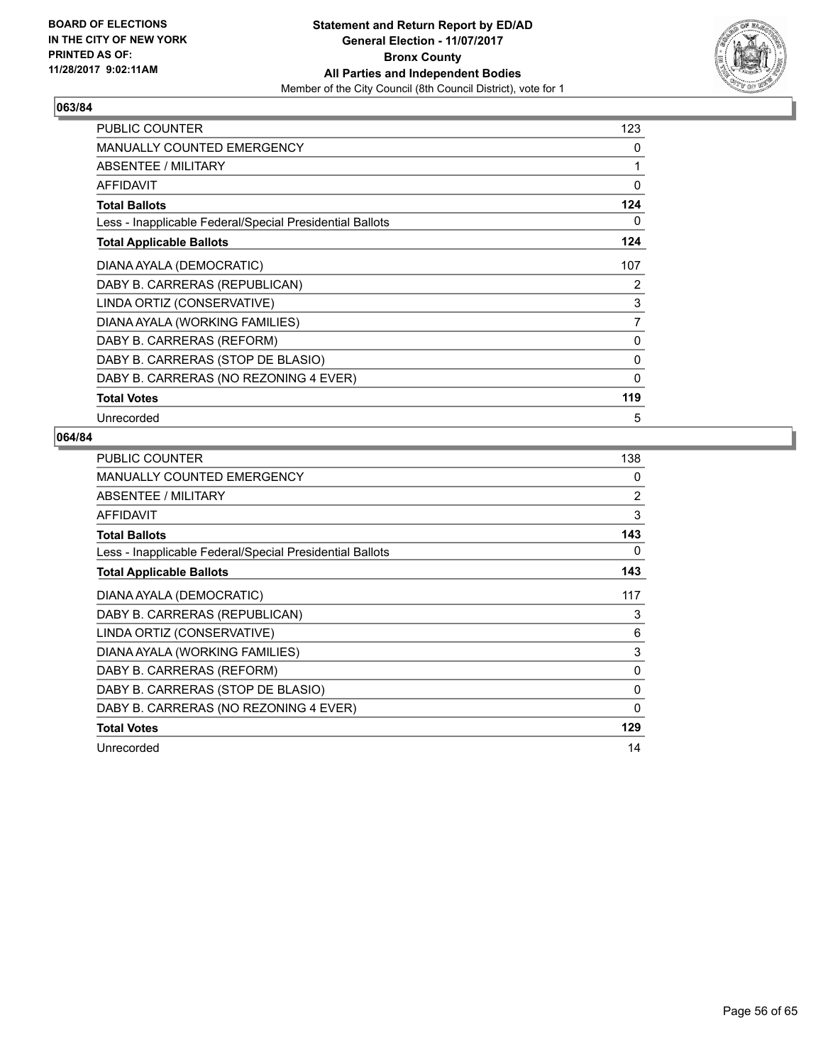## 063/84

| | |
|---|---|
| PUBLIC COUNTER | 123 |
| MANUALLY COUNTED EMERGENCY | 0 |
| ABSENTEE / MILITARY | 1 |
| AFFIDAVIT | 0 |
| **Total Ballots** | **124** |
| Less - Inapplicable Federal/Special Presidential Ballots | 0 |
| **Total Applicable Ballots** | **124** |
| DIANA AYALA (DEMOCRATIC) | 107 |
| DABY B. CARRERAS (REPUBLICAN) | 2 |
| LINDA ORTIZ (CONSERVATIVE) | 3 |
| DIANA AYALA (WORKING FAMILIES) | 7 |
| DABY B. CARRERAS (REFORM) | 0 |
| DABY B. CARRERAS (STOP DE BLASIO) | 0 |
| DABY B. CARRERAS (NO REZONING 4 EVER) | 0 |
| **Total Votes** | **119** |
| Unrecorded | 5 |

## 064/84

| | |
|---|---|
| PUBLIC COUNTER | 138 |
| MANUALLY COUNTED EMERGENCY | 0 |
| ABSENTEE / MILITARY | 2 |
| AFFIDAVIT | 3 |
| **Total Ballots** | **143** |
| Less - Inapplicable Federal/Special Presidential Ballots | 0 |
| **Total Applicable Ballots** | **143** |
| DIANA AYALA (DEMOCRATIC) | 117 |
| DABY B. CARRERAS (REPUBLICAN) | 3 |
| LINDA ORTIZ (CONSERVATIVE) | 6 |
| DIANA AYALA (WORKING FAMILIES) | 3 |
| DABY B. CARRERAS (REFORM) | 0 |
| DABY B. CARRERAS (STOP DE BLASIO) | 0 |
| DABY B. CARRERAS (NO REZONING 4 EVER) | 0 |
| **Total Votes** | **129** |
| Unrecorded | 14 |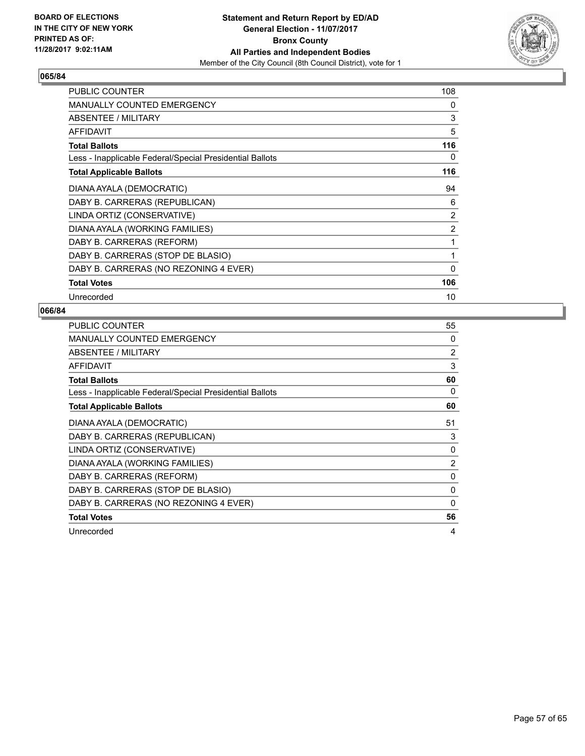BOARD OF ELECTIONS
IN THE CITY OF NEW YORK
PRINTED AS OF:
11/28/2017 9:02:11AM

**Statement and Return Report by ED/AD**
**General Election - 11/07/2017**
**Bronx County**
**All Parties and Independent Bodies**
Member of the City Council (8th Council District), vote for 1

### 065/84

| | |
|---|---|
| PUBLIC COUNTER | 108 |
| MANUALLY COUNTED EMERGENCY | 0 |
| ABSENTEE / MILITARY | 3 |
| AFFIDAVIT | 5 |
| **Total Ballots** | **116** |
| Less - Inapplicable Federal/Special Presidential Ballots | 0 |
| **Total Applicable Ballots** | **116** |
| DIANA AYALA (DEMOCRATIC) | 94 |
| DABY B. CARRERAS (REPUBLICAN) | 6 |
| LINDA ORTIZ (CONSERVATIVE) | 2 |
| DIANA AYALA (WORKING FAMILIES) | 2 |
| DABY B. CARRERAS (REFORM) | 1 |
| DABY B. CARRERAS (STOP DE BLASIO) | 1 |
| DABY B. CARRERAS (NO REZONING 4 EVER) | 0 |
| **Total Votes** | **106** |
| Unrecorded | 10 |

### 066/84

| | |
|---|---|
| PUBLIC COUNTER | 55 |
| MANUALLY COUNTED EMERGENCY | 0 |
| ABSENTEE / MILITARY | 2 |
| AFFIDAVIT | 3 |
| **Total Ballots** | **60** |
| Less - Inapplicable Federal/Special Presidential Ballots | 0 |
| **Total Applicable Ballots** | **60** |
| DIANA AYALA (DEMOCRATIC) | 51 |
| DABY B. CARRERAS (REPUBLICAN) | 3 |
| LINDA ORTIZ (CONSERVATIVE) | 0 |
| DIANA AYALA (WORKING FAMILIES) | 2 |
| DABY B. CARRERAS (REFORM) | 0 |
| DABY B. CARRERAS (STOP DE BLASIO) | 0 |
| DABY B. CARRERAS (NO REZONING 4 EVER) | 0 |
| **Total Votes** | **56** |
| Unrecorded | 4 |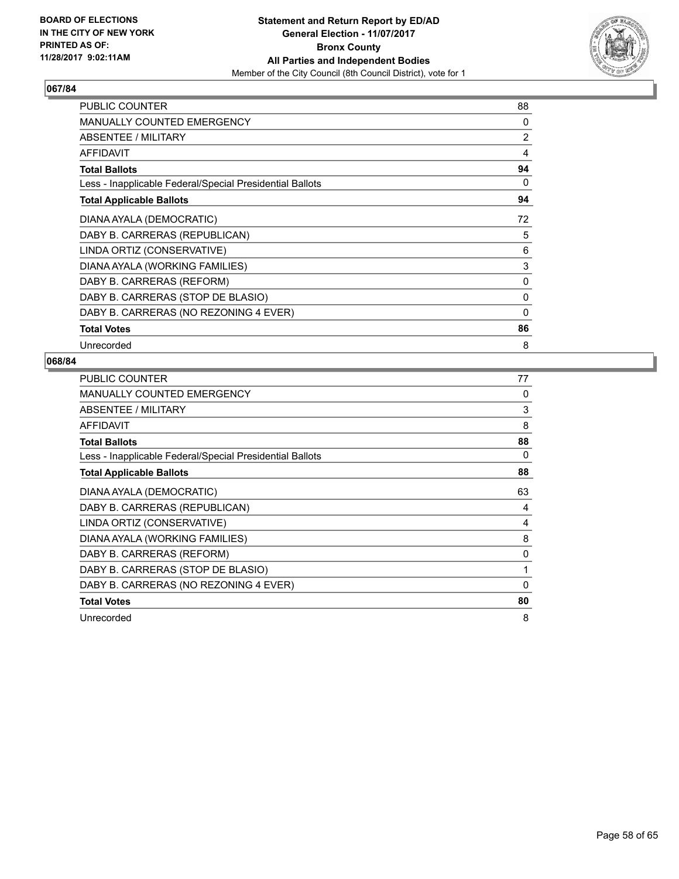BOARD OF ELECTIONS
IN THE CITY OF NEW YORK
PRINTED AS OF:
11/28/2017 9:02:11AM

**Statement and Return Report by ED/AD**
**General Election - 11/07/2017**
**Bronx County**
**All Parties and Independent Bodies**
Member of the City Council (8th Council District), vote for 1

### 067/84

| | |
|---|---|
| PUBLIC COUNTER | 88 |
| MANUALLY COUNTED EMERGENCY | 0 |
| ABSENTEE / MILITARY | 2 |
| AFFIDAVIT | 4 |
| **Total Ballots** | **94** |
| Less - Inapplicable Federal/Special Presidential Ballots | 0 |
| **Total Applicable Ballots** | **94** |
| DIANA AYALA (DEMOCRATIC) | 72 |
| DABY B. CARRERAS (REPUBLICAN) | 5 |
| LINDA ORTIZ (CONSERVATIVE) | 6 |
| DIANA AYALA (WORKING FAMILIES) | 3 |
| DABY B. CARRERAS (REFORM) | 0 |
| DABY B. CARRERAS (STOP DE BLASIO) | 0 |
| DABY B. CARRERAS (NO REZONING 4 EVER) | 0 |
| **Total Votes** | **86** |
| Unrecorded | 8 |

### 068/84

| | |
|---|---|
| PUBLIC COUNTER | 77 |
| MANUALLY COUNTED EMERGENCY | 0 |
| ABSENTEE / MILITARY | 3 |
| AFFIDAVIT | 8 |
| **Total Ballots** | **88** |
| Less - Inapplicable Federal/Special Presidential Ballots | 0 |
| **Total Applicable Ballots** | **88** |
| DIANA AYALA (DEMOCRATIC) | 63 |
| DABY B. CARRERAS (REPUBLICAN) | 4 |
| LINDA ORTIZ (CONSERVATIVE) | 4 |
| DIANA AYALA (WORKING FAMILIES) | 8 |
| DABY B. CARRERAS (REFORM) | 0 |
| DABY B. CARRERAS (STOP DE BLASIO) | 1 |
| DABY B. CARRERAS (NO REZONING 4 EVER) | 0 |
| **Total Votes** | **80** |
| Unrecorded | 8 |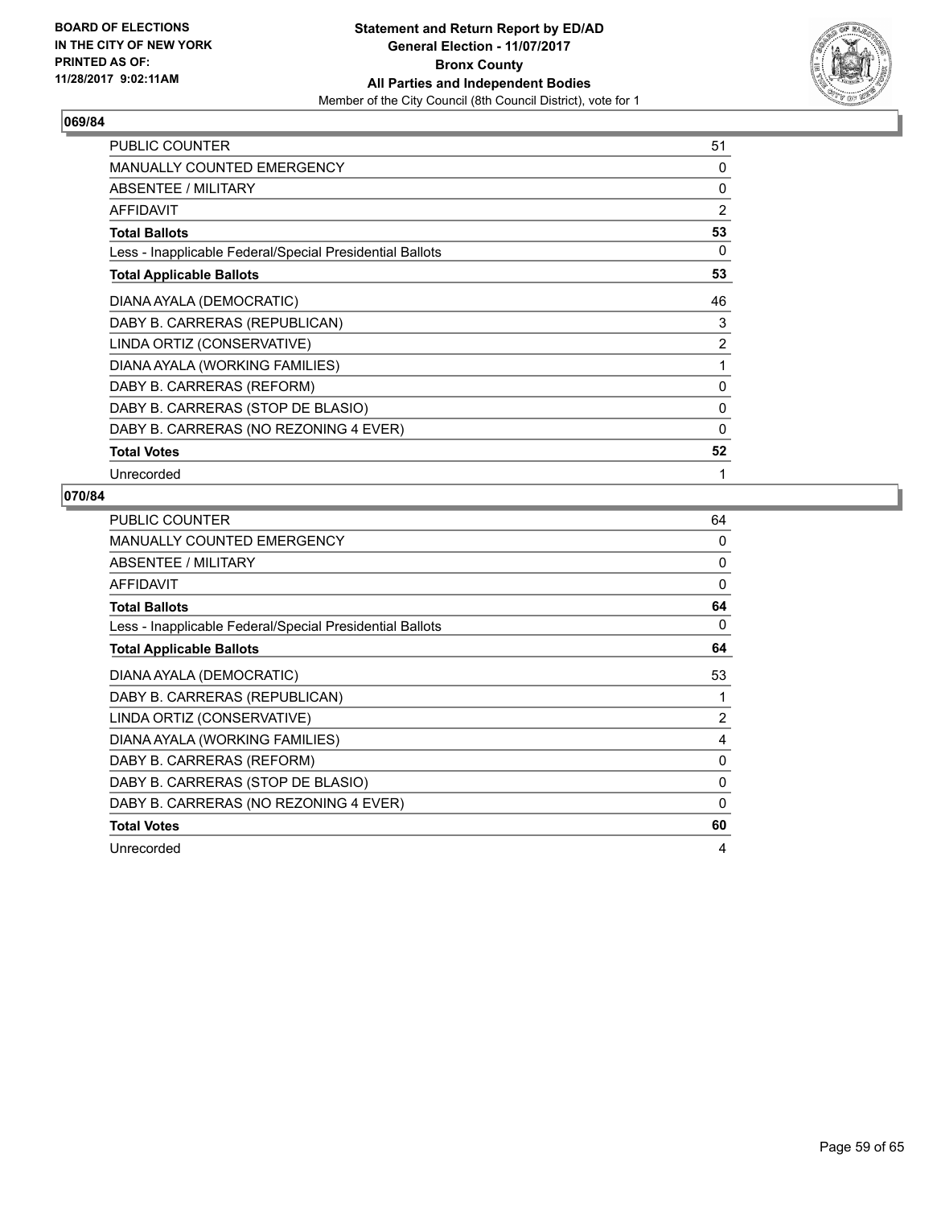BOARD OF ELECTIONS
IN THE CITY OF NEW YORK
PRINTED AS OF:
11/28/2017 9:02:11AM

**Statement and Return Report by ED/AD**
**General Election - 11/07/2017**
**Bronx County**
**All Parties and Independent Bodies**
Member of the City Council (8th Council District), vote for 1

## 069/84

| | |
|---|---|
| PUBLIC COUNTER | 51 |
| MANUALLY COUNTED EMERGENCY | 0 |
| ABSENTEE / MILITARY | 0 |
| AFFIDAVIT | 2 |
| **Total Ballots** | **53** |
| Less - Inapplicable Federal/Special Presidential Ballots | 0 |
| **Total Applicable Ballots** | **53** |
| DIANA AYALA (DEMOCRATIC) | 46 |
| DABY B. CARRERAS (REPUBLICAN) | 3 |
| LINDA ORTIZ (CONSERVATIVE) | 2 |
| DIANA AYALA (WORKING FAMILIES) | 1 |
| DABY B. CARRERAS (REFORM) | 0 |
| DABY B. CARRERAS (STOP DE BLASIO) | 0 |
| DABY B. CARRERAS (NO REZONING 4 EVER) | 0 |
| **Total Votes** | **52** |
| Unrecorded | 1 |

## 070/84

| | |
|---|---|
| PUBLIC COUNTER | 64 |
| MANUALLY COUNTED EMERGENCY | 0 |
| ABSENTEE / MILITARY | 0 |
| AFFIDAVIT | 0 |
| **Total Ballots** | **64** |
| Less - Inapplicable Federal/Special Presidential Ballots | 0 |
| **Total Applicable Ballots** | **64** |
| DIANA AYALA (DEMOCRATIC) | 53 |
| DABY B. CARRERAS (REPUBLICAN) | 1 |
| LINDA ORTIZ (CONSERVATIVE) | 2 |
| DIANA AYALA (WORKING FAMILIES) | 4 |
| DABY B. CARRERAS (REFORM) | 0 |
| DABY B. CARRERAS (STOP DE BLASIO) | 0 |
| DABY B. CARRERAS (NO REZONING 4 EVER) | 0 |
| **Total Votes** | **60** |
| Unrecorded | 4 |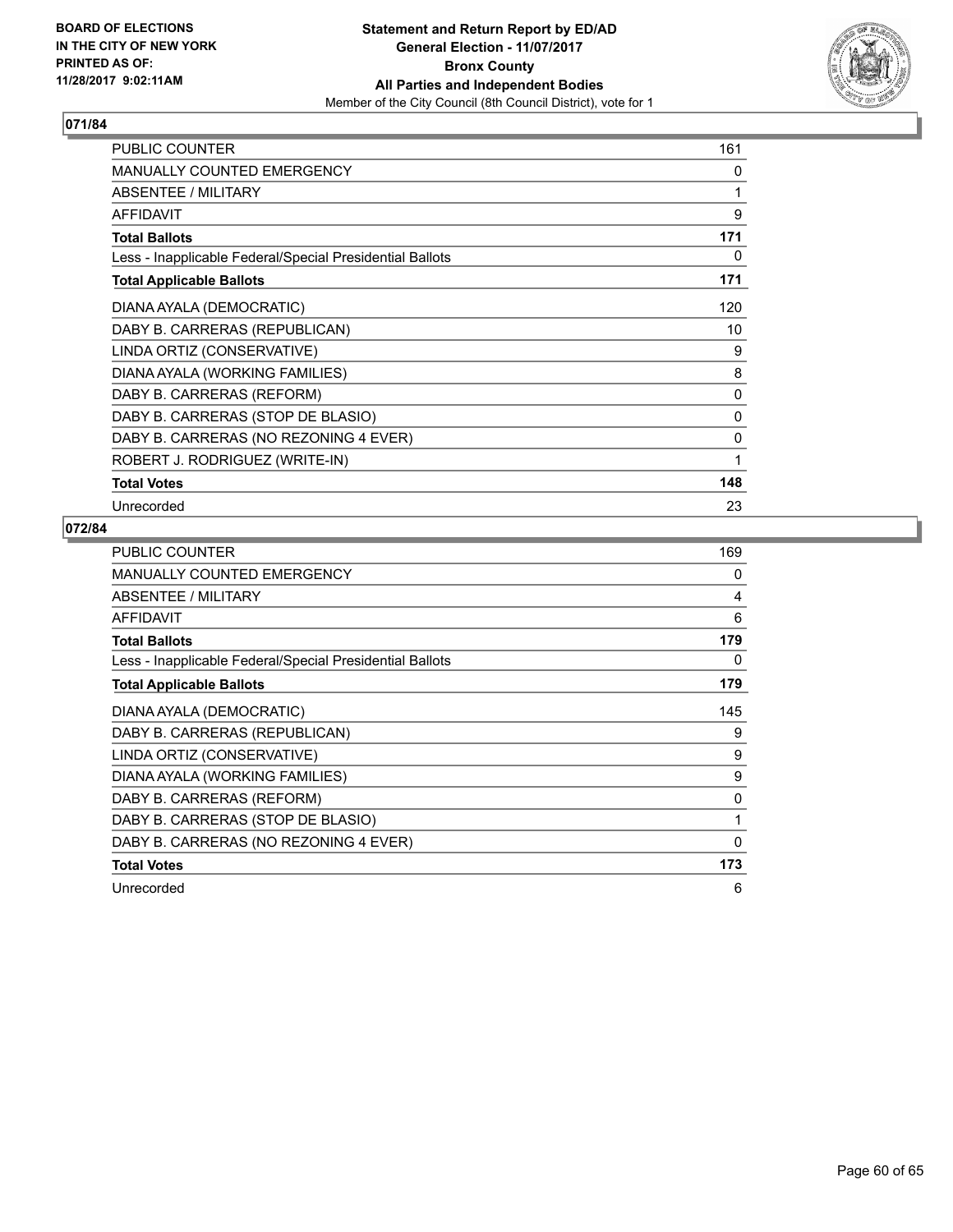BOARD OF ELECTIONS
IN THE CITY OF NEW YORK
PRINTED AS OF:
11/28/2017 9:02:11AM

**Statement and Return Report by ED/AD**
**General Election - 11/07/2017**
**Bronx County**
**All Parties and Independent Bodies**
Member of the City Council (8th Council District), vote for 1

## 071/84

| | |
|---|---|
| PUBLIC COUNTER | 161 |
| MANUALLY COUNTED EMERGENCY | 0 |
| ABSENTEE / MILITARY | 1 |
| AFFIDAVIT | 9 |
| **Total Ballots** | **171** |
| Less - Inapplicable Federal/Special Presidential Ballots | 0 |
| **Total Applicable Ballots** | **171** |
| DIANA AYALA (DEMOCRATIC) | 120 |
| DABY B. CARRERAS (REPUBLICAN) | 10 |
| LINDA ORTIZ (CONSERVATIVE) | 9 |
| DIANA AYALA (WORKING FAMILIES) | 8 |
| DABY B. CARRERAS (REFORM) | 0 |
| DABY B. CARRERAS (STOP DE BLASIO) | 0 |
| DABY B. CARRERAS (NO REZONING 4 EVER) | 0 |
| ROBERT J. RODRIGUEZ (WRITE-IN) | 1 |
| **Total Votes** | **148** |
| Unrecorded | 23 |

## 072/84

| | |
|---|---|
| PUBLIC COUNTER | 169 |
| MANUALLY COUNTED EMERGENCY | 0 |
| ABSENTEE / MILITARY | 4 |
| AFFIDAVIT | 6 |
| **Total Ballots** | **179** |
| Less - Inapplicable Federal/Special Presidential Ballots | 0 |
| **Total Applicable Ballots** | **179** |
| DIANA AYALA (DEMOCRATIC) | 145 |
| DABY B. CARRERAS (REPUBLICAN) | 9 |
| LINDA ORTIZ (CONSERVATIVE) | 9 |
| DIANA AYALA (WORKING FAMILIES) | 9 |
| DABY B. CARRERAS (REFORM) | 0 |
| DABY B. CARRERAS (STOP DE BLASIO) | 1 |
| DABY B. CARRERAS (NO REZONING 4 EVER) | 0 |
| **Total Votes** | **173** |
| Unrecorded | 6 |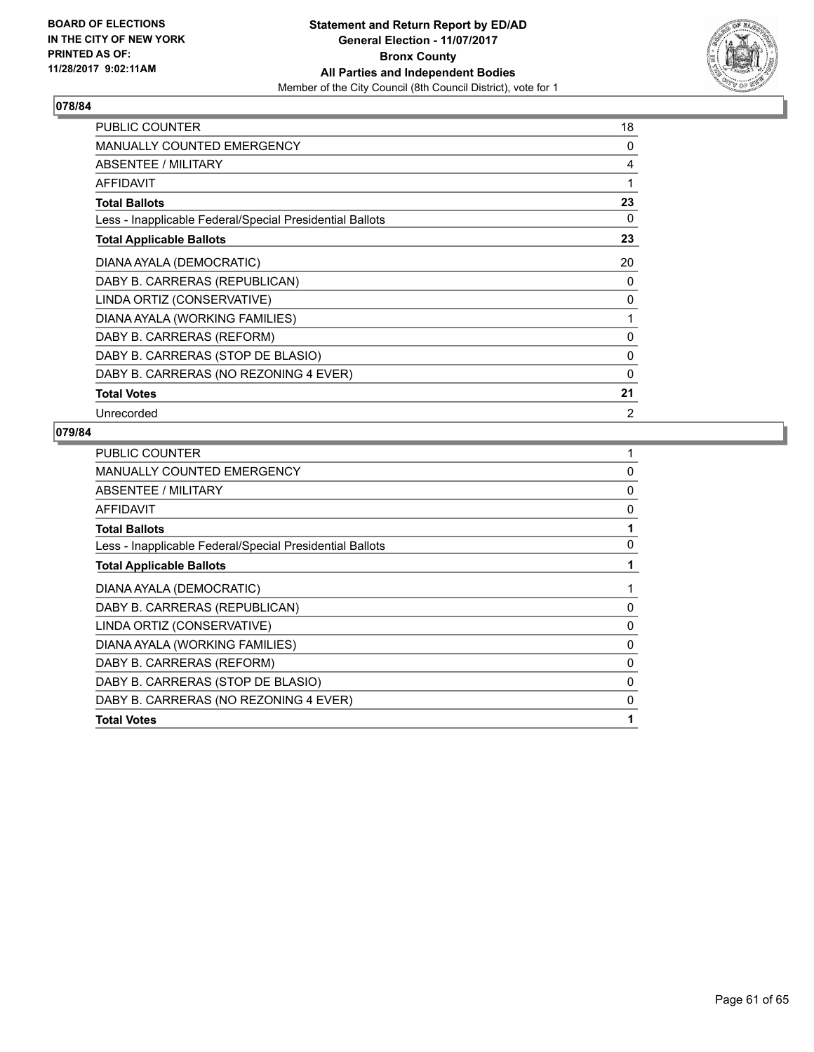BOARD OF ELECTIONS
IN THE CITY OF NEW YORK
PRINTED AS OF:
11/28/2017 9:02:11AM

**Statement and Return Report by ED/AD**
**General Election - 11/07/2017**
**Bronx County**
**All Parties and Independent Bodies**
Member of the City Council (8th Council District), vote for 1

### 078/84

| | |
|---|---|
| PUBLIC COUNTER | 18 |
| MANUALLY COUNTED EMERGENCY | 0 |
| ABSENTEE / MILITARY | 4 |
| AFFIDAVIT | 1 |
| **Total Ballots** | **23** |
| Less - Inapplicable Federal/Special Presidential Ballots | 0 |
| **Total Applicable Ballots** | **23** |
| DIANA AYALA (DEMOCRATIC) | 20 |
| DABY B. CARRERAS (REPUBLICAN) | 0 |
| LINDA ORTIZ (CONSERVATIVE) | 0 |
| DIANA AYALA (WORKING FAMILIES) | 1 |
| DABY B. CARRERAS (REFORM) | 0 |
| DABY B. CARRERAS (STOP DE BLASIO) | 0 |
| DABY B. CARRERAS (NO REZONING 4 EVER) | 0 |
| **Total Votes** | **21** |
| Unrecorded | 2 |

### 079/84

| | |
|---|---|
| PUBLIC COUNTER | 1 |
| MANUALLY COUNTED EMERGENCY | 0 |
| ABSENTEE / MILITARY | 0 |
| AFFIDAVIT | 0 |
| **Total Ballots** | **1** |
| Less - Inapplicable Federal/Special Presidential Ballots | 0 |
| **Total Applicable Ballots** | **1** |
| DIANA AYALA (DEMOCRATIC) | 1 |
| DABY B. CARRERAS (REPUBLICAN) | 0 |
| LINDA ORTIZ (CONSERVATIVE) | 0 |
| DIANA AYALA (WORKING FAMILIES) | 0 |
| DABY B. CARRERAS (REFORM) | 0 |
| DABY B. CARRERAS (STOP DE BLASIO) | 0 |
| DABY B. CARRERAS (NO REZONING 4 EVER) | 0 |
| **Total Votes** | **1** |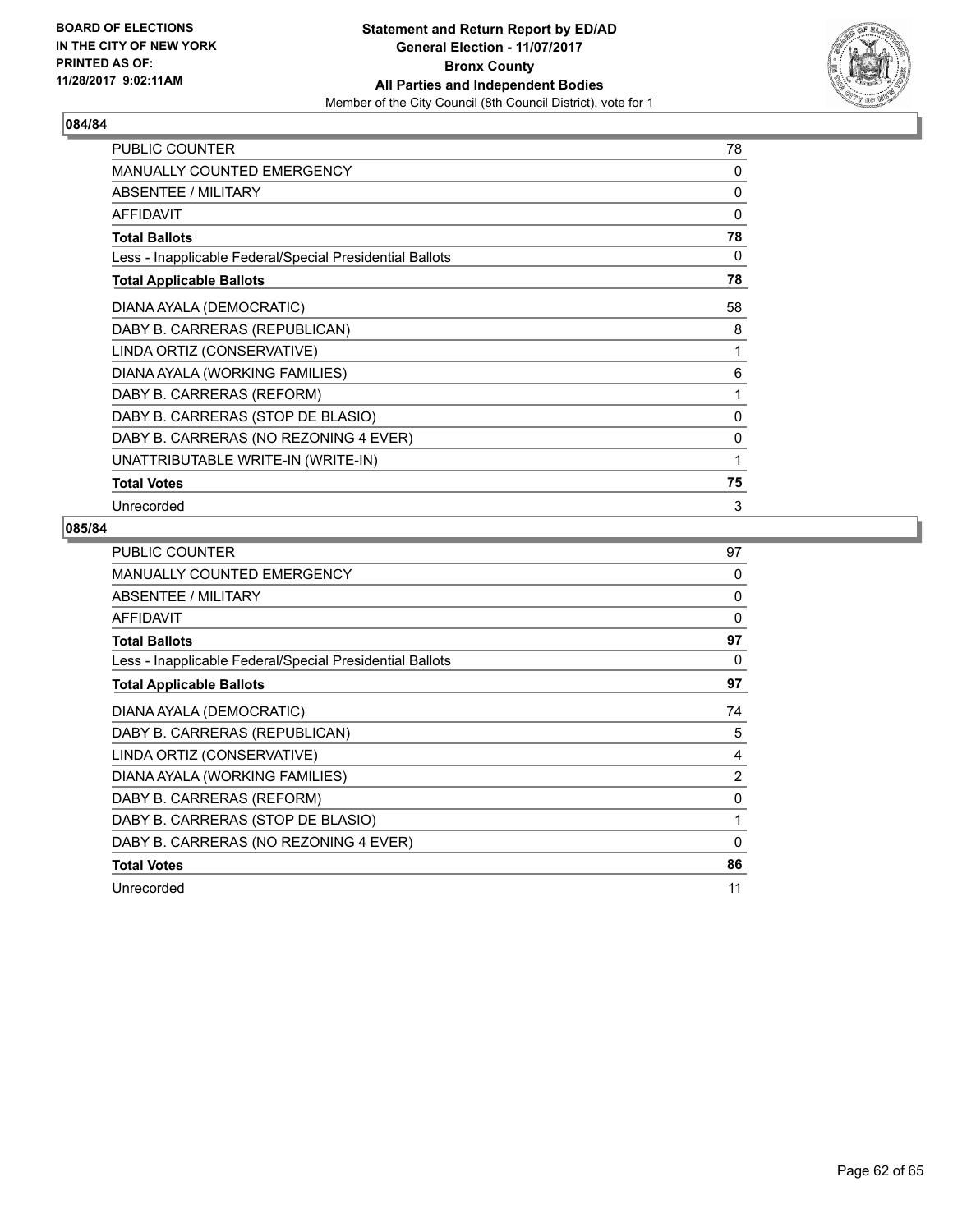BOARD OF ELECTIONS
IN THE CITY OF NEW YORK
PRINTED AS OF:
11/28/2017 9:02:11AM

**Statement and Return Report by ED/AD**
**General Election - 11/07/2017**
**Bronx County**
**All Parties and Independent Bodies**
Member of the City Council (8th Council District), vote for 1

## 084/84

| | |
|---|---|
| PUBLIC COUNTER | 78 |
| MANUALLY COUNTED EMERGENCY | 0 |
| ABSENTEE / MILITARY | 0 |
| AFFIDAVIT | 0 |
| **Total Ballots** | **78** |
| Less - Inapplicable Federal/Special Presidential Ballots | 0 |
| **Total Applicable Ballots** | **78** |
| DIANA AYALA (DEMOCRATIC) | 58 |
| DABY B. CARRERAS (REPUBLICAN) | 8 |
| LINDA ORTIZ (CONSERVATIVE) | 1 |
| DIANA AYALA (WORKING FAMILIES) | 6 |
| DABY B. CARRERAS (REFORM) | 1 |
| DABY B. CARRERAS (STOP DE BLASIO) | 0 |
| DABY B. CARRERAS (NO REZONING 4 EVER) | 0 |
| UNATTRIBUTABLE WRITE-IN (WRITE-IN) | 1 |
| **Total Votes** | **75** |
| Unrecorded | 3 |

## 085/84

| | |
|---|---|
| PUBLIC COUNTER | 97 |
| MANUALLY COUNTED EMERGENCY | 0 |
| ABSENTEE / MILITARY | 0 |
| AFFIDAVIT | 0 |
| **Total Ballots** | **97** |
| Less - Inapplicable Federal/Special Presidential Ballots | 0 |
| **Total Applicable Ballots** | **97** |
| DIANA AYALA (DEMOCRATIC) | 74 |
| DABY B. CARRERAS (REPUBLICAN) | 5 |
| LINDA ORTIZ (CONSERVATIVE) | 4 |
| DIANA AYALA (WORKING FAMILIES) | 2 |
| DABY B. CARRERAS (REFORM) | 0 |
| DABY B. CARRERAS (STOP DE BLASIO) | 1 |
| DABY B. CARRERAS (NO REZONING 4 EVER) | 0 |
| **Total Votes** | **86** |
| Unrecorded | 11 |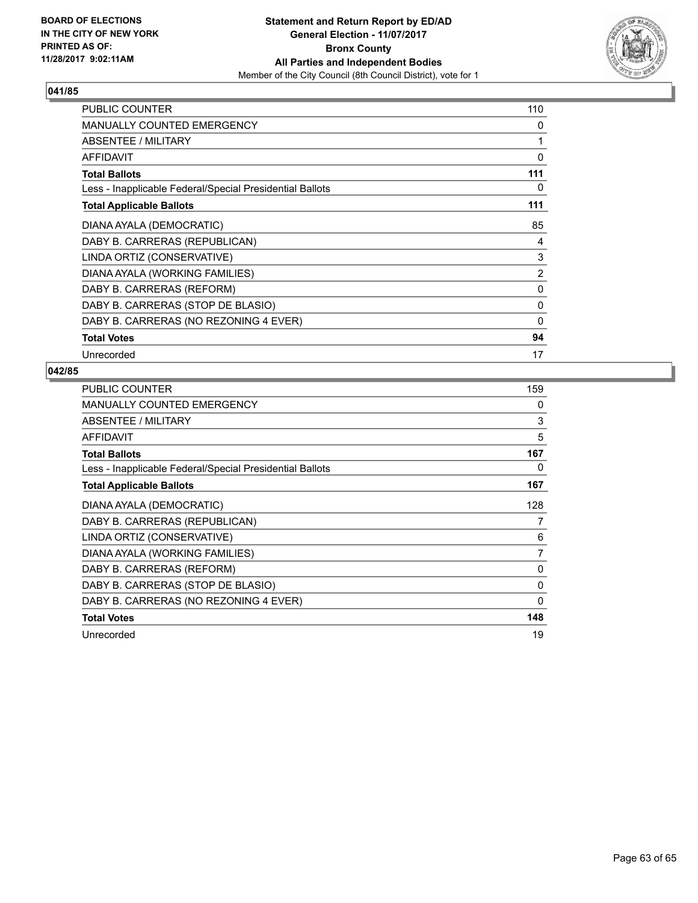BOARD OF ELECTIONS
IN THE CITY OF NEW YORK
PRINTED AS OF:
11/28/2017 9:02:11AM

**Statement and Return Report by ED/AD**
**General Election - 11/07/2017**
**Bronx County**
**All Parties and Independent Bodies**
Member of the City Council (8th Council District), vote for 1

## 041/85

| | |
|---|---|
| PUBLIC COUNTER | 110 |
| MANUALLY COUNTED EMERGENCY | 0 |
| ABSENTEE / MILITARY | 1 |
| AFFIDAVIT | 0 |
| **Total Ballots** | **111** |
| Less - Inapplicable Federal/Special Presidential Ballots | 0 |
| **Total Applicable Ballots** | **111** |
| DIANA AYALA (DEMOCRATIC) | 85 |
| DABY B. CARRERAS (REPUBLICAN) | 4 |
| LINDA ORTIZ (CONSERVATIVE) | 3 |
| DIANA AYALA (WORKING FAMILIES) | 2 |
| DABY B. CARRERAS (REFORM) | 0 |
| DABY B. CARRERAS (STOP DE BLASIO) | 0 |
| DABY B. CARRERAS (NO REZONING 4 EVER) | 0 |
| **Total Votes** | **94** |
| Unrecorded | 17 |

## 042/85

| | |
|---|---|
| PUBLIC COUNTER | 159 |
| MANUALLY COUNTED EMERGENCY | 0 |
| ABSENTEE / MILITARY | 3 |
| AFFIDAVIT | 5 |
| **Total Ballots** | **167** |
| Less - Inapplicable Federal/Special Presidential Ballots | 0 |
| **Total Applicable Ballots** | **167** |
| DIANA AYALA (DEMOCRATIC) | 128 |
| DABY B. CARRERAS (REPUBLICAN) | 7 |
| LINDA ORTIZ (CONSERVATIVE) | 6 |
| DIANA AYALA (WORKING FAMILIES) | 7 |
| DABY B. CARRERAS (REFORM) | 0 |
| DABY B. CARRERAS (STOP DE BLASIO) | 0 |
| DABY B. CARRERAS (NO REZONING 4 EVER) | 0 |
| **Total Votes** | **148** |
| Unrecorded | 19 |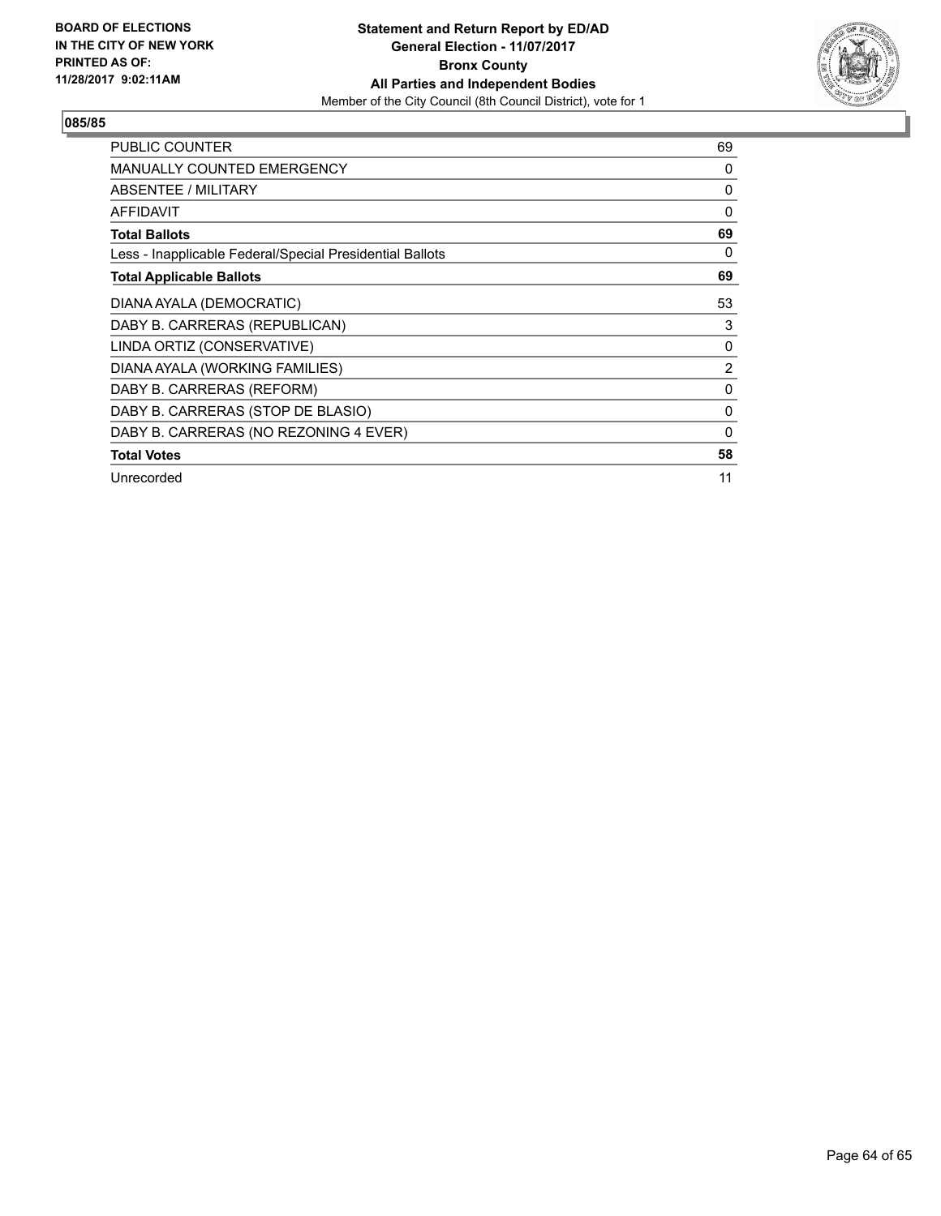**BOARD OF ELECTIONS IN THE CITY OF NEW YORK PRINTED AS OF: 11/28/2017 9:02:11AM**

**Statement and Return Report by ED/AD**
**General Election - 11/07/2017**
**Bronx County**
**All Parties and Independent Bodies**
Member of the City Council (8th Council District), vote for 1

**085/85**

| | |
|---|---|
| PUBLIC COUNTER | 69 |
| MANUALLY COUNTED EMERGENCY | 0 |
| ABSENTEE / MILITARY | 0 |
| AFFIDAVIT | 0 |
| **Total Ballots** | **69** |
| Less - Inapplicable Federal/Special Presidential Ballots | 0 |
| **Total Applicable Ballots** | **69** |
| DIANA AYALA (DEMOCRATIC) | 53 |
| DABY B. CARRERAS (REPUBLICAN) | 3 |
| LINDA ORTIZ (CONSERVATIVE) | 0 |
| DIANA AYALA (WORKING FAMILIES) | 2 |
| DABY B. CARRERAS (REFORM) | 0 |
| DABY B. CARRERAS (STOP DE BLASIO) | 0 |
| DABY B. CARRERAS (NO REZONING 4 EVER) | 0 |
| **Total Votes** | **58** |
| Unrecorded | 11 |